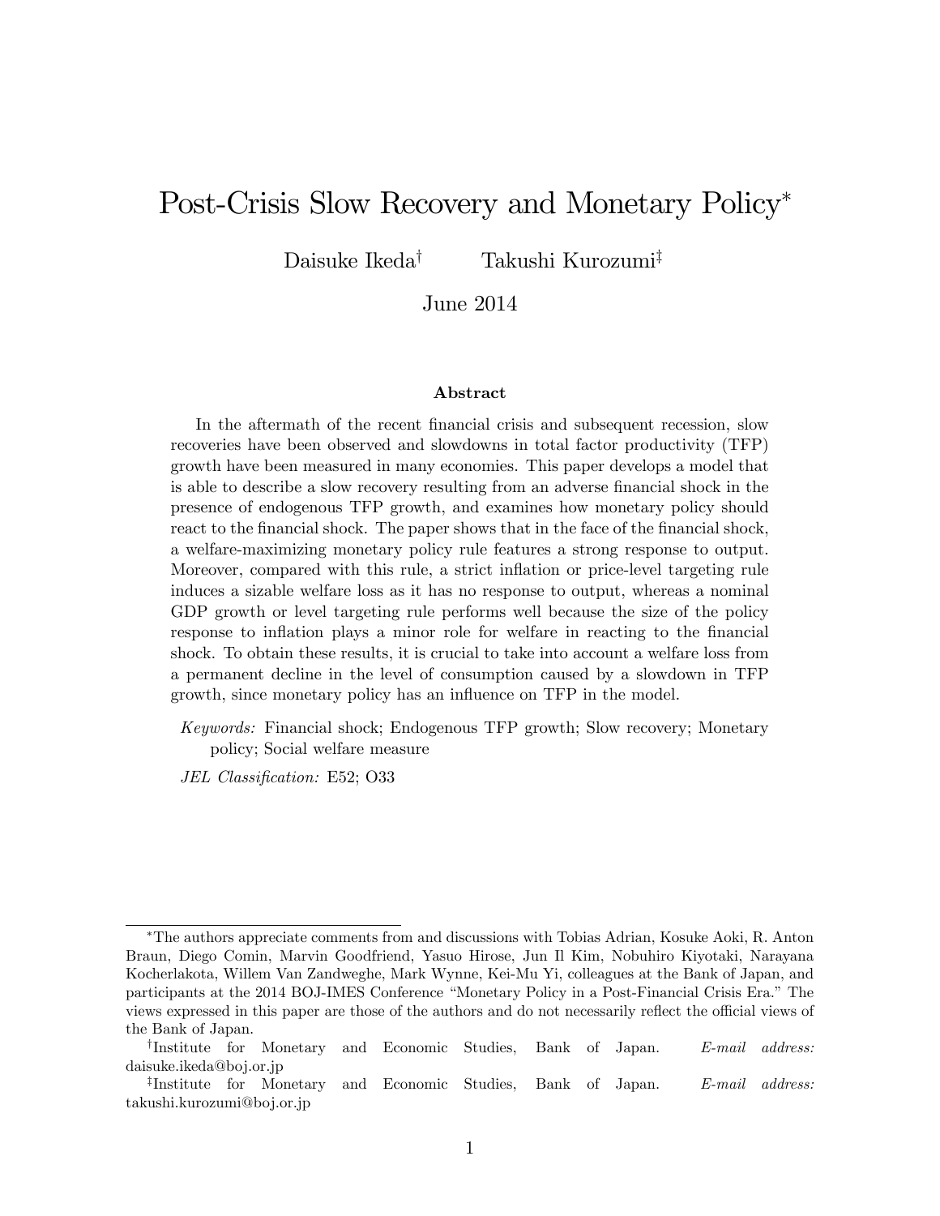# Post-Crisis Slow Recovery and Monetary Policy*

Daisuke Ikeda[†] Takushi Kurozumi[‡]

June 2014

## Abstract

In the aftermath of the recent financial crisis and subsequent recession, slow recoveries have been observed and slowdowns in total factor productivity (TFP) growth have been measured in many economies. This paper develops a model that is able to describe a slow recovery resulting from an adverse financial shock in the presence of endogenous TFP growth, and examines how monetary policy should react to the financial shock. The paper shows that in the face of the financial shock, a welfare-maximizing monetary policy rule features a strong response to output. Moreover, compared with this rule, a strict inflation or price-level targeting rule induces a sizable welfare loss as it has no response to output, whereas a nominal GDP growth or level targeting rule performs well because the size of the policy response to inflation plays a minor role for welfare in reacting to the financial shock. To obtain these results, it is crucial to take into account a welfare loss from a permanent decline in the level of consumption caused by a slowdown in TFP growth, since monetary policy has an influence on TFP in the model.

*Keywords:* Financial shock; Endogenous TFP growth; Slow recovery; Monetary policy; Social welfare measure

*JEL Classification:* E52; O33

---

*The authors appreciate comments from and discussions with Tobias Adrian, Kosuke Aoki, R. Anton Braun, Diego Comin, Marvin Goodfriend, Yasuo Hirose, Jun Il Kim, Nobuhiro Kiyotaki, Narayana Kocherlakota, Willem Van Zandweghe, Mark Wynne, Kei-Mu Yi, colleagues at the Bank of Japan, and participants at the 2014 BOJ-IMES Conference "Monetary Policy in a Post-Financial Crisis Era." The views expressed in this paper are those of the authors and do not necessarily reflect the official views of the Bank of Japan.

[†]Institute for Monetary and Economic Studies, Bank of Japan. *E-mail address:* daisuke.ikeda@boj.or.jp

[‡]Institute for Monetary and Economic Studies, Bank of Japan. *E-mail address:* takushi.kurozumi@boj.or.jp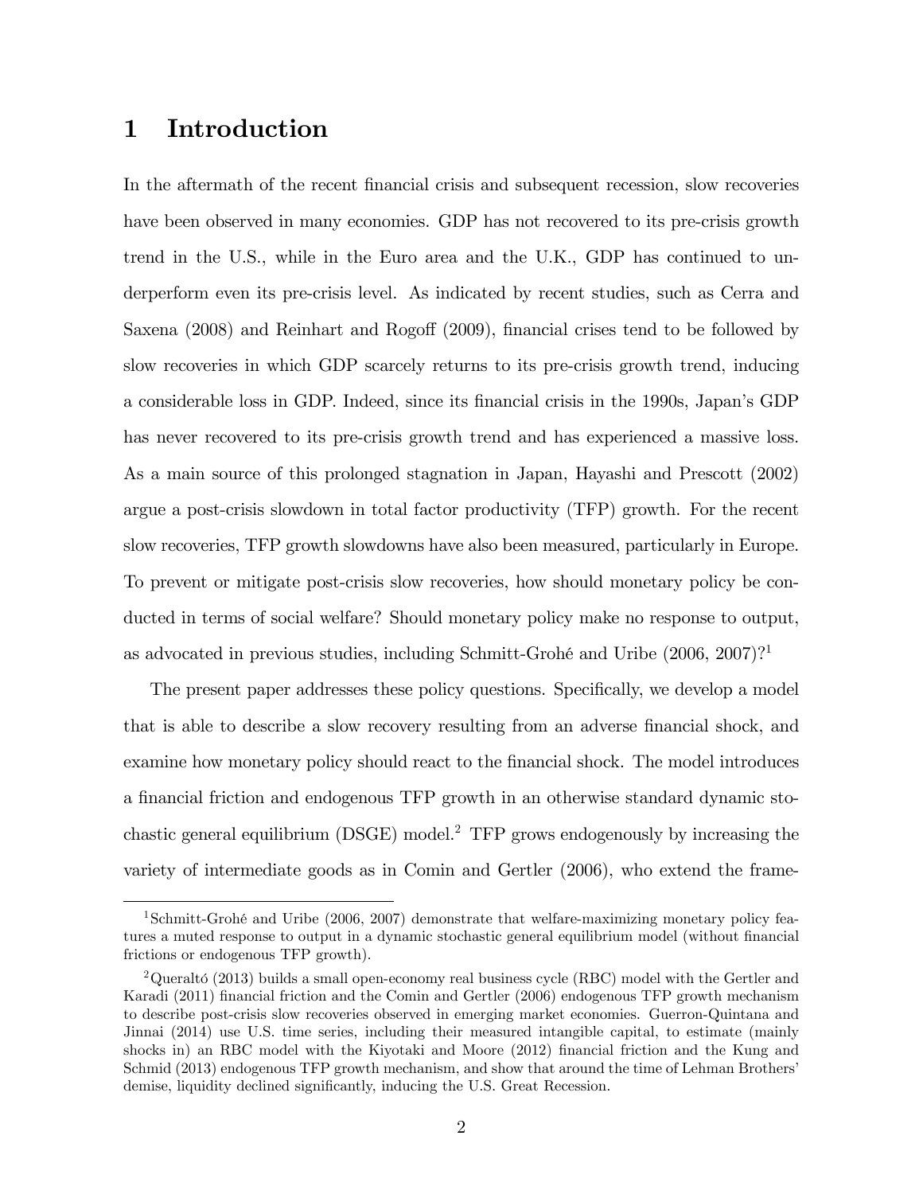# 1 Introduction

In the aftermath of the recent financial crisis and subsequent recession, slow recoveries have been observed in many economies. GDP has not recovered to its pre-crisis growth trend in the U.S., while in the Euro area and the U.K., GDP has continued to underperform even its pre-crisis level. As indicated by recent studies, such as Cerra and Saxena (2008) and Reinhart and Rogoff (2009), financial crises tend to be followed by slow recoveries in which GDP scarcely returns to its pre-crisis growth trend, inducing a considerable loss in GDP. Indeed, since its financial crisis in the 1990s, Japan's GDP has never recovered to its pre-crisis growth trend and has experienced a massive loss. As a main source of this prolonged stagnation in Japan, Hayashi and Prescott (2002) argue a post-crisis slowdown in total factor productivity (TFP) growth. For the recent slow recoveries, TFP growth slowdowns have also been measured, particularly in Europe. To prevent or mitigate post-crisis slow recoveries, how should monetary policy be conducted in terms of social welfare? Should monetary policy make no response to output, as advocated in previous studies, including Schmitt-Grohé and Uribe (2006, 2007)?[1]

The present paper addresses these policy questions. Specifically, we develop a model that is able to describe a slow recovery resulting from an adverse financial shock, and examine how monetary policy should react to the financial shock. The model introduces a financial friction and endogenous TFP growth in an otherwise standard dynamic stochastic general equilibrium (DSGE) model.[2] TFP grows endogenously by increasing the variety of intermediate goods as in Comin and Gertler (2006), who extend the frame-

[1] Schmitt-Grohé and Uribe (2006, 2007) demonstrate that welfare-maximizing monetary policy features a muted response to output in a dynamic stochastic general equilibrium model (without financial frictions or endogenous TFP growth).

[2] Queraltó (2013) builds a small open-economy real business cycle (RBC) model with the Gertler and Karadi (2011) financial friction and the Comin and Gertler (2006) endogenous TFP growth mechanism to describe post-crisis slow recoveries observed in emerging market economies. Guerron-Quintana and Jinnai (2014) use U.S. time series, including their measured intangible capital, to estimate (mainly shocks in) an RBC model with the Kiyotaki and Moore (2012) financial friction and the Kung and Schmid (2013) endogenous TFP growth mechanism, and show that around the time of Lehman Brothers' demise, liquidity declined significantly, inducing the U.S. Great Recession.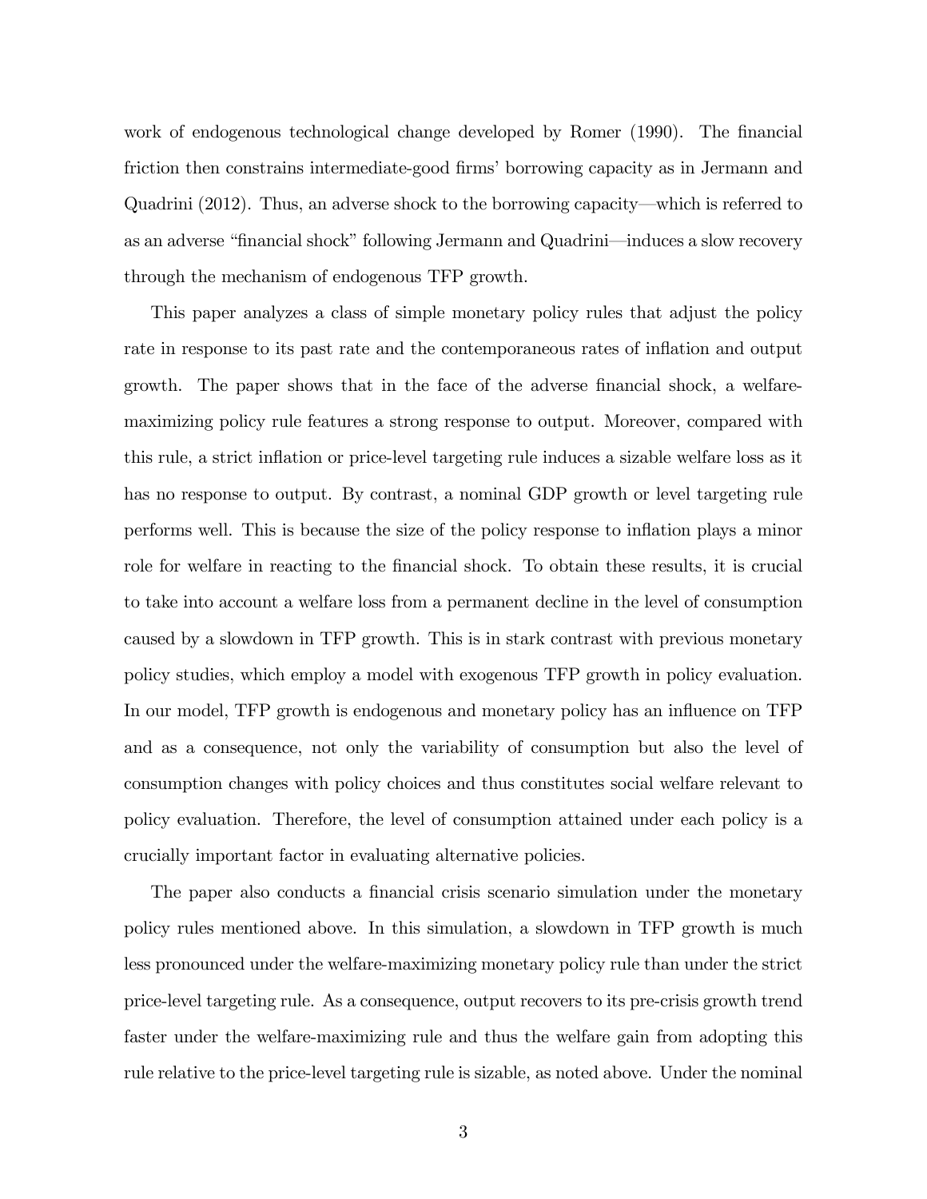work of endogenous technological change developed by Romer (1990). The financial friction then constrains intermediate-good firms' borrowing capacity as in Jermann and Quadrini (2012). Thus, an adverse shock to the borrowing capacity—which is referred to as an adverse "financial shock" following Jermann and Quadrini—induces a slow recovery through the mechanism of endogenous TFP growth.

This paper analyzes a class of simple monetary policy rules that adjust the policy rate in response to its past rate and the contemporaneous rates of inflation and output growth. The paper shows that in the face of the adverse financial shock, a welfare-maximizing policy rule features a strong response to output. Moreover, compared with this rule, a strict inflation or price-level targeting rule induces a sizable welfare loss as it has no response to output. By contrast, a nominal GDP growth or level targeting rule performs well. This is because the size of the policy response to inflation plays a minor role for welfare in reacting to the financial shock. To obtain these results, it is crucial to take into account a welfare loss from a permanent decline in the level of consumption caused by a slowdown in TFP growth. This is in stark contrast with previous monetary policy studies, which employ a model with exogenous TFP growth in policy evaluation. In our model, TFP growth is endogenous and monetary policy has an influence on TFP and as a consequence, not only the variability of consumption but also the level of consumption changes with policy choices and thus constitutes social welfare relevant to policy evaluation. Therefore, the level of consumption attained under each policy is a crucially important factor in evaluating alternative policies.

The paper also conducts a financial crisis scenario simulation under the monetary policy rules mentioned above. In this simulation, a slowdown in TFP growth is much less pronounced under the welfare-maximizing monetary policy rule than under the strict price-level targeting rule. As a consequence, output recovers to its pre-crisis growth trend faster under the welfare-maximizing rule and thus the welfare gain from adopting this rule relative to the price-level targeting rule is sizable, as noted above. Under the nominal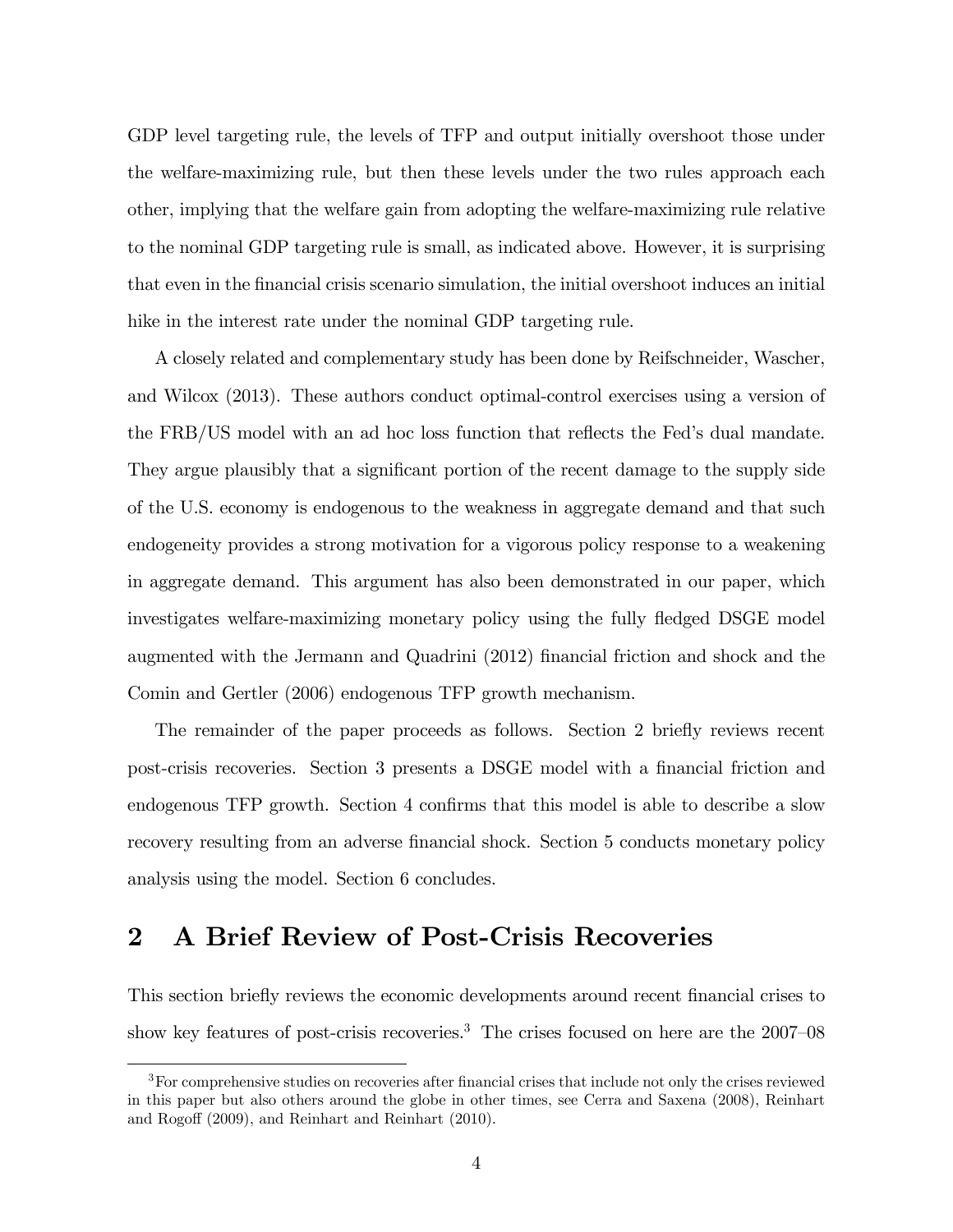GDP level targeting rule, the levels of TFP and output initially overshoot those under the welfare-maximizing rule, but then these levels under the two rules approach each other, implying that the welfare gain from adopting the welfare-maximizing rule relative to the nominal GDP targeting rule is small, as indicated above. However, it is surprising that even in the financial crisis scenario simulation, the initial overshoot induces an initial hike in the interest rate under the nominal GDP targeting rule.

A closely related and complementary study has been done by Reifschneider, Wascher, and Wilcox (2013). These authors conduct optimal-control exercises using a version of the FRB/US model with an ad hoc loss function that reflects the Fed's dual mandate. They argue plausibly that a significant portion of the recent damage to the supply side of the U.S. economy is endogenous to the weakness in aggregate demand and that such endogeneity provides a strong motivation for a vigorous policy response to a weakening in aggregate demand. This argument has also been demonstrated in our paper, which investigates welfare-maximizing monetary policy using the fully fledged DSGE model augmented with the Jermann and Quadrini (2012) financial friction and shock and the Comin and Gertler (2006) endogenous TFP growth mechanism.

The remainder of the paper proceeds as follows. Section 2 briefly reviews recent post-crisis recoveries. Section 3 presents a DSGE model with a financial friction and endogenous TFP growth. Section 4 confirms that this model is able to describe a slow recovery resulting from an adverse financial shock. Section 5 conducts monetary policy analysis using the model. Section 6 concludes.

## 2 A Brief Review of Post-Crisis Recoveries

This section briefly reviews the economic developments around recent financial crises to show key features of post-crisis recoveries.[3] The crises focused on here are the 2007–08

[3] For comprehensive studies on recoveries after financial crises that include not only the crises reviewed in this paper but also others around the globe in other times, see Cerra and Saxena (2008), Reinhart and Rogoff (2009), and Reinhart and Reinhart (2010).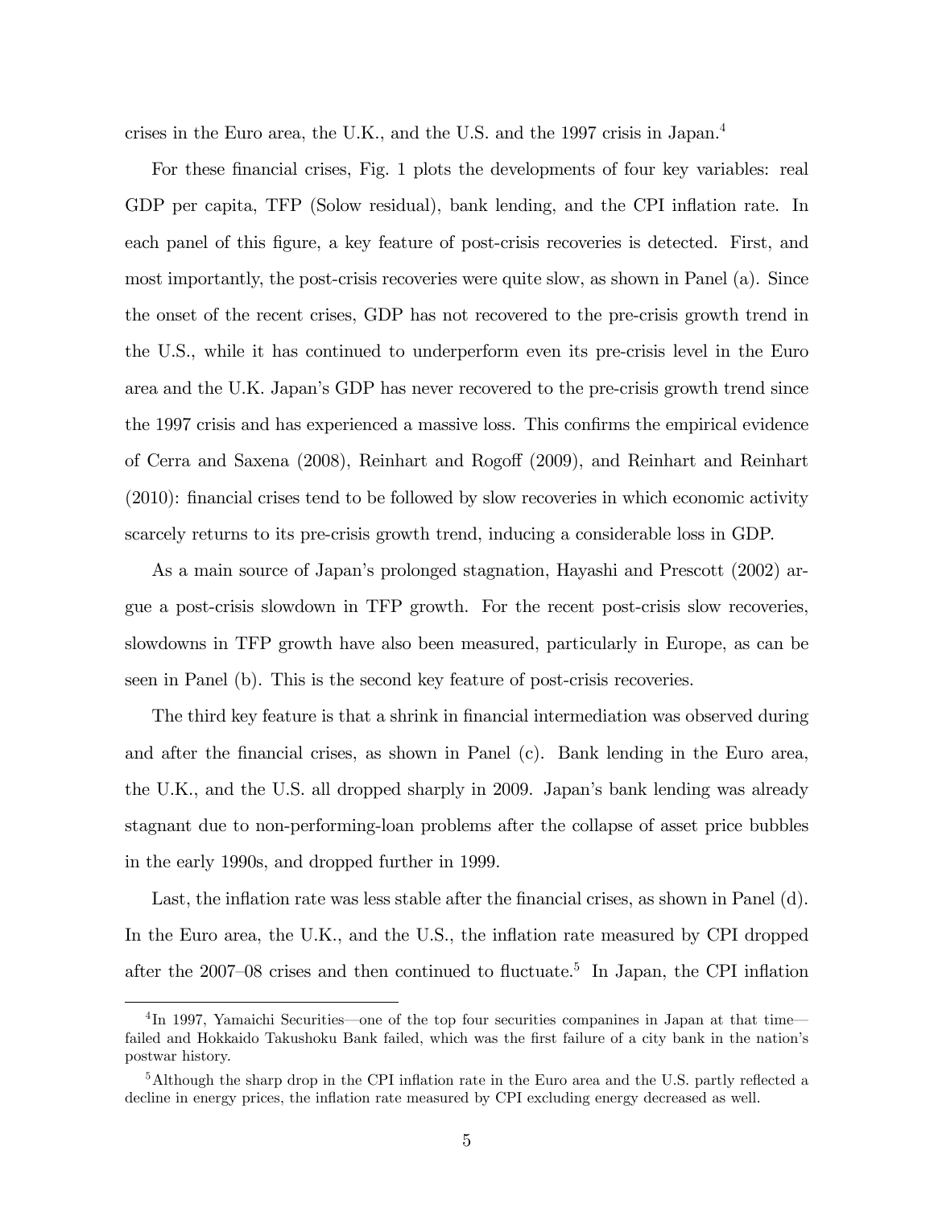crises in the Euro area, the U.K., and the U.S. and the 1997 crisis in Japan.[4]

For these financial crises, Fig. 1 plots the developments of four key variables: real GDP per capita, TFP (Solow residual), bank lending, and the CPI inflation rate. In each panel of this figure, a key feature of post-crisis recoveries is detected. First, and most importantly, the post-crisis recoveries were quite slow, as shown in Panel (a). Since the onset of the recent crises, GDP has not recovered to the pre-crisis growth trend in the U.S., while it has continued to underperform even its pre-crisis level in the Euro area and the U.K. Japan's GDP has never recovered to the pre-crisis growth trend since the 1997 crisis and has experienced a massive loss. This confirms the empirical evidence of Cerra and Saxena (2008), Reinhart and Rogoff (2009), and Reinhart and Reinhart (2010): financial crises tend to be followed by slow recoveries in which economic activity scarcely returns to its pre-crisis growth trend, inducing a considerable loss in GDP.

As a main source of Japan's prolonged stagnation, Hayashi and Prescott (2002) argue a post-crisis slowdown in TFP growth. For the recent post-crisis slow recoveries, slowdowns in TFP growth have also been measured, particularly in Europe, as can be seen in Panel (b). This is the second key feature of post-crisis recoveries.

The third key feature is that a shrink in financial intermediation was observed during and after the financial crises, as shown in Panel (c). Bank lending in the Euro area, the U.K., and the U.S. all dropped sharply in 2009. Japan's bank lending was already stagnant due to non-performing-loan problems after the collapse of asset price bubbles in the early 1990s, and dropped further in 1999.

Last, the inflation rate was less stable after the financial crises, as shown in Panel (d). In the Euro area, the U.K., and the U.S., the inflation rate measured by CPI dropped after the 2007–08 crises and then continued to fluctuate.[5] In Japan, the CPI inflation

[4] In 1997, Yamaichi Securities—one of the top four securities companines in Japan at that time—failed and Hokkaido Takushoku Bank failed, which was the first failure of a city bank in the nation's postwar history.

[5] Although the sharp drop in the CPI inflation rate in the Euro area and the U.S. partly reflected a decline in energy prices, the inflation rate measured by CPI excluding energy decreased as well.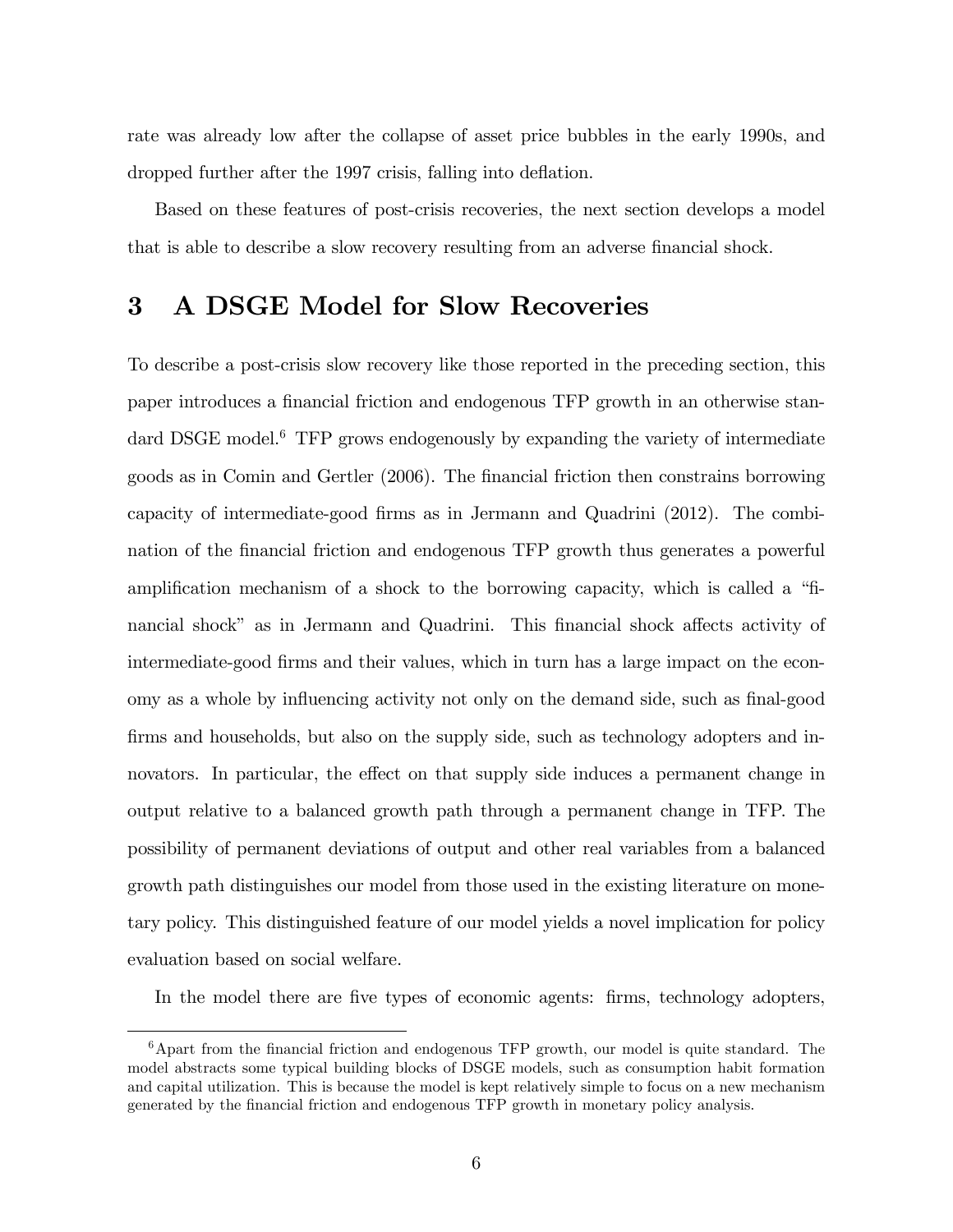rate was already low after the collapse of asset price bubbles in the early 1990s, and dropped further after the 1997 crisis, falling into deflation.

Based on these features of post-crisis recoveries, the next section develops a model that is able to describe a slow recovery resulting from an adverse financial shock.

# 3 A DSGE Model for Slow Recoveries

To describe a post-crisis slow recovery like those reported in the preceding section, this paper introduces a financial friction and endogenous TFP growth in an otherwise standard DSGE model.[6] TFP grows endogenously by expanding the variety of intermediate goods as in Comin and Gertler (2006). The financial friction then constrains borrowing capacity of intermediate-good firms as in Jermann and Quadrini (2012). The combination of the financial friction and endogenous TFP growth thus generates a powerful amplification mechanism of a shock to the borrowing capacity, which is called a "financial shock" as in Jermann and Quadrini. This financial shock affects activity of intermediate-good firms and their values, which in turn has a large impact on the economy as a whole by influencing activity not only on the demand side, such as final-good firms and households, but also on the supply side, such as technology adopters and innovators. In particular, the effect on that supply side induces a permanent change in output relative to a balanced growth path through a permanent change in TFP. The possibility of permanent deviations of output and other real variables from a balanced growth path distinguishes our model from those used in the existing literature on monetary policy. This distinguished feature of our model yields a novel implication for policy evaluation based on social welfare.

In the model there are five types of economic agents: firms, technology adopters,

[6] Apart from the financial friction and endogenous TFP growth, our model is quite standard. The model abstracts some typical building blocks of DSGE models, such as consumption habit formation and capital utilization. This is because the model is kept relatively simple to focus on a new mechanism generated by the financial friction and endogenous TFP growth in monetary policy analysis.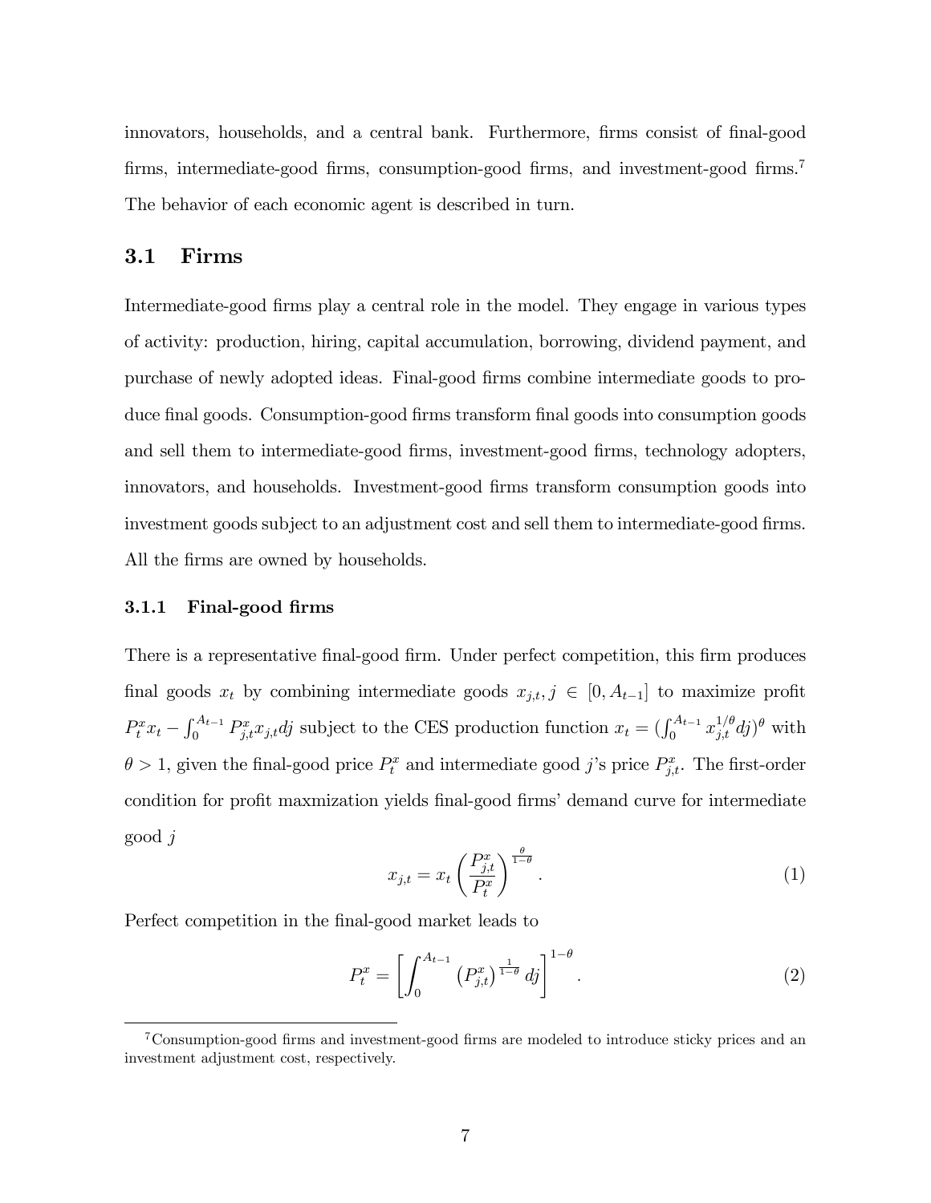innovators, households, and a central bank. Furthermore, firms consist of final-good firms, intermediate-good firms, consumption-good firms, and investment-good firms.[7] The behavior of each economic agent is described in turn.

## 3.1 Firms

Intermediate-good firms play a central role in the model. They engage in various types of activity: production, hiring, capital accumulation, borrowing, dividend payment, and purchase of newly adopted ideas. Final-good firms combine intermediate goods to produce final goods. Consumption-good firms transform final goods into consumption goods and sell them to intermediate-good firms, investment-good firms, technology adopters, innovators, and households. Investment-good firms transform consumption goods into investment goods subject to an adjustment cost and sell them to intermediate-good firms. All the firms are owned by households.

### 3.1.1 Final-good firms

There is a representative final-good firm. Under perfect competition, this firm produces final goods $x_t$ by combining intermediate goods $x_{j,t}, j \in [0, A_{t-1}]$ to maximize profit $P_t^x x_t - \int_0^{A_{t-1}} P_{j,t}^x x_{j,t} dj$ subject to the CES production function $x_t = (\int_0^{A_{t-1}} x_{j,t}^{1/\theta} dj)^\theta$ with $\theta > 1$, given the final-good price $P_t^x$ and intermediate good $j$'s price $P_{j,t}^x$. The first-order condition for profit maxmization yields final-good firms' demand curve for intermediate good $j$

$$x_{j,t} = x_t \left( \frac{P_{j,t}^x}{P_t^x} \right)^{\frac{\theta}{1-\theta}}. \tag{1}$$

Perfect competition in the final-good market leads to

$$P_t^x = \left[ \int_0^{A_{t-1}} \left( P_{j,t}^x \right)^{\frac{1}{1-\theta}} dj \right]^{1-\theta}. \tag{2}$$

---

[7] Consumption-good firms and investment-good firms are modeled to introduce sticky prices and an investment adjustment cost, respectively.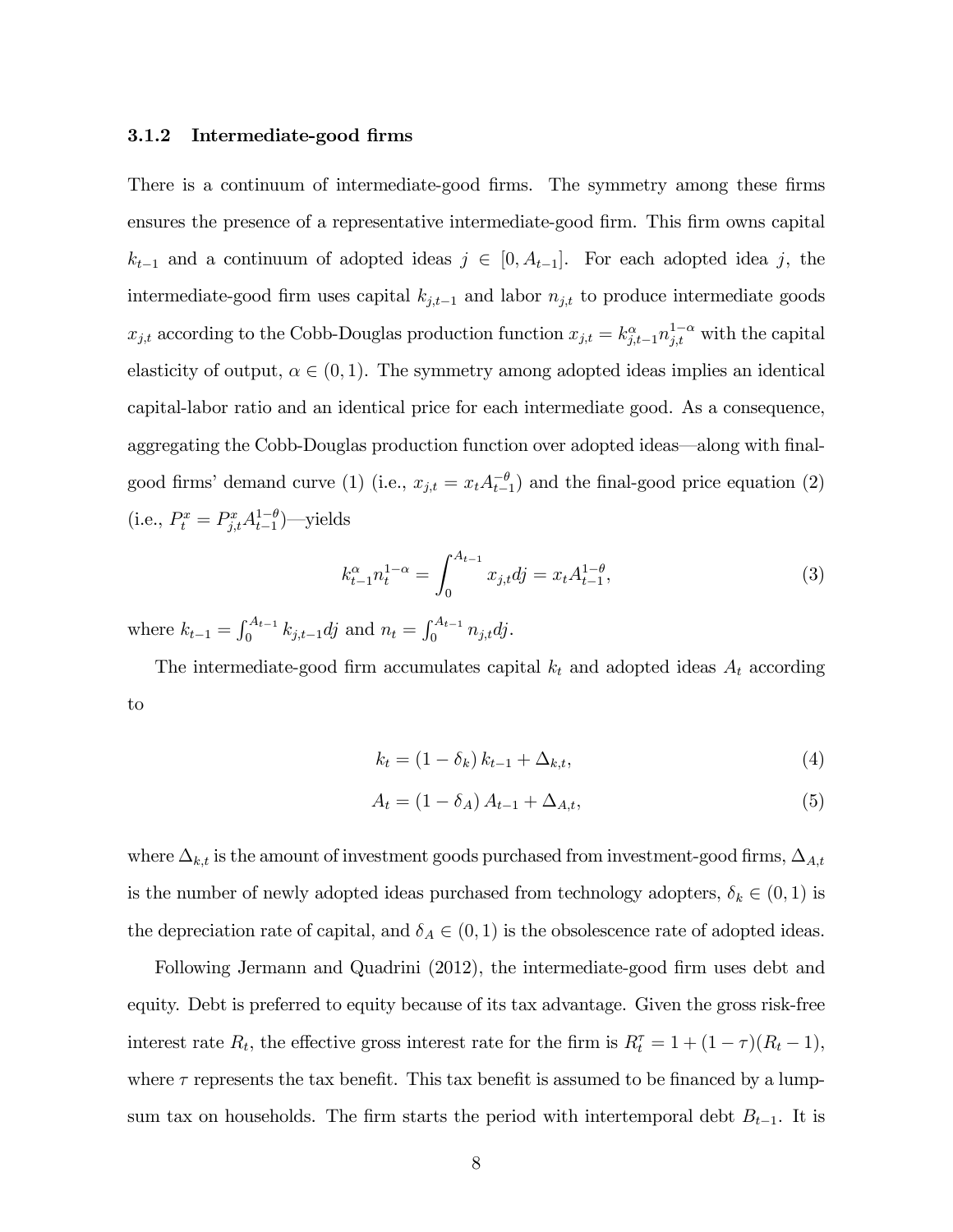### 3.1.2 Intermediate-good firms

There is a continuum of intermediate-good firms. The symmetry among these firms ensures the presence of a representative intermediate-good firm. This firm owns capital $k_{t-1}$ and a continuum of adopted ideas $j \in [0, A_{t-1}]$. For each adopted idea $j$, the intermediate-good firm uses capital $k_{j,t-1}$ and labor $n_{j,t}$ to produce intermediate goods $x_{j,t}$ according to the Cobb-Douglas production function $x_{j,t} = k_{j,t-1}^{\alpha} n_{j,t}^{1-\alpha}$ with the capital elasticity of output, $\alpha \in (0,1)$. The symmetry among adopted ideas implies an identical capital-labor ratio and an identical price for each intermediate good. As a consequence, aggregating the Cobb-Douglas production function over adopted ideas—along with final-good firms' demand curve (1) (i.e., $x_{j,t} = x_t A_{t-1}^{-\theta}$) and the final-good price equation (2) (i.e., $P_t^x = P_{j,t}^x A_{t-1}^{1-\theta}$)—yields

$$k_{t-1}^{\alpha} n_t^{1-\alpha} = \int_0^{A_{t-1}} x_{j,t} dj = x_t A_{t-1}^{1-\theta}, \tag{3}$$

where $k_{t-1} = \int_0^{A_{t-1}} k_{j,t-1} dj$ and $n_t = \int_0^{A_{t-1}} n_{j,t} dj$.

The intermediate-good firm accumulates capital $k_t$ and adopted ideas $A_t$ according to

$$k_t = (1 - \delta_k)\, k_{t-1} + \Delta_{k,t}, \tag{4}$$

$$A_t = (1 - \delta_A)\, A_{t-1} + \Delta_{A,t}, \tag{5}$$

where $\Delta_{k,t}$ is the amount of investment goods purchased from investment-good firms, $\Delta_{A,t}$ is the number of newly adopted ideas purchased from technology adopters, $\delta_k \in (0,1)$ is the depreciation rate of capital, and $\delta_A \in (0,1)$ is the obsolescence rate of adopted ideas.

Following Jermann and Quadrini (2012), the intermediate-good firm uses debt and equity. Debt is preferred to equity because of its tax advantage. Given the gross risk-free interest rate $R_t$, the effective gross interest rate for the firm is $R_t^{\tau} = 1 + (1-\tau)(R_t - 1)$, where $\tau$ represents the tax benefit. This tax benefit is assumed to be financed by a lump-sum tax on households. The firm starts the period with intertemporal debt $B_{t-1}$. It is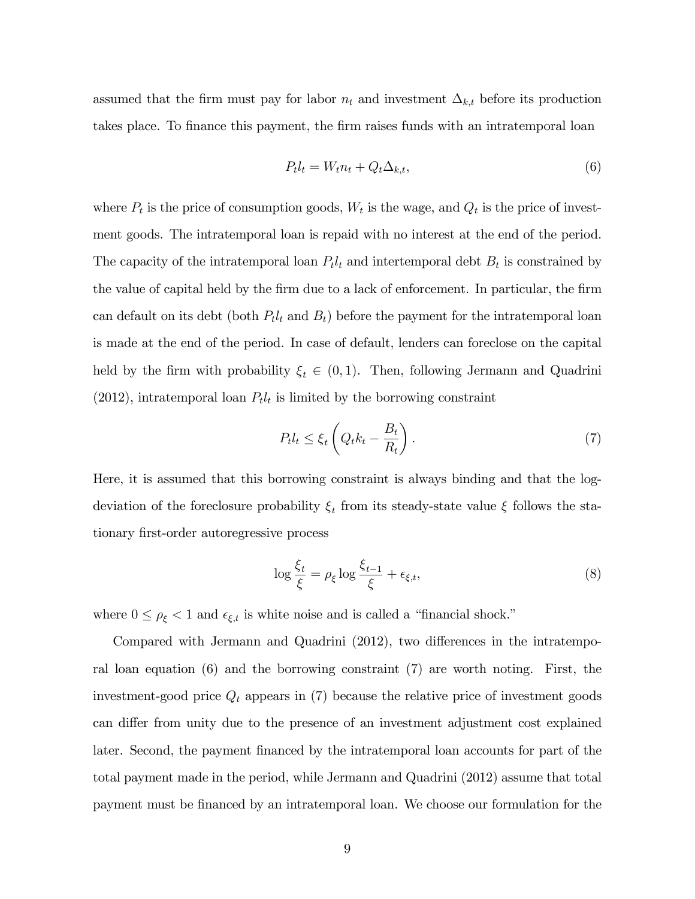assumed that the firm must pay for labor $n_t$ and investment $\Delta_{k,t}$ before its production takes place. To finance this payment, the firm raises funds with an intratemporal loan

$$P_t l_t = W_t n_t + Q_t \Delta_{k,t}, \tag{6}$$

where $P_t$ is the price of consumption goods, $W_t$ is the wage, and $Q_t$ is the price of investment goods. The intratemporal loan is repaid with no interest at the end of the period. The capacity of the intratemporal loan $P_t l_t$ and intertemporal debt $B_t$ is constrained by the value of capital held by the firm due to a lack of enforcement. In particular, the firm can default on its debt (both $P_t l_t$ and $B_t$) before the payment for the intratemporal loan is made at the end of the period. In case of default, lenders can foreclose on the capital held by the firm with probability $\xi_t \in (0, 1)$. Then, following Jermann and Quadrini (2012), intratemporal loan $P_t l_t$ is limited by the borrowing constraint

$$P_t l_t \leq \xi_t \left( Q_t k_t - \frac{B_t}{R_t} \right). \tag{7}$$

Here, it is assumed that this borrowing constraint is always binding and that the log-deviation of the foreclosure probability $\xi_t$ from its steady-state value $\xi$ follows the stationary first-order autoregressive process

$$\log \frac{\xi_t}{\xi} = \rho_\xi \log \frac{\xi_{t-1}}{\xi} + \epsilon_{\xi,t}, \tag{8}$$

where $0 \leq \rho_\xi < 1$ and $\epsilon_{\xi,t}$ is white noise and is called a "financial shock."

Compared with Jermann and Quadrini (2012), two differences in the intratemporal loan equation (6) and the borrowing constraint (7) are worth noting. First, the investment-good price $Q_t$ appears in (7) because the relative price of investment goods can differ from unity due to the presence of an investment adjustment cost explained later. Second, the payment financed by the intratemporal loan accounts for part of the total payment made in the period, while Jermann and Quadrini (2012) assume that total payment must be financed by an intratemporal loan. We choose our formulation for the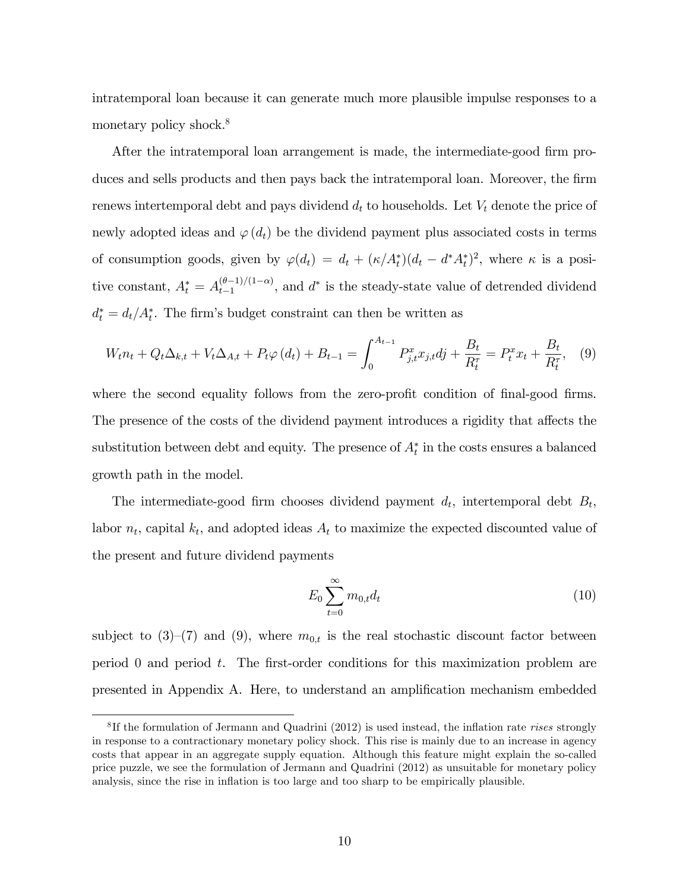intratemporal loan because it can generate much more plausible impulse responses to a monetary policy shock.[8]

After the intratemporal loan arrangement is made, the intermediate-good firm produces and sells products and then pays back the intratemporal loan. Moreover, the firm renews intertemporal debt and pays dividend $d_t$ to households. Let $V_t$ denote the price of newly adopted ideas and $\varphi(d_t)$ be the dividend payment plus associated costs in terms of consumption goods, given by $\varphi(d_t) = d_t + (\kappa/A_t^*)(d_t - d^* A_t^*)^2$, where $\kappa$ is a positive constant, $A_t^* = A_{t-1}^{(\theta-1)/(1-\alpha)}$, and $d^*$ is the steady-state value of detrended dividend $d_t^* = d_t/A_t^*$. The firm's budget constraint can then be written as

$$W_t n_t + Q_t \Delta_{k,t} + V_t \Delta_{A,t} + P_t \varphi(d_t) + B_{t-1} = \int_0^{A_{t-1}} P_{j,t}^x x_{j,t} dj + \frac{B_t}{R_t^\tau} = P_t^x x_t + \frac{B_t}{R_t^\tau}, \quad (9)$$

where the second equality follows from the zero-profit condition of final-good firms. The presence of the costs of the dividend payment introduces a rigidity that affects the substitution between debt and equity. The presence of $A_t^*$ in the costs ensures a balanced growth path in the model.

The intermediate-good firm chooses dividend payment $d_t$, intertemporal debt $B_t$, labor $n_t$, capital $k_t$, and adopted ideas $A_t$ to maximize the expected discounted value of the present and future dividend payments

$$E_0 \sum_{t=0}^{\infty} m_{0,t} d_t \quad (10)$$

subject to (3)–(7) and (9), where $m_{0,t}$ is the real stochastic discount factor between period 0 and period $t$. The first-order conditions for this maximization problem are presented in Appendix A. Here, to understand an amplification mechanism embedded

[8] If the formulation of Jermann and Quadrini (2012) is used instead, the inflation rate *rises* strongly in response to a contractionary monetary policy shock. This rise is mainly due to an increase in agency costs that appear in an aggregate supply equation. Although this feature might explain the so-called price puzzle, we see the formulation of Jermann and Quadrini (2012) as unsuitable for monetary policy analysis, since the rise in inflation is too large and too sharp to be empirically plausible.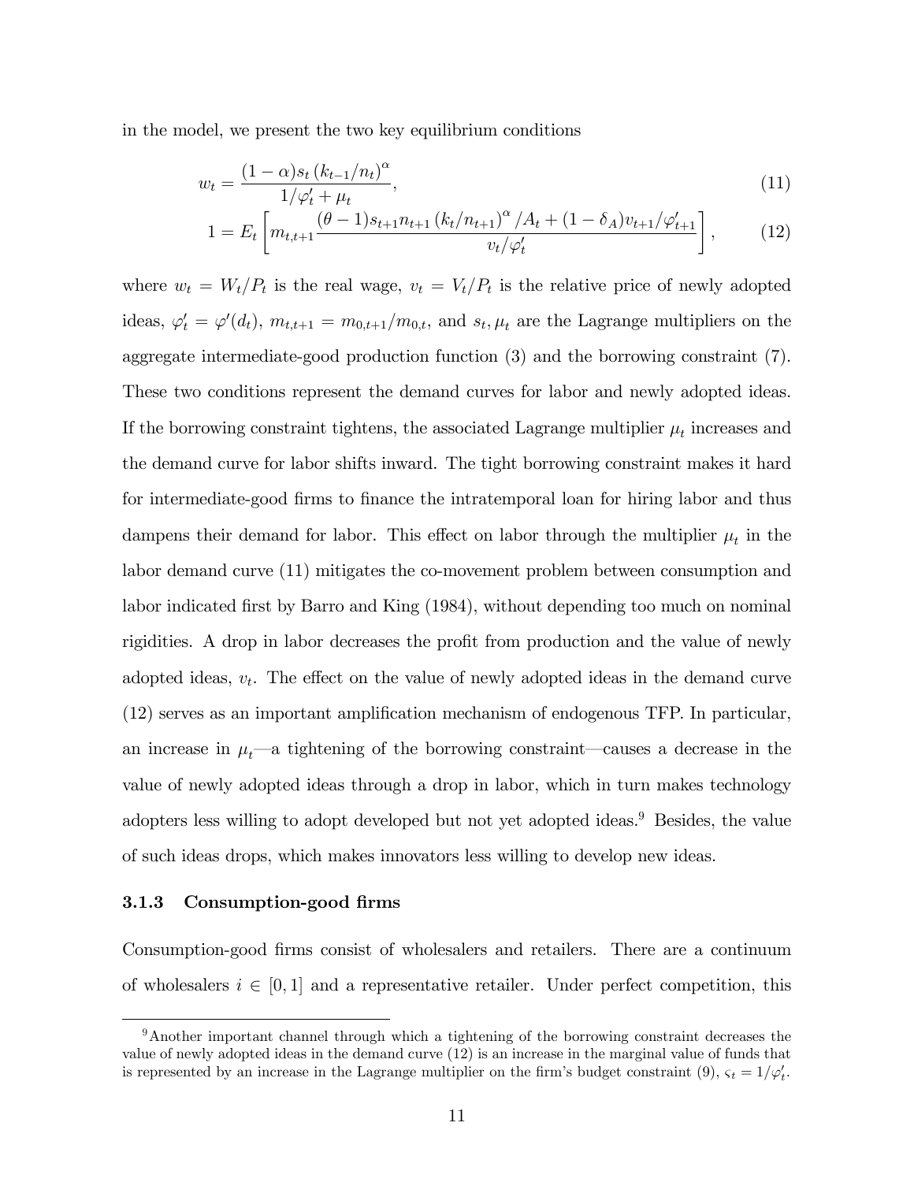in the model, we present the two key equilibrium conditions

$$w_t = \frac{(1-\alpha)s_t \left(k_{t-1}/n_t\right)^{\alpha}}{1/\varphi_t' + \mu_t}, \tag{11}$$

$$1 = E_t \left[ m_{t,t+1} \frac{(\theta-1)s_{t+1}n_{t+1}\left(k_t/n_{t+1}\right)^{\alpha}/A_t + (1-\delta_A)v_{t+1}/\varphi_{t+1}'}{v_t/\varphi_t'} \right], \tag{12}$$

where $w_t = W_t/P_t$ is the real wage, $v_t = V_t/P_t$ is the relative price of newly adopted ideas, $\varphi_t' = \varphi'(d_t)$, $m_{t,t+1} = m_{0,t+1}/m_{0,t}$, and $s_t, \mu_t$ are the Lagrange multipliers on the aggregate intermediate-good production function (3) and the borrowing constraint (7). These two conditions represent the demand curves for labor and newly adopted ideas. If the borrowing constraint tightens, the associated Lagrange multiplier $\mu_t$ increases and the demand curve for labor shifts inward. The tight borrowing constraint makes it hard for intermediate-good firms to finance the intratemporal loan for hiring labor and thus dampens their demand for labor. This effect on labor through the multiplier $\mu_t$ in the labor demand curve (11) mitigates the co-movement problem between consumption and labor indicated first by Barro and King (1984), without depending too much on nominal rigidities. A drop in labor decreases the profit from production and the value of newly adopted ideas, $v_t$. The effect on the value of newly adopted ideas in the demand curve (12) serves as an important amplification mechanism of endogenous TFP. In particular, an increase in $\mu_t$—a tightening of the borrowing constraint—causes a decrease in the value of newly adopted ideas through a drop in labor, which in turn makes technology adopters less willing to adopt developed but not yet adopted ideas.[9] Besides, the value of such ideas drops, which makes innovators less willing to develop new ideas.

### 3.1.3 Consumption-good firms

Consumption-good firms consist of wholesalers and retailers. There are a continuum of wholesalers $i \in [0, 1]$ and a representative retailer. Under perfect competition, this

[9] Another important channel through which a tightening of the borrowing constraint decreases the value of newly adopted ideas in the demand curve (12) is an increase in the marginal value of funds that is represented by an increase in the Lagrange multiplier on the firm's budget constraint (9), $\varsigma_t = 1/\varphi_t'$.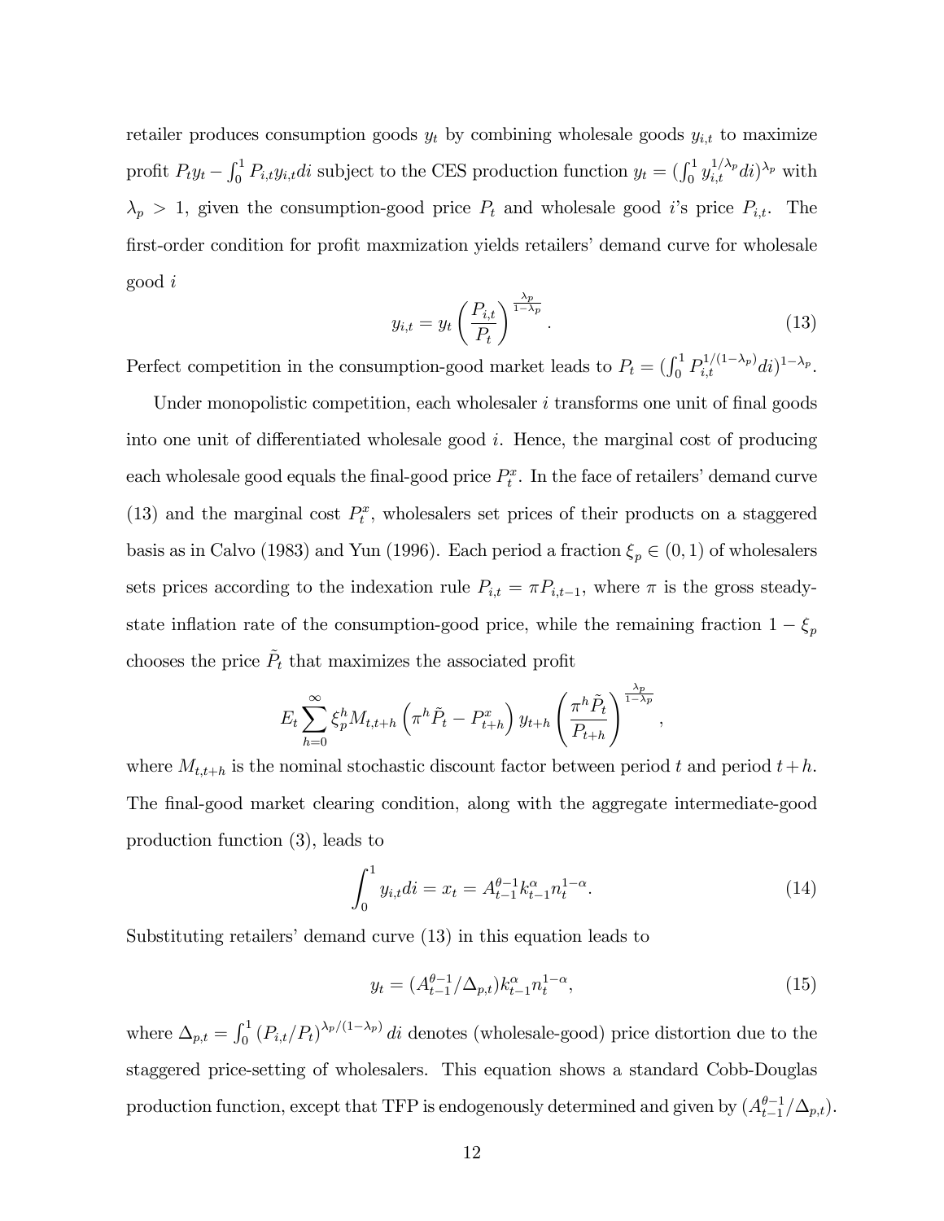retailer produces consumption goods $y_t$ by combining wholesale goods $y_{i,t}$ to maximize profit $P_t y_t - \int_0^1 P_{i,t} y_{i,t} di$ subject to the CES production function $y_t = (\int_0^1 y_{i,t}^{1/\lambda_p} di)^{\lambda_p}$ with $\lambda_p > 1$, given the consumption-good price $P_t$ and wholesale good $i$'s price $P_{i,t}$. The first-order condition for profit maxmization yields retailers' demand curve for wholesale good $i$

$$y_{i,t} = y_t \left( \frac{P_{i,t}}{P_t} \right)^{\frac{\lambda_p}{1-\lambda_p}}. \tag{13}$$

Perfect competition in the consumption-good market leads to $P_t = (\int_0^1 P_{i,t}^{1/(1-\lambda_p)} di)^{1-\lambda_p}$.

Under monopolistic competition, each wholesaler $i$ transforms one unit of final goods into one unit of differentiated wholesale good $i$. Hence, the marginal cost of producing each wholesale good equals the final-good price $P_t^x$. In the face of retailers' demand curve (13) and the marginal cost $P_t^x$, wholesalers set prices of their products on a staggered basis as in Calvo (1983) and Yun (1996). Each period a fraction $\xi_p \in (0, 1)$ of wholesalers sets prices according to the indexation rule $P_{i,t} = \pi P_{i,t-1}$, where $\pi$ is the gross steady-state inflation rate of the consumption-good price, while the remaining fraction $1 - \xi_p$ chooses the price $\tilde{P}_t$ that maximizes the associated profit

$$E_t \sum_{h=0}^{\infty} \xi_p^h M_{t,t+h} \left( \pi^h \tilde{P}_t - P_{t+h}^x \right) y_{t+h} \left( \frac{\pi^h \tilde{P}_t}{P_{t+h}} \right)^{\frac{\lambda_p}{1-\lambda_p}},$$

where $M_{t,t+h}$ is the nominal stochastic discount factor between period $t$ and period $t+h$. The final-good market clearing condition, along with the aggregate intermediate-good production function (3), leads to

$$\int_0^1 y_{i,t} di = x_t = A_{t-1}^{\theta-1} k_{t-1}^{\alpha} n_t^{1-\alpha}. \tag{14}$$

Substituting retailers' demand curve (13) in this equation leads to

$$y_t = (A_{t-1}^{\theta-1} / \Delta_{p,t}) k_{t-1}^{\alpha} n_t^{1-\alpha}, \tag{15}$$

where $\Delta_{p,t} = \int_0^1 (P_{i,t}/P_t)^{\lambda_p/(1-\lambda_p)} di$ denotes (wholesale-good) price distortion due to the staggered price-setting of wholesalers. This equation shows a standard Cobb-Douglas production function, except that TFP is endogenously determined and given by $(A_{t-1}^{\theta-1} / \Delta_{p,t})$.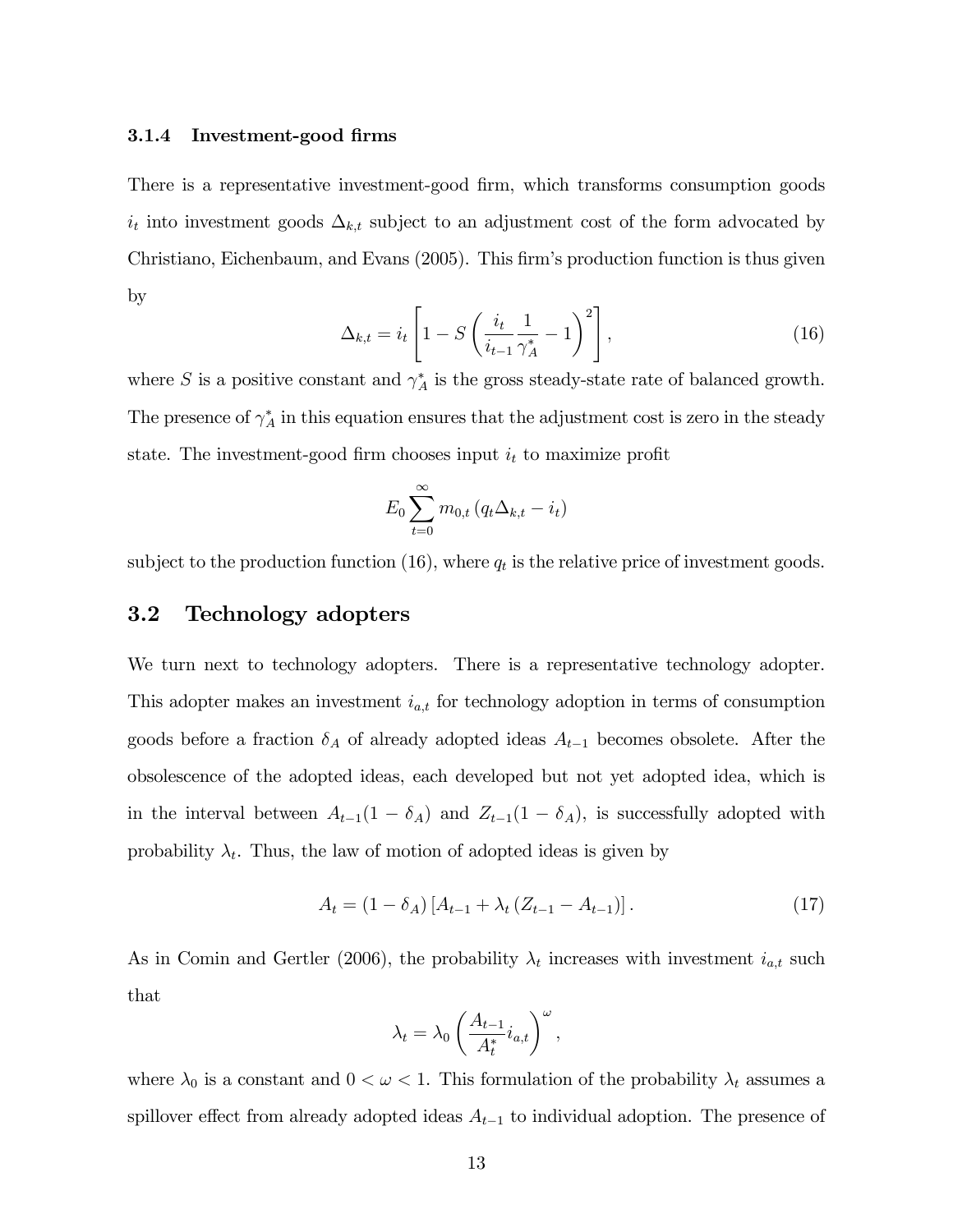### 3.1.4 Investment-good firms

There is a representative investment-good firm, which transforms consumption goods $i_t$ into investment goods $\Delta_{k,t}$ subject to an adjustment cost of the form advocated by Christiano, Eichenbaum, and Evans (2005). This firm's production function is thus given by

$$\Delta_{k,t} = i_t \left[ 1 - S \left( \frac{i_t}{i_{t-1}} \frac{1}{\gamma_A^*} - 1 \right)^2 \right], \tag{16}$$

where $S$ is a positive constant and $\gamma_A^*$ is the gross steady-state rate of balanced growth. The presence of $\gamma_A^*$ in this equation ensures that the adjustment cost is zero in the steady state. The investment-good firm chooses input $i_t$ to maximize profit

$$E_0 \sum_{t=0}^{\infty} m_{0,t} \left( q_t \Delta_{k,t} - i_t \right)$$

subject to the production function (16), where $q_t$ is the relative price of investment goods.

## 3.2 Technology adopters

We turn next to technology adopters. There is a representative technology adopter. This adopter makes an investment $i_{a,t}$ for technology adoption in terms of consumption goods before a fraction $\delta_A$ of already adopted ideas $A_{t-1}$ becomes obsolete. After the obsolescence of the adopted ideas, each developed but not yet adopted idea, which is in the interval between $A_{t-1}(1-\delta_A)$ and $Z_{t-1}(1-\delta_A)$, is successfully adopted with probability $\lambda_t$. Thus, the law of motion of adopted ideas is given by

$$A_t = (1-\delta_A) \left[ A_{t-1} + \lambda_t \left( Z_{t-1} - A_{t-1} \right) \right]. \tag{17}$$

As in Comin and Gertler (2006), the probability $\lambda_t$ increases with investment $i_{a,t}$ such that

$$\lambda_t = \lambda_0 \left( \frac{A_{t-1}}{A_t^*} i_{a,t} \right)^{\omega},$$

where $\lambda_0$ is a constant and $0 < \omega < 1$. This formulation of the probability $\lambda_t$ assumes a spillover effect from already adopted ideas $A_{t-1}$ to individual adoption. The presence of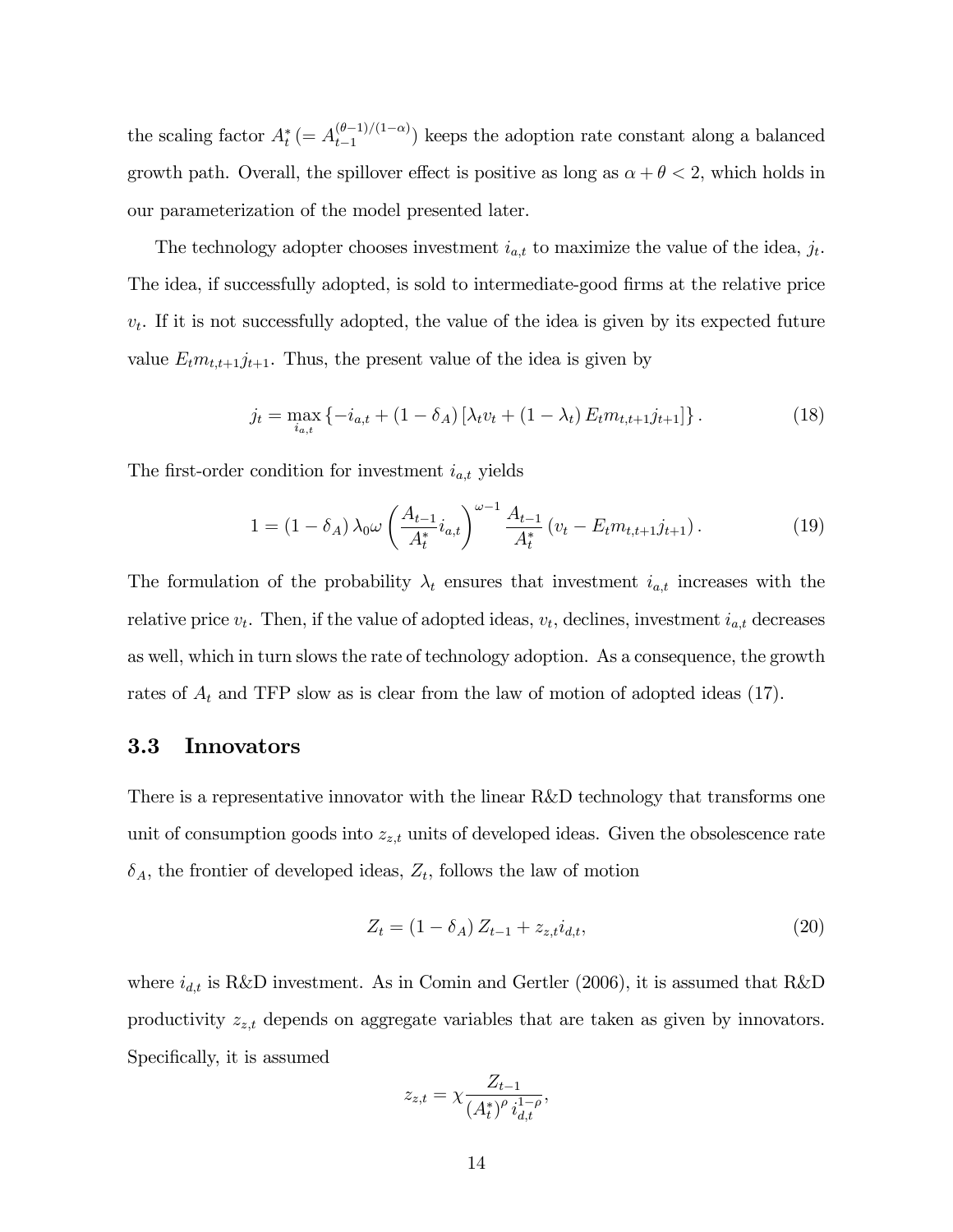the scaling factor $A_t^* \, (= A_{t-1}^{(\theta-1)/(1-\alpha)})$ keeps the adoption rate constant along a balanced growth path. Overall, the spillover effect is positive as long as $\alpha + \theta < 2$, which holds in our parameterization of the model presented later.

The technology adopter chooses investment $i_{a,t}$ to maximize the value of the idea, $j_t$. The idea, if successfully adopted, is sold to intermediate-good firms at the relative price $v_t$. If it is not successfully adopted, the value of the idea is given by its expected future value $E_t m_{t,t+1} j_{t+1}$. Thus, the present value of the idea is given by

$$j_t = \max_{i_{a,t}} \left\{ -i_{a,t} + (1 - \delta_A) \left[ \lambda_t v_t + (1 - \lambda_t) E_t m_{t,t+1} j_{t+1} \right] \right\}. \tag{18}$$

The first-order condition for investment $i_{a,t}$ yields

$$1 = (1 - \delta_A) \lambda_0 \omega \left( \frac{A_{t-1}}{A_t^*} i_{a,t} \right)^{\omega - 1} \frac{A_{t-1}}{A_t^*} \left( v_t - E_t m_{t,t+1} j_{t+1} \right). \tag{19}$$

The formulation of the probability $\lambda_t$ ensures that investment $i_{a,t}$ increases with the relative price $v_t$. Then, if the value of adopted ideas, $v_t$, declines, investment $i_{a,t}$ decreases as well, which in turn slows the rate of technology adoption. As a consequence, the growth rates of $A_t$ and TFP slow as is clear from the law of motion of adopted ideas (17).

### 3.3 Innovators

There is a representative innovator with the linear R&D technology that transforms one unit of consumption goods into $z_{z,t}$ units of developed ideas. Given the obsolescence rate $\delta_A$, the frontier of developed ideas, $Z_t$, follows the law of motion

$$Z_t = (1 - \delta_A) Z_{t-1} + z_{z,t} i_{d,t}, \tag{20}$$

where $i_{d,t}$ is R&D investment. As in Comin and Gertler (2006), it is assumed that R&D productivity $z_{z,t}$ depends on aggregate variables that are taken as given by innovators. Specifically, it is assumed

$$z_{z,t} = \chi \frac{Z_{t-1}}{(A_t^*)^{\rho} \, i_{d,t}^{1-\rho}},$$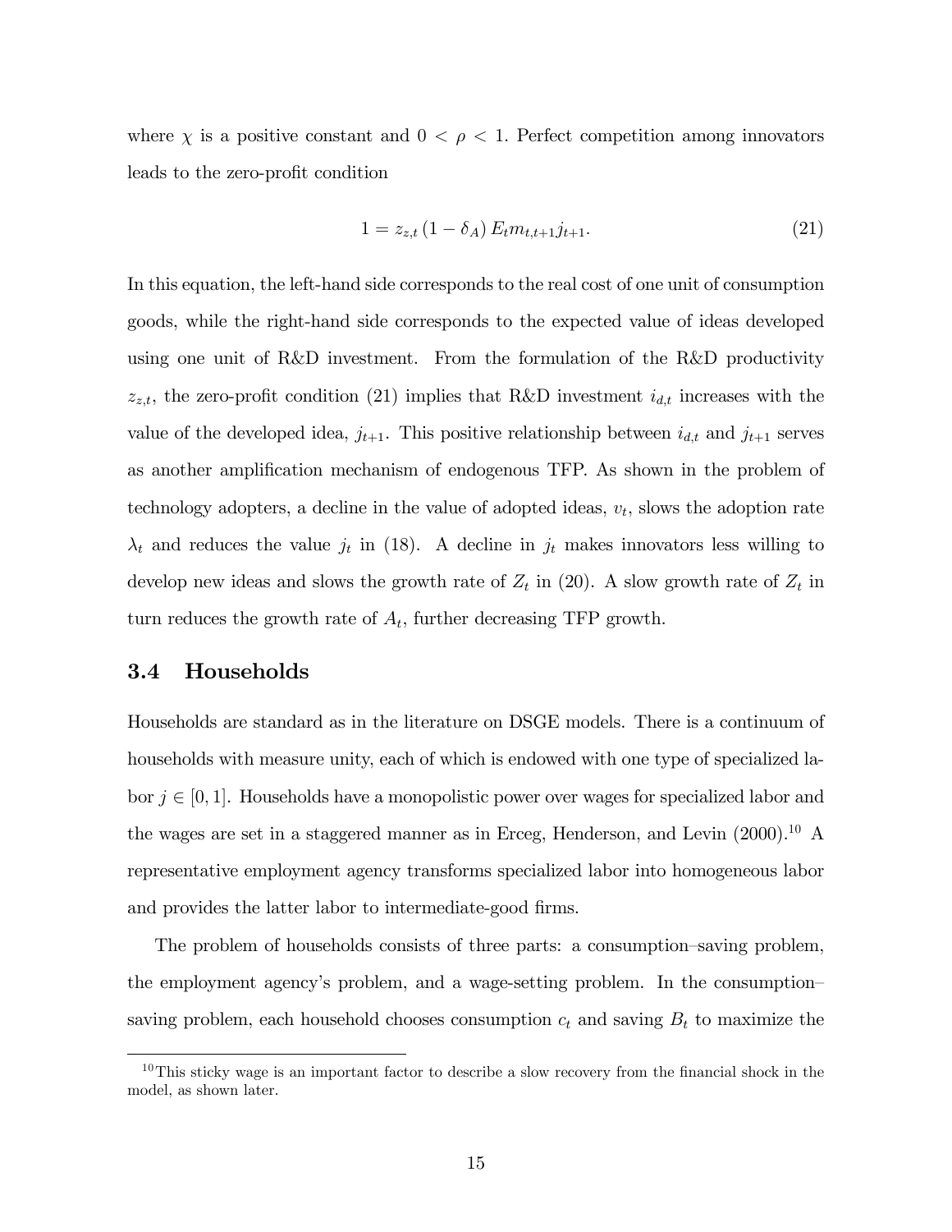where $\chi$ is a positive constant and $0 < \rho < 1$. Perfect competition among innovators leads to the zero-profit condition

$$1 = z_{z,t} (1 - \delta_A) E_t m_{t,t+1} j_{t+1}. \tag{21}$$

In this equation, the left-hand side corresponds to the real cost of one unit of consumption goods, while the right-hand side corresponds to the expected value of ideas developed using one unit of R&D investment. From the formulation of the R&D productivity $z_{z,t}$, the zero-profit condition (21) implies that R&D investment $i_{d,t}$ increases with the value of the developed idea, $j_{t+1}$. This positive relationship between $i_{d,t}$ and $j_{t+1}$ serves as another amplification mechanism of endogenous TFP. As shown in the problem of technology adopters, a decline in the value of adopted ideas, $v_t$, slows the adoption rate $\lambda_t$ and reduces the value $j_t$ in (18). A decline in $j_t$ makes innovators less willing to develop new ideas and slows the growth rate of $Z_t$ in (20). A slow growth rate of $Z_t$ in turn reduces the growth rate of $A_t$, further decreasing TFP growth.

### 3.4 Households

Households are standard as in the literature on DSGE models. There is a continuum of households with measure unity, each of which is endowed with one type of specialized labor $j \in [0, 1]$. Households have a monopolistic power over wages for specialized labor and the wages are set in a staggered manner as in Erceg, Henderson, and Levin (2000).[10] A representative employment agency transforms specialized labor into homogeneous labor and provides the latter labor to intermediate-good firms.

The problem of households consists of three parts: a consumption–saving problem, the employment agency's problem, and a wage-setting problem. In the consumption–saving problem, each household chooses consumption $c_t$ and saving $B_t$ to maximize the

[10] This sticky wage is an important factor to describe a slow recovery from the financial shock in the model, as shown later.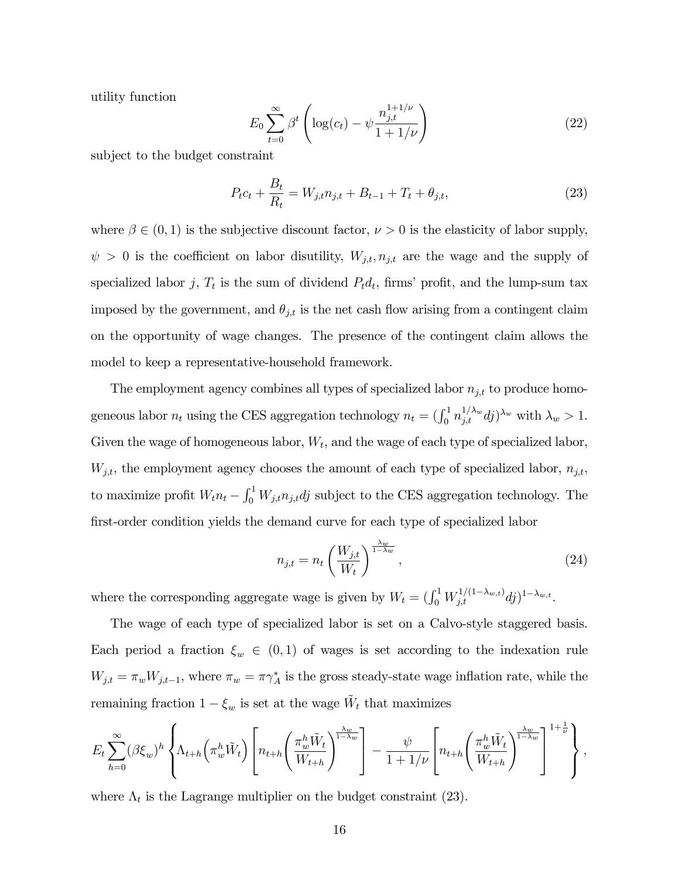utility function

$$E_0 \sum_{t=0}^{\infty} \beta^t \left( \log(c_t) - \psi \frac{n_{j,t}^{1+1/\nu}}{1+1/\nu} \right) \tag{22}$$

subject to the budget constraint

$$P_t c_t + \frac{B_t}{R_t} = W_{j,t} n_{j,t} + B_{t-1} + T_t + \theta_{j,t}, \tag{23}$$

where $\beta \in (0,1)$ is the subjective discount factor, $\nu > 0$ is the elasticity of labor supply, $\psi > 0$ is the coefficient on labor disutility, $W_{j,t}, n_{j,t}$ are the wage and the supply of specialized labor $j$, $T_t$ is the sum of dividend $P_t d_t$, firms' profit, and the lump-sum tax imposed by the government, and $\theta_{j,t}$ is the net cash flow arising from a contingent claim on the opportunity of wage changes. The presence of the contingent claim allows the model to keep a representative-household framework.

The employment agency combines all types of specialized labor $n_{j,t}$ to produce homogeneous labor $n_t$ using the CES aggregation technology $n_t = (\int_0^1 n_{j,t}^{1/\lambda_w} dj)^{\lambda_w}$ with $\lambda_w > 1$. Given the wage of homogeneous labor, $W_t$, and the wage of each type of specialized labor, $W_{j,t}$, the employment agency chooses the amount of each type of specialized labor, $n_{j,t}$, to maximize profit $W_t n_t - \int_0^1 W_{j,t} n_{j,t} dj$ subject to the CES aggregation technology. The first-order condition yields the demand curve for each type of specialized labor

$$n_{j,t} = n_t \left( \frac{W_{j,t}}{W_t} \right)^{\frac{\lambda_w}{1-\lambda_w}}, \tag{24}$$

where the corresponding aggregate wage is given by $W_t = (\int_0^1 W_{j,t}^{1/(1-\lambda_{w,t})} dj)^{1-\lambda_{w,t}}$.

The wage of each type of specialized labor is set on a Calvo-style staggered basis. Each period a fraction $\xi_w \in (0,1)$ of wages is set according to the indexation rule $W_{j,t} = \pi_w W_{j,t-1}$, where $\pi_w = \pi \gamma_A^*$ is the gross steady-state wage inflation rate, while the remaining fraction $1 - \xi_w$ is set at the wage $\tilde{W}_t$ that maximizes

$$E_t \sum_{h=0}^{\infty} (\beta \xi_w)^h \left\{ \Lambda_{t+h} \left( \pi_w^h \tilde{W}_t \right) \left[ n_{t+h} \left( \frac{\pi_w^h \tilde{W}_t}{W_{t+h}} \right)^{\frac{\lambda_w}{1-\lambda_w}} \right] - \frac{\psi}{1+1/\nu} \left[ n_{t+h} \left( \frac{\pi_w^h \tilde{W}_t}{W_{t+h}} \right)^{\frac{\lambda_w}{1-\lambda_w}} \right]^{1+\frac{1}{\nu}} \right\},$$

where $\Lambda_t$ is the Lagrange multiplier on the budget constraint (23).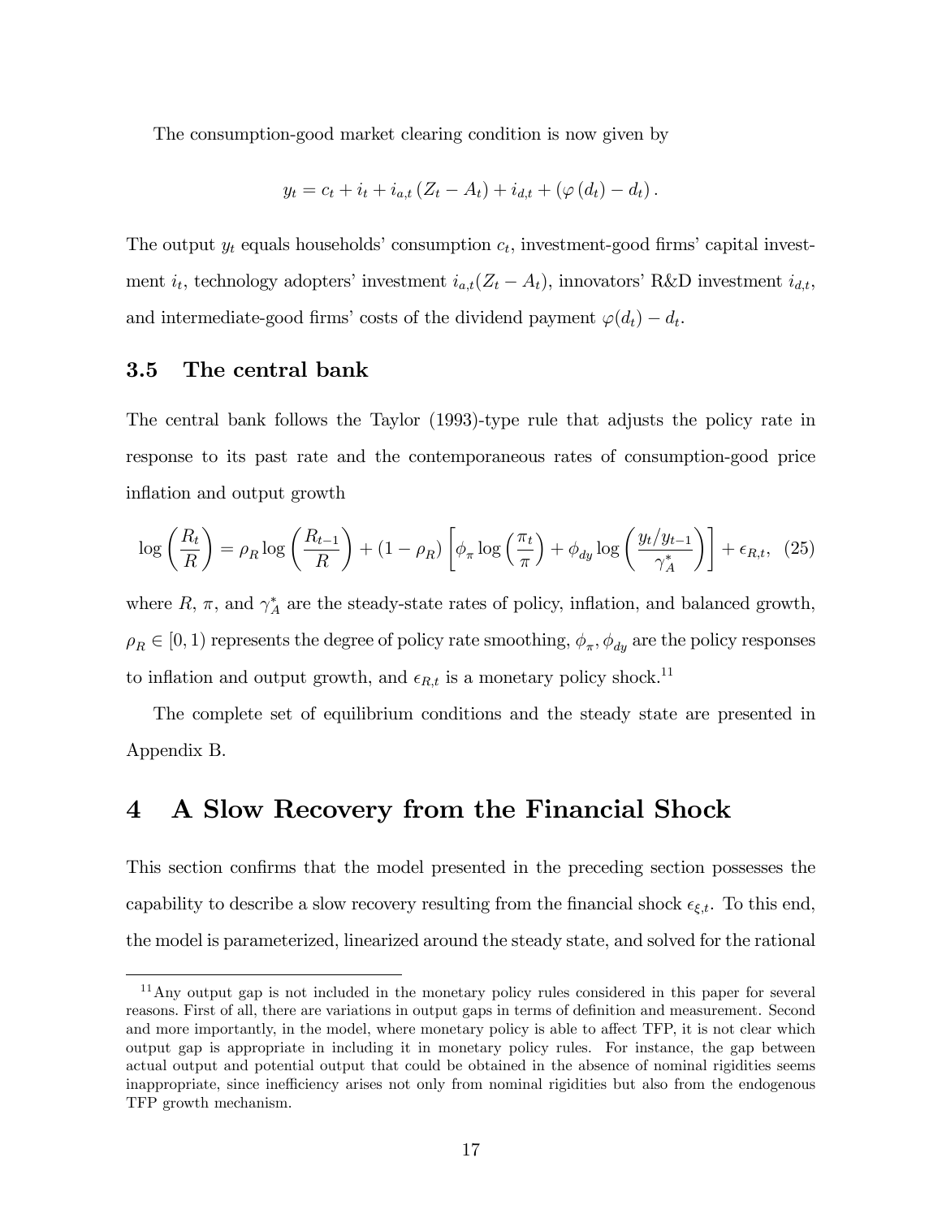The consumption-good market clearing condition is now given by

$$y_t = c_t + i_t + i_{a,t}(Z_t - A_t) + i_{d,t} + (\varphi(d_t) - d_t).$$

The output $y_t$ equals households' consumption $c_t$, investment-good firms' capital investment $i_t$, technology adopters' investment $i_{a,t}(Z_t - A_t)$, innovators' R&D investment $i_{d,t}$, and intermediate-good firms' costs of the dividend payment $\varphi(d_t) - d_t$.

### 3.5 The central bank

The central bank follows the Taylor (1993)-type rule that adjusts the policy rate in response to its past rate and the contemporaneous rates of consumption-good price inflation and output growth

$$\log\left(\frac{R_t}{R}\right) = \rho_R \log\left(\frac{R_{t-1}}{R}\right) + (1-\rho_R)\left[\phi_\pi \log\left(\frac{\pi_t}{\pi}\right) + \phi_{dy} \log\left(\frac{y_t/y_{t-1}}{\gamma_A^*}\right)\right] + \epsilon_{R,t}, \quad (25)$$

where $R$, $\pi$, and $\gamma_A^*$ are the steady-state rates of policy, inflation, and balanced growth, $\rho_R \in [0, 1)$ represents the degree of policy rate smoothing, $\phi_\pi, \phi_{dy}$ are the policy responses to inflation and output growth, and $\epsilon_{R,t}$ is a monetary policy shock.[11]

The complete set of equilibrium conditions and the steady state are presented in Appendix B.

## 4 A Slow Recovery from the Financial Shock

This section confirms that the model presented in the preceding section possesses the capability to describe a slow recovery resulting from the financial shock $\epsilon_{\xi,t}$. To this end, the model is parameterized, linearized around the steady state, and solved for the rational

[11] Any output gap is not included in the monetary policy rules considered in this paper for several reasons. First of all, there are variations in output gaps in terms of definition and measurement. Second and more importantly, in the model, where monetary policy is able to affect TFP, it is not clear which output gap is appropriate in including it in monetary policy rules. For instance, the gap between actual output and potential output that could be obtained in the absence of nominal rigidities seems inappropriate, since inefficiency arises not only from nominal rigidities but also from the endogenous TFP growth mechanism.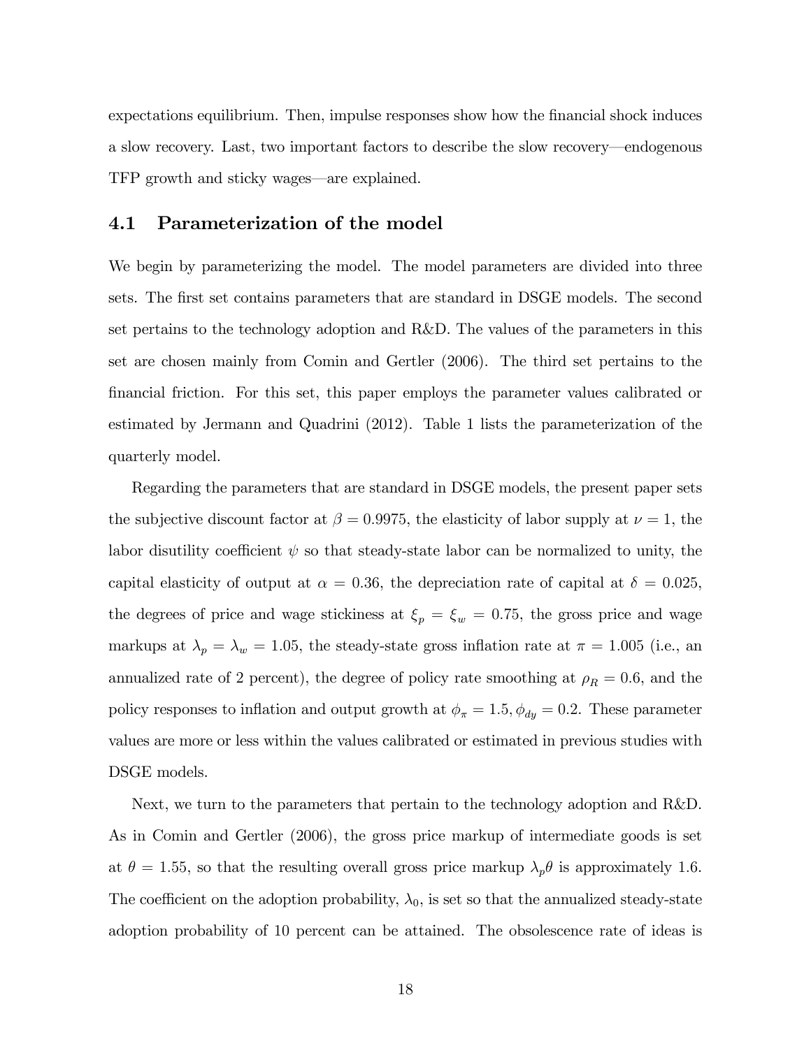expectations equilibrium. Then, impulse responses show how the financial shock induces a slow recovery. Last, two important factors to describe the slow recovery—endogenous TFP growth and sticky wages—are explained.

## 4.1 Parameterization of the model

We begin by parameterizing the model. The model parameters are divided into three sets. The first set contains parameters that are standard in DSGE models. The second set pertains to the technology adoption and R&D. The values of the parameters in this set are chosen mainly from Comin and Gertler (2006). The third set pertains to the financial friction. For this set, this paper employs the parameter values calibrated or estimated by Jermann and Quadrini (2012). Table 1 lists the parameterization of the quarterly model.

Regarding the parameters that are standard in DSGE models, the present paper sets the subjective discount factor at $\beta = 0.9975$, the elasticity of labor supply at $\nu = 1$, the labor disutility coefficient $\psi$ so that steady-state labor can be normalized to unity, the capital elasticity of output at $\alpha = 0.36$, the depreciation rate of capital at $\delta = 0.025$, the degrees of price and wage stickiness at $\xi_p = \xi_w = 0.75$, the gross price and wage markups at $\lambda_p = \lambda_w = 1.05$, the steady-state gross inflation rate at $\pi = 1.005$ (i.e., an annualized rate of 2 percent), the degree of policy rate smoothing at $\rho_R = 0.6$, and the policy responses to inflation and output growth at $\phi_\pi = 1.5, \phi_{dy} = 0.2$. These parameter values are more or less within the values calibrated or estimated in previous studies with DSGE models.

Next, we turn to the parameters that pertain to the technology adoption and R&D. As in Comin and Gertler (2006), the gross price markup of intermediate goods is set at $\theta = 1.55$, so that the resulting overall gross price markup $\lambda_p\theta$ is approximately 1.6. The coefficient on the adoption probability, $\lambda_0$, is set so that the annualized steady-state adoption probability of 10 percent can be attained. The obsolescence rate of ideas is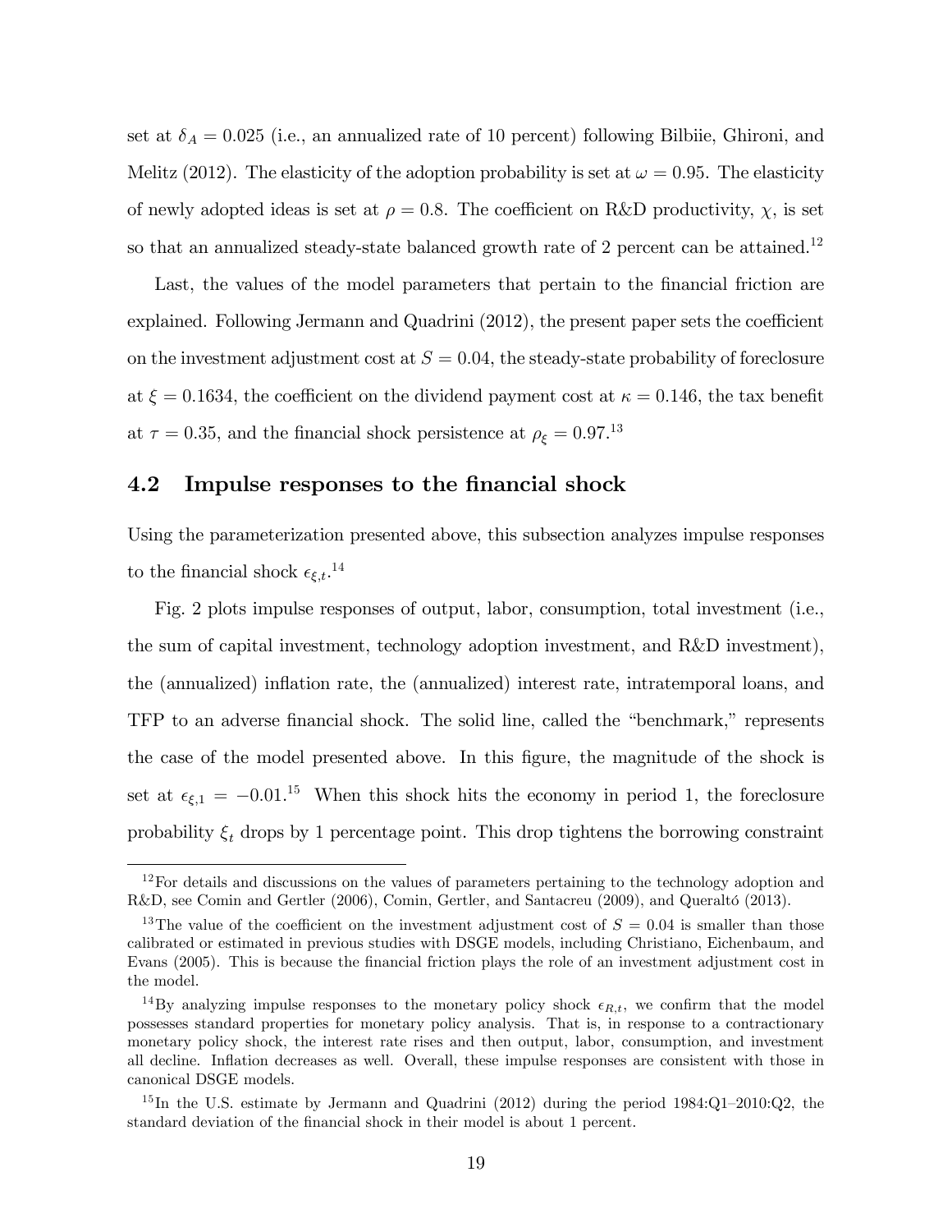set at $\delta_A = 0.025$ (i.e., an annualized rate of 10 percent) following Bilbiie, Ghironi, and Melitz (2012). The elasticity of the adoption probability is set at $\omega = 0.95$. The elasticity of newly adopted ideas is set at $\rho = 0.8$. The coefficient on R&D productivity, $\chi$, is set so that an annualized steady-state balanced growth rate of 2 percent can be attained.[12]

Last, the values of the model parameters that pertain to the financial friction are explained. Following Jermann and Quadrini (2012), the present paper sets the coefficient on the investment adjustment cost at $S = 0.04$, the steady-state probability of foreclosure at $\xi = 0.1634$, the coefficient on the dividend payment cost at $\kappa = 0.146$, the tax benefit at $\tau = 0.35$, and the financial shock persistence at $\rho_\xi = 0.97$.[13]

## 4.2 Impulse responses to the financial shock

Using the parameterization presented above, this subsection analyzes impulse responses to the financial shock $\epsilon_{\xi,t}$.[14]

Fig. 2 plots impulse responses of output, labor, consumption, total investment (i.e., the sum of capital investment, technology adoption investment, and R&D investment), the (annualized) inflation rate, the (annualized) interest rate, intratemporal loans, and TFP to an adverse financial shock. The solid line, called the "benchmark," represents the case of the model presented above. In this figure, the magnitude of the shock is set at $\epsilon_{\xi,1} = -0.01$.[15] When this shock hits the economy in period 1, the foreclosure probability $\xi_t$ drops by 1 percentage point. This drop tightens the borrowing constraint

---

[12] For details and discussions on the values of parameters pertaining to the technology adoption and R&D, see Comin and Gertler (2006), Comin, Gertler, and Santacreu (2009), and Queraltó (2013).

[13] The value of the coefficient on the investment adjustment cost of $S = 0.04$ is smaller than those calibrated or estimated in previous studies with DSGE models, including Christiano, Eichenbaum, and Evans (2005). This is because the financial friction plays the role of an investment adjustment cost in the model.

[14] By analyzing impulse responses to the monetary policy shock $\epsilon_{R,t}$, we confirm that the model possesses standard properties for monetary policy analysis. That is, in response to a contractionary monetary policy shock, the interest rate rises and then output, labor, consumption, and investment all decline. Inflation decreases as well. Overall, these impulse responses are consistent with those in canonical DSGE models.

[15] In the U.S. estimate by Jermann and Quadrini (2012) during the period 1984:Q1–2010:Q2, the standard deviation of the financial shock in their model is about 1 percent.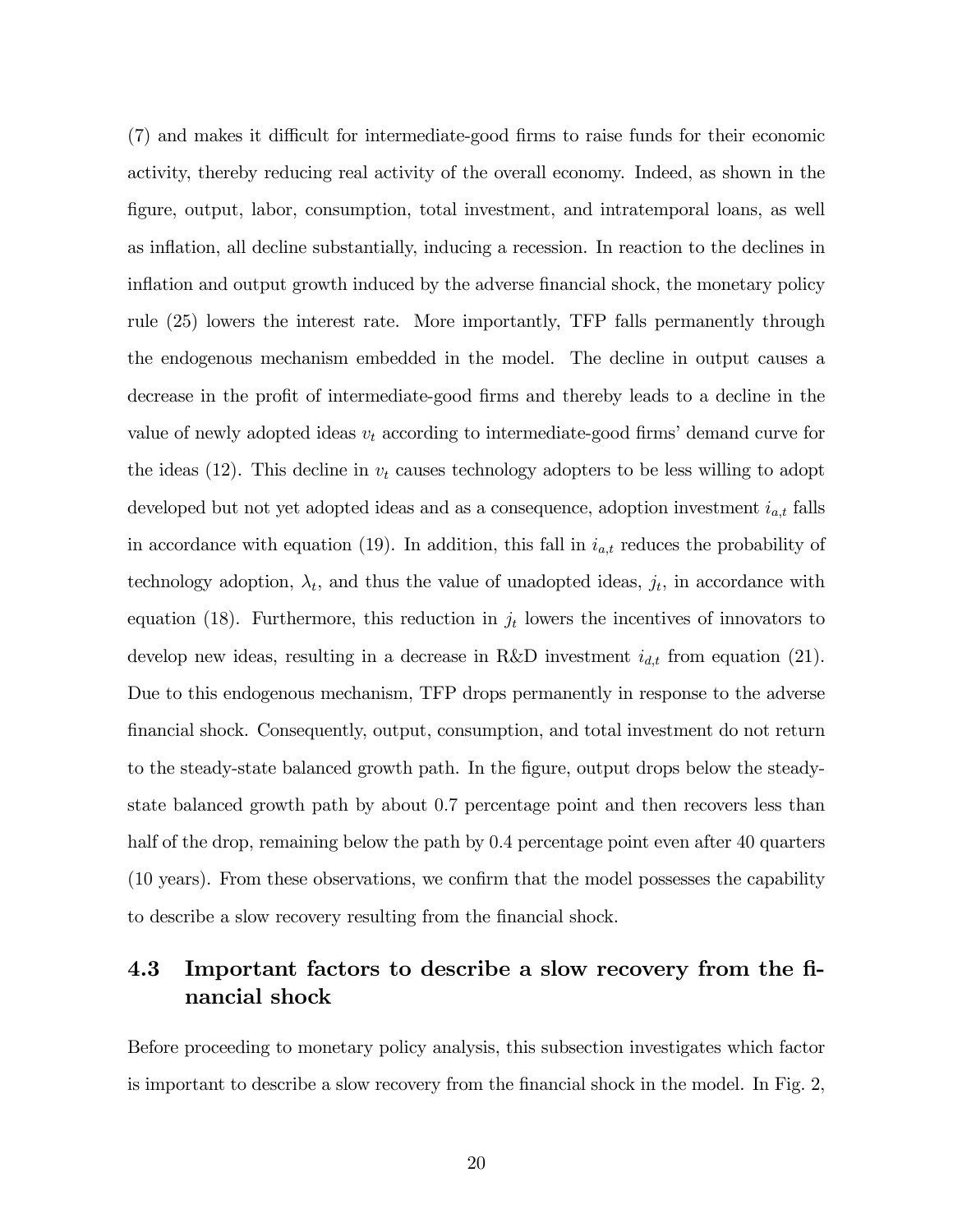(7) and makes it difficult for intermediate-good firms to raise funds for their economic activity, thereby reducing real activity of the overall economy. Indeed, as shown in the figure, output, labor, consumption, total investment, and intratemporal loans, as well as inflation, all decline substantially, inducing a recession. In reaction to the declines in inflation and output growth induced by the adverse financial shock, the monetary policy rule (25) lowers the interest rate. More importantly, TFP falls permanently through the endogenous mechanism embedded in the model. The decline in output causes a decrease in the profit of intermediate-good firms and thereby leads to a decline in the value of newly adopted ideas $v_t$ according to intermediate-good firms' demand curve for the ideas (12). This decline in $v_t$ causes technology adopters to be less willing to adopt developed but not yet adopted ideas and as a consequence, adoption investment $i_{a,t}$ falls in accordance with equation (19). In addition, this fall in $i_{a,t}$ reduces the probability of technology adoption, $\lambda_t$, and thus the value of unadopted ideas, $j_t$, in accordance with equation (18). Furthermore, this reduction in $j_t$ lowers the incentives of innovators to develop new ideas, resulting in a decrease in R&D investment $i_{d,t}$ from equation (21). Due to this endogenous mechanism, TFP drops permanently in response to the adverse financial shock. Consequently, output, consumption, and total investment do not return to the steady-state balanced growth path. In the figure, output drops below the steady-state balanced growth path by about 0.7 percentage point and then recovers less than half of the drop, remaining below the path by 0.4 percentage point even after 40 quarters (10 years). From these observations, we confirm that the model possesses the capability to describe a slow recovery resulting from the financial shock.

### 4.3 Important factors to describe a slow recovery from the financial shock

Before proceeding to monetary policy analysis, this subsection investigates which factor is important to describe a slow recovery from the financial shock in the model. In Fig. 2,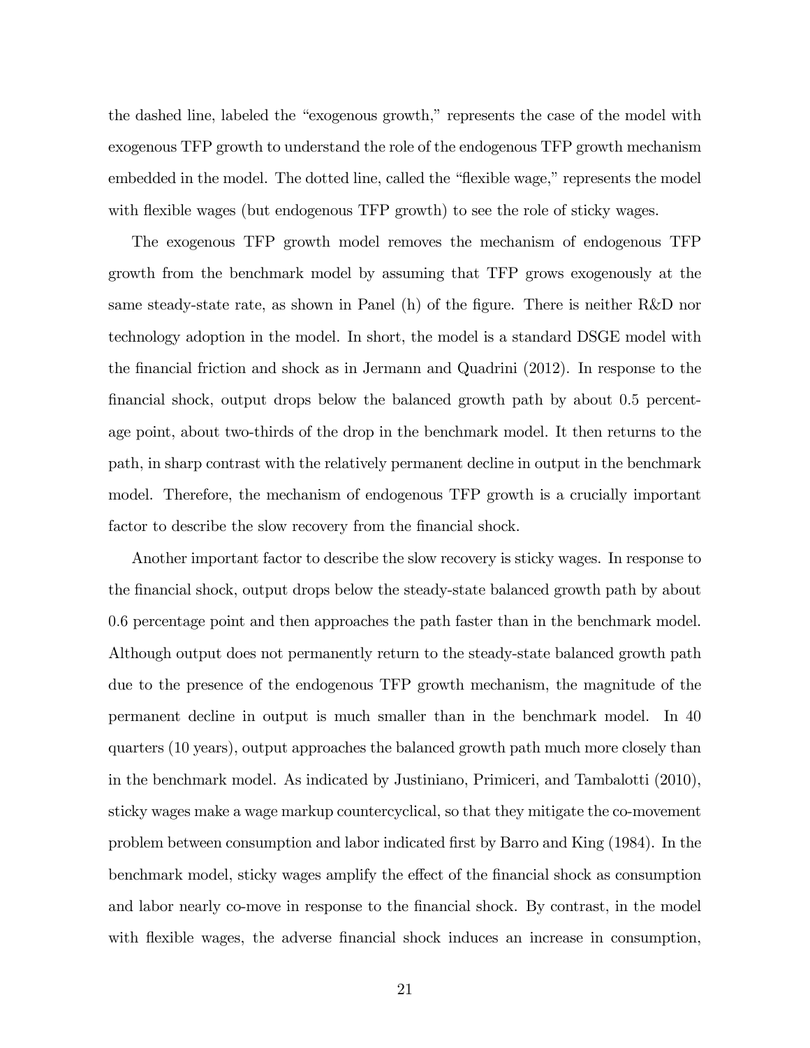the dashed line, labeled the "exogenous growth," represents the case of the model with exogenous TFP growth to understand the role of the endogenous TFP growth mechanism embedded in the model. The dotted line, called the "flexible wage," represents the model with flexible wages (but endogenous TFP growth) to see the role of sticky wages.

The exogenous TFP growth model removes the mechanism of endogenous TFP growth from the benchmark model by assuming that TFP grows exogenously at the same steady-state rate, as shown in Panel (h) of the figure. There is neither R&D nor technology adoption in the model. In short, the model is a standard DSGE model with the financial friction and shock as in Jermann and Quadrini (2012). In response to the financial shock, output drops below the balanced growth path by about 0.5 percentage point, about two-thirds of the drop in the benchmark model. It then returns to the path, in sharp contrast with the relatively permanent decline in output in the benchmark model. Therefore, the mechanism of endogenous TFP growth is a crucially important factor to describe the slow recovery from the financial shock.

Another important factor to describe the slow recovery is sticky wages. In response to the financial shock, output drops below the steady-state balanced growth path by about 0.6 percentage point and then approaches the path faster than in the benchmark model. Although output does not permanently return to the steady-state balanced growth path due to the presence of the endogenous TFP growth mechanism, the magnitude of the permanent decline in output is much smaller than in the benchmark model. In 40 quarters (10 years), output approaches the balanced growth path much more closely than in the benchmark model. As indicated by Justiniano, Primiceri, and Tambalotti (2010), sticky wages make a wage markup countercyclical, so that they mitigate the co-movement problem between consumption and labor indicated first by Barro and King (1984). In the benchmark model, sticky wages amplify the effect of the financial shock as consumption and labor nearly co-move in response to the financial shock. By contrast, in the model with flexible wages, the adverse financial shock induces an increase in consumption,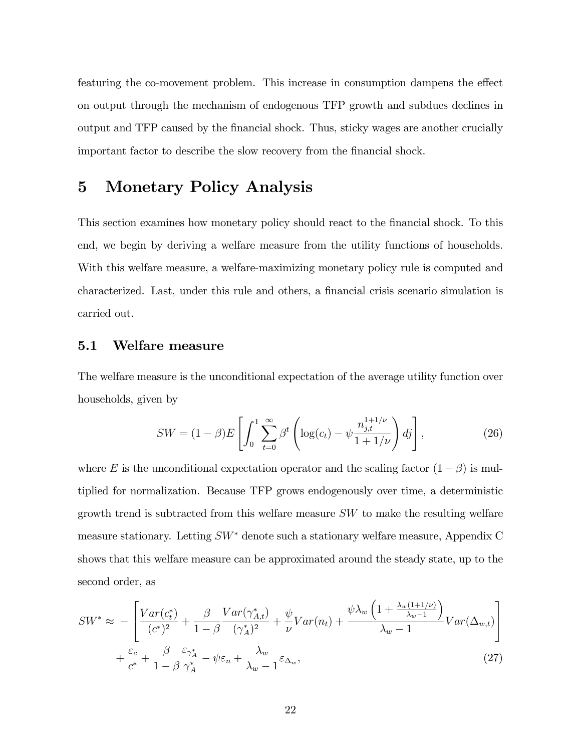featuring the co-movement problem. This increase in consumption dampens the effect on output through the mechanism of endogenous TFP growth and subdues declines in output and TFP caused by the financial shock. Thus, sticky wages are another crucially important factor to describe the slow recovery from the financial shock.

# 5 Monetary Policy Analysis

This section examines how monetary policy should react to the financial shock. To this end, we begin by deriving a welfare measure from the utility functions of households. With this welfare measure, a welfare-maximizing monetary policy rule is computed and characterized. Last, under this rule and others, a financial crisis scenario simulation is carried out.

## 5.1 Welfare measure

The welfare measure is the unconditional expectation of the average utility function over households, given by

$$SW = (1-\beta)E\left[\int_0^1 \sum_{t=0}^{\infty} \beta^t \left(\log(c_t) - \psi \frac{n_{j,t}^{1+1/\nu}}{1+1/\nu}\right) dj\right], \tag{26}$$

where $E$ is the unconditional expectation operator and the scaling factor $(1-\beta)$ is multiplied for normalization. Because TFP grows endogenously over time, a deterministic growth trend is subtracted from this welfare measure $SW$ to make the resulting welfare measure stationary. Letting $SW^*$ denote such a stationary welfare measure, Appendix C shows that this welfare measure can be approximated around the steady state, up to the second order, as

$$\begin{aligned} SW^* \approx & -\left[\frac{Var(c_t^*)}{(c^*)^2} + \frac{\beta}{1-\beta}\frac{Var(\gamma_{A,t}^*)}{(\gamma_A^*)^2} + \frac{\psi}{\nu}Var(n_t) + \frac{\psi\lambda_w\left(1+\frac{\lambda_w(1+1/\nu)}{\lambda_w-1}\right)}{\lambda_w-1}Var(\Delta_{w,t})\right] \\ & + \frac{\varepsilon_c}{c^*} + \frac{\beta}{1-\beta}\frac{\varepsilon_{\gamma_A^*}}{\gamma_A^*} - \psi\varepsilon_n + \frac{\lambda_w}{\lambda_w-1}\varepsilon_{\Delta_w}, \end{aligned} \tag{27}$$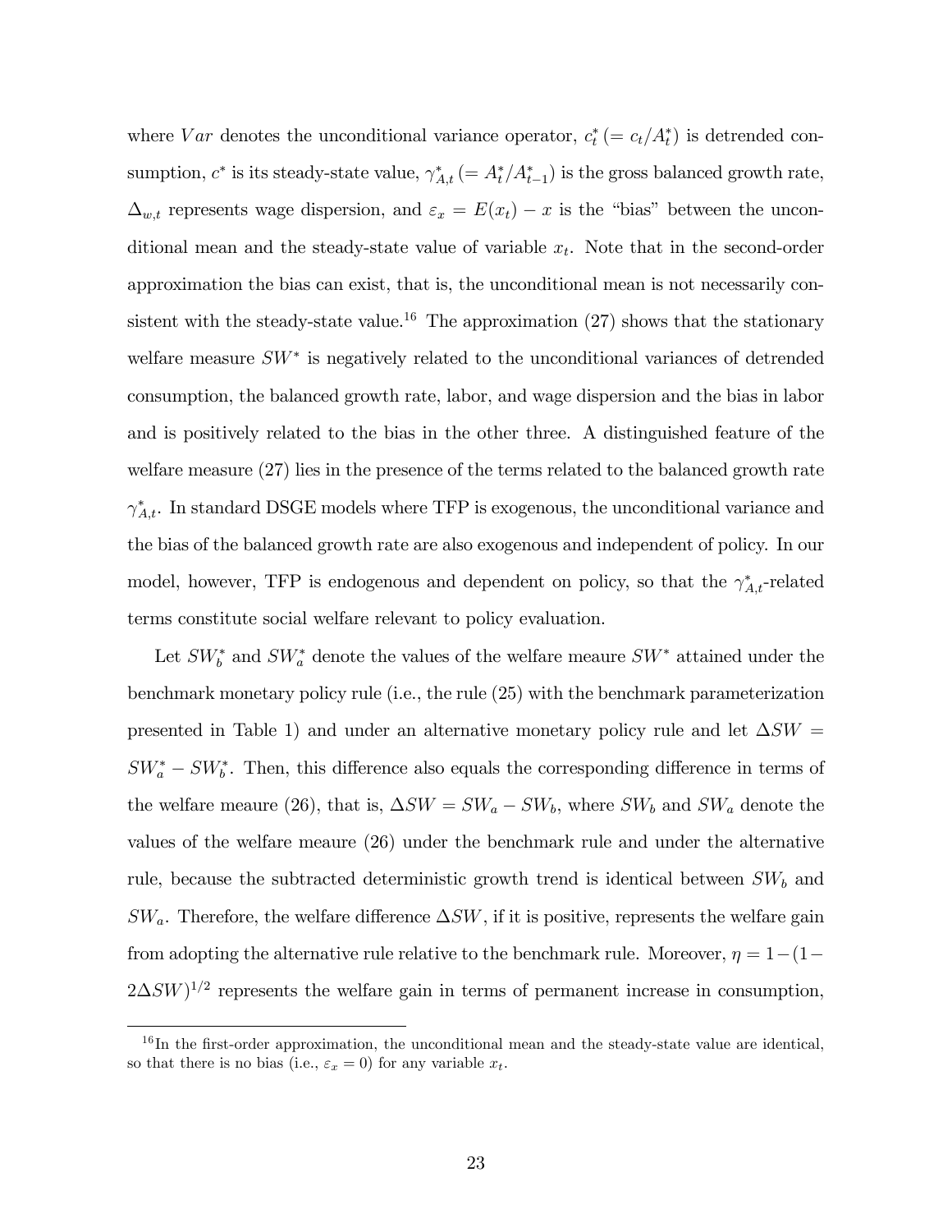where $Var$ denotes the unconditional variance operator, $c_t^* \,(= c_t/A_t^*)$ is detrended consumption, $c^*$ is its steady-state value, $\gamma_{A,t}^* \,(= A_t^*/A_{t-1}^*)$ is the gross balanced growth rate, $\Delta_{w,t}$ represents wage dispersion, and $\varepsilon_x = E(x_t) - x$ is the "bias" between the unconditional mean and the steady-state value of variable $x_t$. Note that in the second-order approximation the bias can exist, that is, the unconditional mean is not necessarily consistent with the steady-state value.[16] The approximation (27) shows that the stationary welfare measure $SW^*$ is negatively related to the unconditional variances of detrended consumption, the balanced growth rate, labor, and wage dispersion and the bias in labor and is positively related to the bias in the other three. A distinguished feature of the welfare measure (27) lies in the presence of the terms related to the balanced growth rate $\gamma_{A,t}^*$. In standard DSGE models where TFP is exogenous, the unconditional variance and the bias of the balanced growth rate are also exogenous and independent of policy. In our model, however, TFP is endogenous and dependent on policy, so that the $\gamma_{A,t}^*$-related terms constitute social welfare relevant to policy evaluation.

Let $SW_b^*$ and $SW_a^*$ denote the values of the welfare meaure $SW^*$ attained under the benchmark monetary policy rule (i.e., the rule (25) with the benchmark parameterization presented in Table 1) and under an alternative monetary policy rule and let $\Delta SW = SW_a^* - SW_b^*$. Then, this difference also equals the corresponding difference in terms of the welfare meaure (26), that is, $\Delta SW = SW_a - SW_b$, where $SW_b$ and $SW_a$ denote the values of the welfare meaure (26) under the benchmark rule and under the alternative rule, because the subtracted deterministic growth trend is identical between $SW_b$ and $SW_a$. Therefore, the welfare difference $\Delta SW$, if it is positive, represents the welfare gain from adopting the alternative rule relative to the benchmark rule. Moreover, $\eta = 1-(1-2\Delta SW)^{1/2}$ represents the welfare gain in terms of permanent increase in consumption,

[16] In the first-order approximation, the unconditional mean and the steady-state value are identical, so that there is no bias (i.e., $\varepsilon_x = 0$) for any variable $x_t$.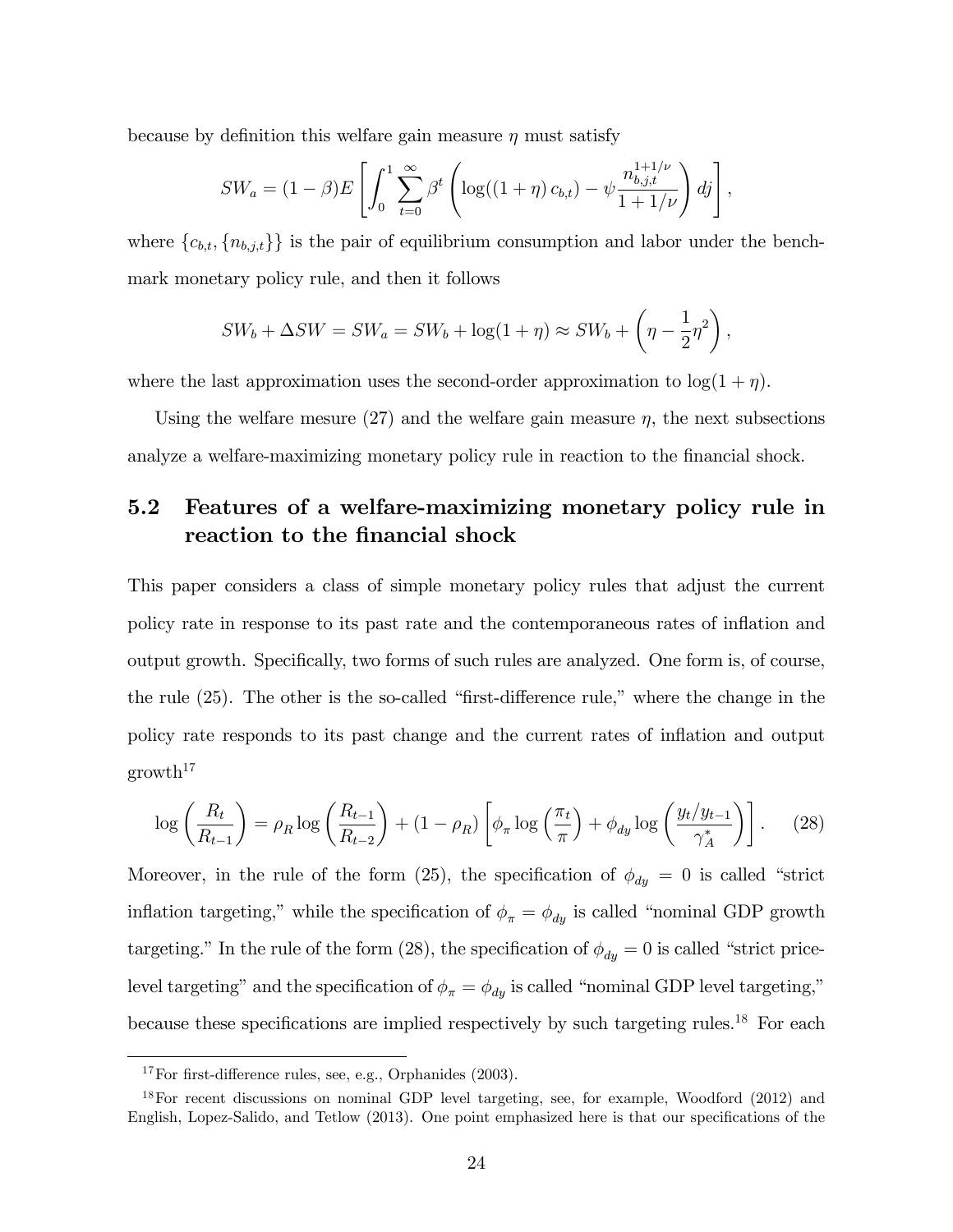because by definition this welfare gain measure $\eta$ must satisfy

$$SW_a = (1-\beta)E\left[\int_0^1 \sum_{t=0}^{\infty} \beta^t \left(\log((1+\eta)\,c_{b,t}) - \psi \frac{n_{b,j,t}^{1+1/\nu}}{1+1/\nu}\right) dj\right],$$

where $\{c_{b,t}, \{n_{b,j,t}\}\}$ is the pair of equilibrium consumption and labor under the benchmark monetary policy rule, and then it follows

$$SW_b + \Delta SW = SW_a = SW_b + \log(1+\eta) \approx SW_b + \left(\eta - \frac{1}{2}\eta^2\right),$$

where the last approximation uses the second-order approximation to $\log(1+\eta)$.

Using the welfare mesure (27) and the welfare gain measure $\eta$, the next subsections analyze a welfare-maximizing monetary policy rule in reaction to the financial shock.

## 5.2 Features of a welfare-maximizing monetary policy rule in reaction to the financial shock

This paper considers a class of simple monetary policy rules that adjust the current policy rate in response to its past rate and the contemporaneous rates of inflation and output growth. Specifically, two forms of such rules are analyzed. One form is, of course, the rule (25). The other is the so-called "first-difference rule," where the change in the policy rate responds to its past change and the current rates of inflation and output growth[17]

$$\log\left(\frac{R_t}{R_{t-1}}\right) = \rho_R \log\left(\frac{R_{t-1}}{R_{t-2}}\right) + (1-\rho_R)\left[\phi_\pi \log\left(\frac{\pi_t}{\pi}\right) + \phi_{dy} \log\left(\frac{y_t/y_{t-1}}{\gamma_A^*}\right)\right]. \quad (28)$$

Moreover, in the rule of the form (25), the specification of $\phi_{dy} = 0$ is called "strict inflation targeting," while the specification of $\phi_\pi = \phi_{dy}$ is called "nominal GDP growth targeting." In the rule of the form (28), the specification of $\phi_{dy} = 0$ is called "strict price-level targeting" and the specification of $\phi_\pi = \phi_{dy}$ is called "nominal GDP level targeting," because these specifications are implied respectively by such targeting rules.[18] For each

---

[17] For first-difference rules, see, e.g., Orphanides (2003).

[18] For recent discussions on nominal GDP level targeting, see, for example, Woodford (2012) and English, Lopez-Salido, and Tetlow (2013). One point emphasized here is that our specifications of the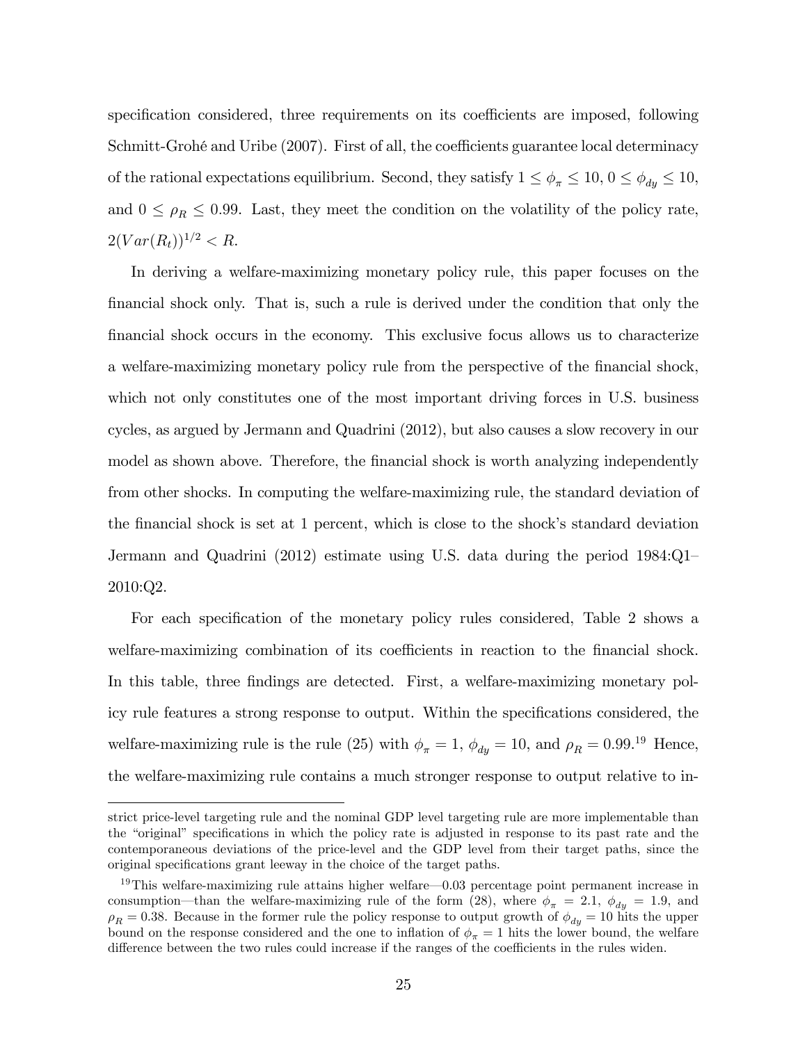specification considered, three requirements on its coefficients are imposed, following Schmitt-Grohé and Uribe (2007). First of all, the coefficients guarantee local determinacy of the rational expectations equilibrium. Second, they satisfy $1 \leq \phi_\pi \leq 10$, $0 \leq \phi_{dy} \leq 10$, and $0 \leq \rho_R \leq 0.99$. Last, they meet the condition on the volatility of the policy rate, $2(Var(R_t))^{1/2} < R$.

In deriving a welfare-maximizing monetary policy rule, this paper focuses on the financial shock only. That is, such a rule is derived under the condition that only the financial shock occurs in the economy. This exclusive focus allows us to characterize a welfare-maximizing monetary policy rule from the perspective of the financial shock, which not only constitutes one of the most important driving forces in U.S. business cycles, as argued by Jermann and Quadrini (2012), but also causes a slow recovery in our model as shown above. Therefore, the financial shock is worth analyzing independently from other shocks. In computing the welfare-maximizing rule, the standard deviation of the financial shock is set at 1 percent, which is close to the shock's standard deviation Jermann and Quadrini (2012) estimate using U.S. data during the period 1984:Q1–2010:Q2.

For each specification of the monetary policy rules considered, Table 2 shows a welfare-maximizing combination of its coefficients in reaction to the financial shock. In this table, three findings are detected. First, a welfare-maximizing monetary policy rule features a strong response to output. Within the specifications considered, the welfare-maximizing rule is the rule (25) with $\phi_\pi = 1$, $\phi_{dy} = 10$, and $\rho_R = 0.99$.[19] Hence, the welfare-maximizing rule contains a much stronger response to output relative to in-

---

strict price-level targeting rule and the nominal GDP level targeting rule are more implementable than the "original" specifications in which the policy rate is adjusted in response to its past rate and the contemporaneous deviations of the price-level and the GDP level from their target paths, since the original specifications grant leeway in the choice of the target paths.

[19] This welfare-maximizing rule attains higher welfare—0.03 percentage point permanent increase in consumption—than the welfare-maximizing rule of the form (28), where $\phi_\pi = 2.1$, $\phi_{dy} = 1.9$, and $\rho_R = 0.38$. Because in the former rule the policy response to output growth of $\phi_{dy} = 10$ hits the upper bound on the response considered and the one to inflation of $\phi_\pi = 1$ hits the lower bound, the welfare difference between the two rules could increase if the ranges of the coefficients in the rules widen.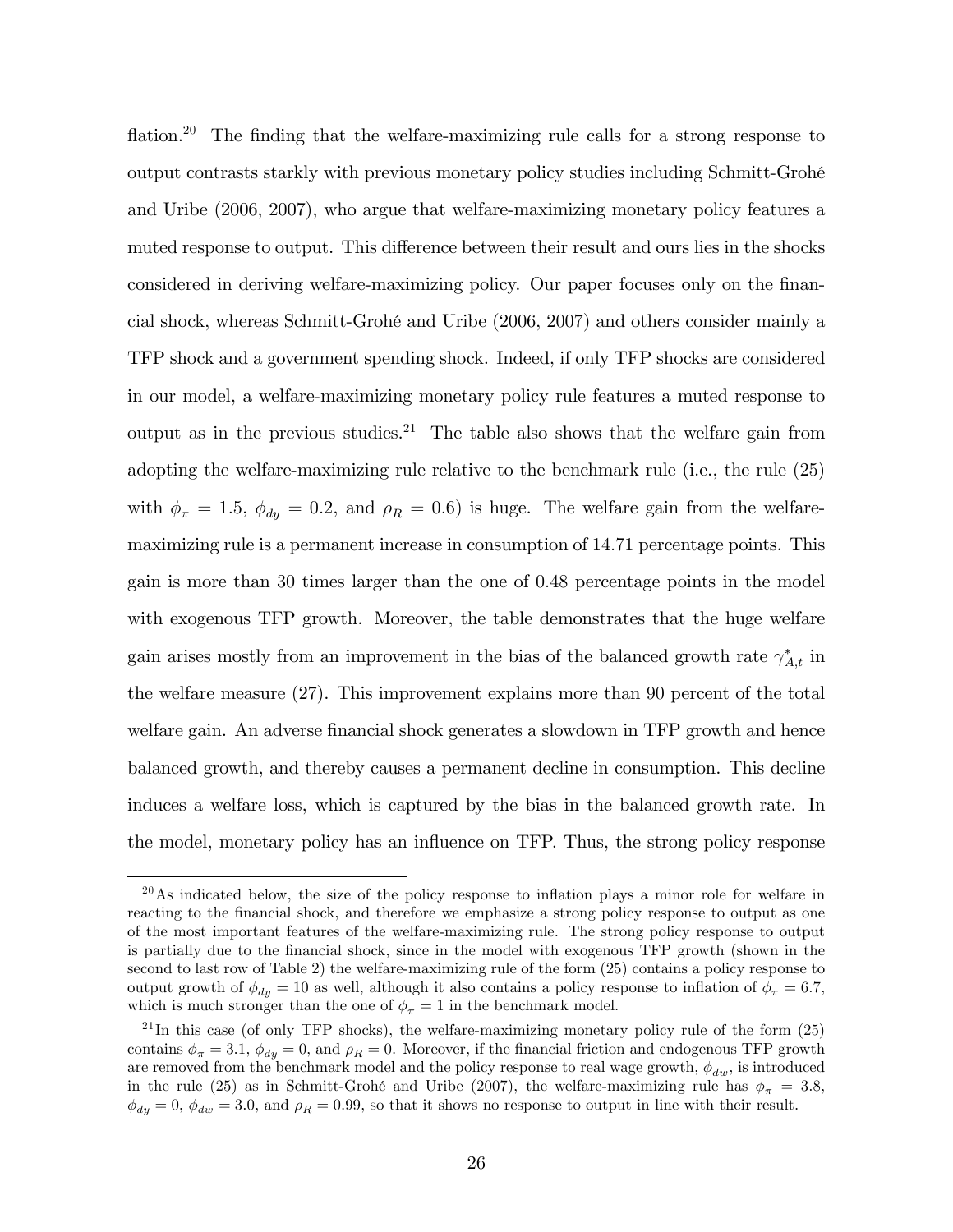flation.[20] The finding that the welfare-maximizing rule calls for a strong response to output contrasts starkly with previous monetary policy studies including Schmitt-Grohé and Uribe (2006, 2007), who argue that welfare-maximizing monetary policy features a muted response to output. This difference between their result and ours lies in the shocks considered in deriving welfare-maximizing policy. Our paper focuses only on the financial shock, whereas Schmitt-Grohé and Uribe (2006, 2007) and others consider mainly a TFP shock and a government spending shock. Indeed, if only TFP shocks are considered in our model, a welfare-maximizing monetary policy rule features a muted response to output as in the previous studies.[21] The table also shows that the welfare gain from adopting the welfare-maximizing rule relative to the benchmark rule (i.e., the rule (25) with $\phi_\pi = 1.5$, $\phi_{dy} = 0.2$, and $\rho_R = 0.6$) is huge. The welfare gain from the welfare-maximizing rule is a permanent increase in consumption of 14.71 percentage points. This gain is more than 30 times larger than the one of 0.48 percentage points in the model with exogenous TFP growth. Moreover, the table demonstrates that the huge welfare gain arises mostly from an improvement in the bias of the balanced growth rate $\gamma^*_{A,t}$ in the welfare measure (27). This improvement explains more than 90 percent of the total welfare gain. An adverse financial shock generates a slowdown in TFP growth and hence balanced growth, and thereby causes a permanent decline in consumption. This decline induces a welfare loss, which is captured by the bias in the balanced growth rate. In the model, monetary policy has an influence on TFP. Thus, the strong policy response

[20] As indicated below, the size of the policy response to inflation plays a minor role for welfare in reacting to the financial shock, and therefore we emphasize a strong policy response to output as one of the most important features of the welfare-maximizing rule. The strong policy response to output is partially due to the financial shock, since in the model with exogenous TFP growth (shown in the second to last row of Table 2) the welfare-maximizing rule of the form (25) contains a policy response to output growth of $\phi_{dy} = 10$ as well, although it also contains a policy response to inflation of $\phi_\pi = 6.7$, which is much stronger than the one of $\phi_\pi = 1$ in the benchmark model.

[21] In this case (of only TFP shocks), the welfare-maximizing monetary policy rule of the form (25) contains $\phi_\pi = 3.1$, $\phi_{dy} = 0$, and $\rho_R = 0$. Moreover, if the financial friction and endogenous TFP growth are removed from the benchmark model and the policy response to real wage growth, $\phi_{dw}$, is introduced in the rule (25) as in Schmitt-Grohé and Uribe (2007), the welfare-maximizing rule has $\phi_\pi = 3.8$, $\phi_{dy} = 0$, $\phi_{dw} = 3.0$, and $\rho_R = 0.99$, so that it shows no response to output in line with their result.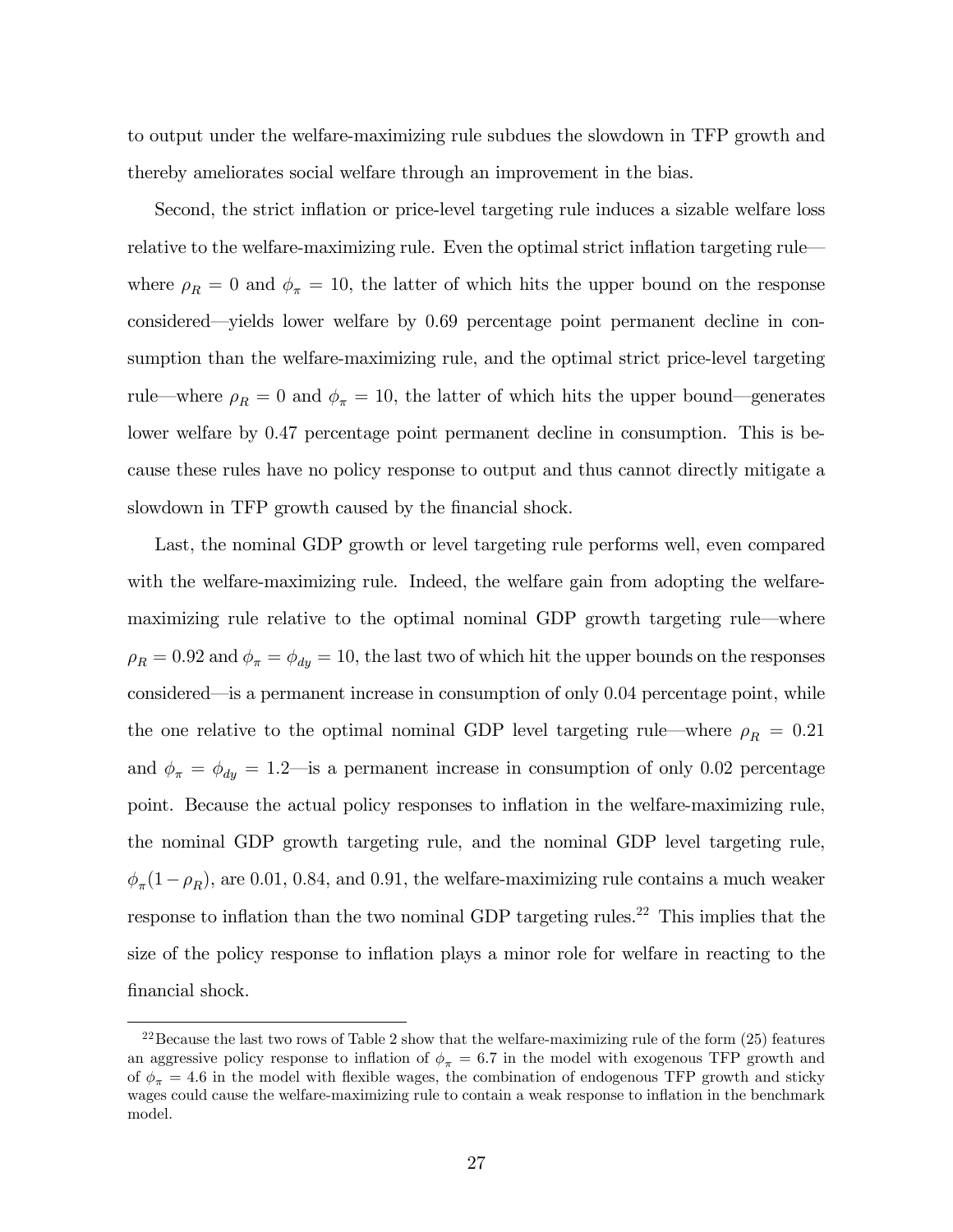to output under the welfare-maximizing rule subdues the slowdown in TFP growth and thereby ameliorates social welfare through an improvement in the bias.

Second, the strict inflation or price-level targeting rule induces a sizable welfare loss relative to the welfare-maximizing rule. Even the optimal strict inflation targeting rule—where $\rho_R = 0$ and $\phi_\pi = 10$, the latter of which hits the upper bound on the response considered—yields lower welfare by 0.69 percentage point permanent decline in consumption than the welfare-maximizing rule, and the optimal strict price-level targeting rule—where $\rho_R = 0$ and $\phi_\pi = 10$, the latter of which hits the upper bound—generates lower welfare by 0.47 percentage point permanent decline in consumption. This is because these rules have no policy response to output and thus cannot directly mitigate a slowdown in TFP growth caused by the financial shock.

Last, the nominal GDP growth or level targeting rule performs well, even compared with the welfare-maximizing rule. Indeed, the welfare gain from adopting the welfare-maximizing rule relative to the optimal nominal GDP growth targeting rule—where $\rho_R = 0.92$ and $\phi_\pi = \phi_{dy} = 10$, the last two of which hit the upper bounds on the responses considered—is a permanent increase in consumption of only 0.04 percentage point, while the one relative to the optimal nominal GDP level targeting rule—where $\rho_R = 0.21$ and $\phi_\pi = \phi_{dy} = 1.2$—is a permanent increase in consumption of only 0.02 percentage point. Because the actual policy responses to inflation in the welfare-maximizing rule, the nominal GDP growth targeting rule, and the nominal GDP level targeting rule, $\phi_\pi(1 - \rho_R)$, are 0.01, 0.84, and 0.91, the welfare-maximizing rule contains a much weaker response to inflation than the two nominal GDP targeting rules.[22] This implies that the size of the policy response to inflation plays a minor role for welfare in reacting to the financial shock.

[22] Because the last two rows of Table 2 show that the welfare-maximizing rule of the form (25) features an aggressive policy response to inflation of $\phi_\pi = 6.7$ in the model with exogenous TFP growth and of $\phi_\pi = 4.6$ in the model with flexible wages, the combination of endogenous TFP growth and sticky wages could cause the welfare-maximizing rule to contain a weak response to inflation in the benchmark model.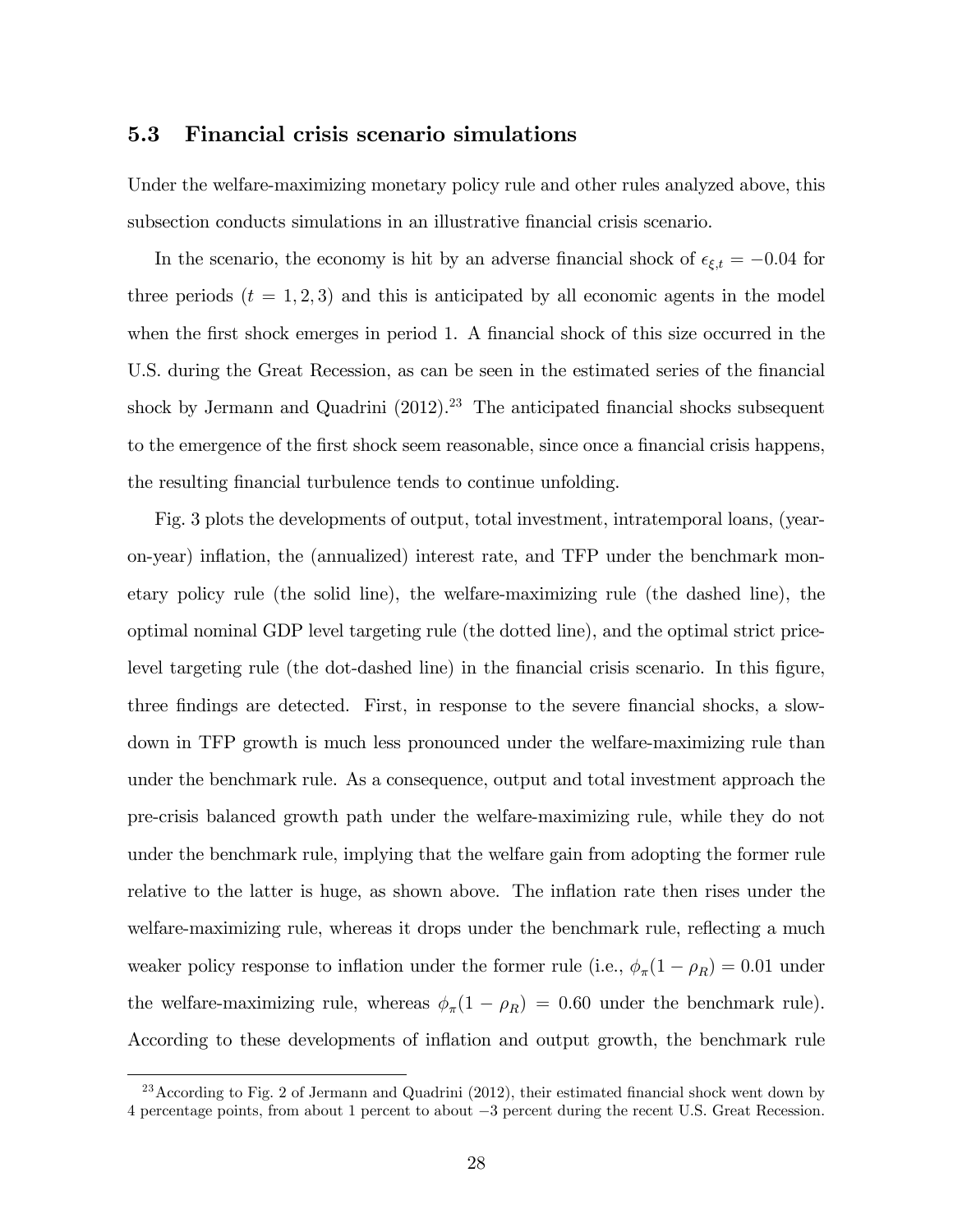### 5.3 Financial crisis scenario simulations

Under the welfare-maximizing monetary policy rule and other rules analyzed above, this subsection conducts simulations in an illustrative financial crisis scenario.

In the scenario, the economy is hit by an adverse financial shock of $\epsilon_{\xi,t} = -0.04$ for three periods ($t = 1, 2, 3$) and this is anticipated by all economic agents in the model when the first shock emerges in period 1. A financial shock of this size occurred in the U.S. during the Great Recession, as can be seen in the estimated series of the financial shock by Jermann and Quadrini (2012).[23] The anticipated financial shocks subsequent to the emergence of the first shock seem reasonable, since once a financial crisis happens, the resulting financial turbulence tends to continue unfolding.

Fig. 3 plots the developments of output, total investment, intratemporal loans, (year-on-year) inflation, the (annualized) interest rate, and TFP under the benchmark monetary policy rule (the solid line), the welfare-maximizing rule (the dashed line), the optimal nominal GDP level targeting rule (the dotted line), and the optimal strict price-level targeting rule (the dot-dashed line) in the financial crisis scenario. In this figure, three findings are detected. First, in response to the severe financial shocks, a slowdown in TFP growth is much less pronounced under the welfare-maximizing rule than under the benchmark rule. As a consequence, output and total investment approach the pre-crisis balanced growth path under the welfare-maximizing rule, while they do not under the benchmark rule, implying that the welfare gain from adopting the former rule relative to the latter is huge, as shown above. The inflation rate then rises under the welfare-maximizing rule, whereas it drops under the benchmark rule, reflecting a much weaker policy response to inflation under the former rule (i.e., $\phi_\pi(1 - \rho_R) = 0.01$ under the welfare-maximizing rule, whereas $\phi_\pi(1 - \rho_R) = 0.60$ under the benchmark rule). According to these developments of inflation and output growth, the benchmark rule

[23] According to Fig. 2 of Jermann and Quadrini (2012), their estimated financial shock went down by 4 percentage points, from about 1 percent to about $-3$ percent during the recent U.S. Great Recession.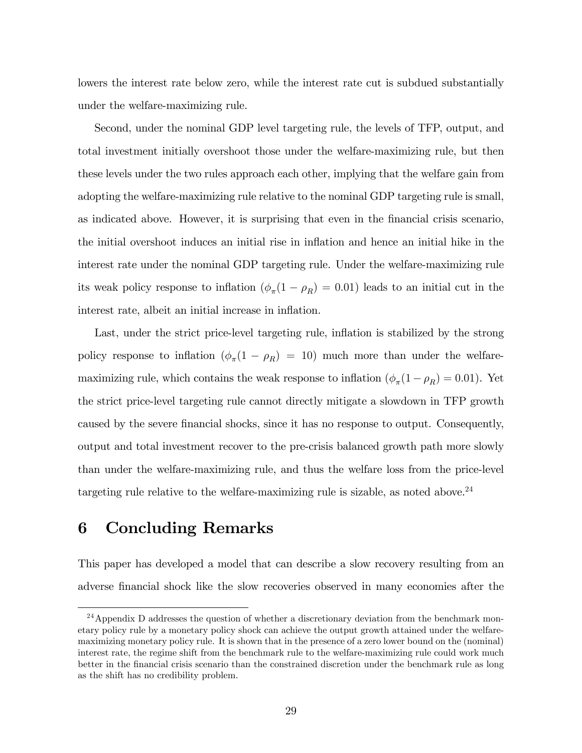lowers the interest rate below zero, while the interest rate cut is subdued substantially under the welfare-maximizing rule.

Second, under the nominal GDP level targeting rule, the levels of TFP, output, and total investment initially overshoot those under the welfare-maximizing rule, but then these levels under the two rules approach each other, implying that the welfare gain from adopting the welfare-maximizing rule relative to the nominal GDP targeting rule is small, as indicated above. However, it is surprising that even in the financial crisis scenario, the initial overshoot induces an initial rise in inflation and hence an initial hike in the interest rate under the nominal GDP targeting rule. Under the welfare-maximizing rule its weak policy response to inflation ($\phi_\pi(1-\rho_R) = 0.01$) leads to an initial cut in the interest rate, albeit an initial increase in inflation.

Last, under the strict price-level targeting rule, inflation is stabilized by the strong policy response to inflation ($\phi_\pi(1-\rho_R) = 10$) much more than under the welfare-maximizing rule, which contains the weak response to inflation ($\phi_\pi(1-\rho_R) = 0.01$). Yet the strict price-level targeting rule cannot directly mitigate a slowdown in TFP growth caused by the severe financial shocks, since it has no response to output. Consequently, output and total investment recover to the pre-crisis balanced growth path more slowly than under the welfare-maximizing rule, and thus the welfare loss from the price-level targeting rule relative to the welfare-maximizing rule is sizable, as noted above.[24]

# 6 Concluding Remarks

This paper has developed a model that can describe a slow recovery resulting from an adverse financial shock like the slow recoveries observed in many economies after the

[24] Appendix D addresses the question of whether a discretionary deviation from the benchmark monetary policy rule by a monetary policy shock can achieve the output growth attained under the welfare-maximizing monetary policy rule. It is shown that in the presence of a zero lower bound on the (nominal) interest rate, the regime shift from the benchmark rule to the welfare-maximizing rule could work much better in the financial crisis scenario than the constrained discretion under the benchmark rule as long as the shift has no credibility problem.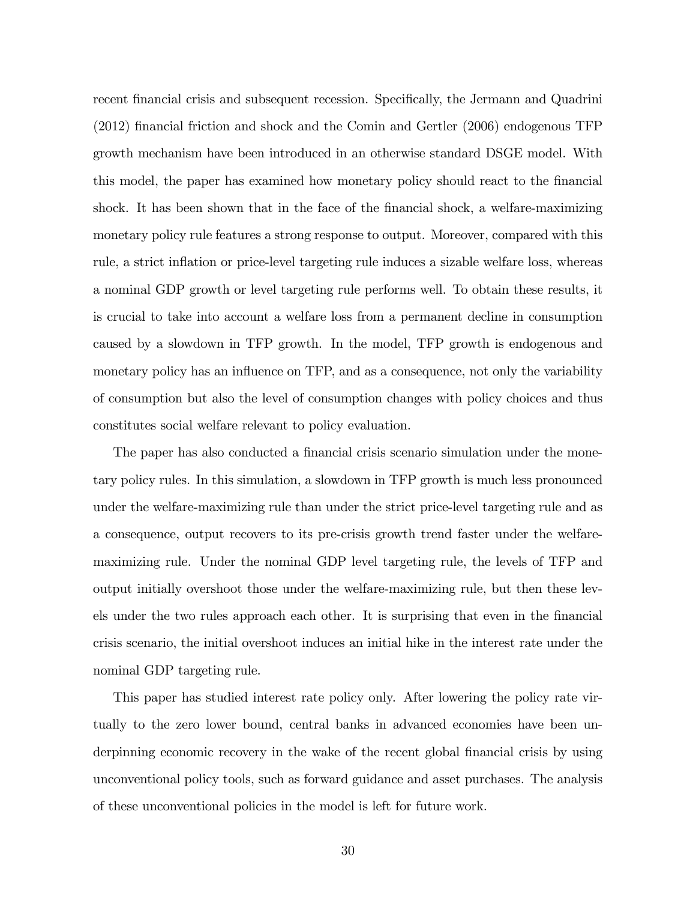recent financial crisis and subsequent recession. Specifically, the Jermann and Quadrini (2012) financial friction and shock and the Comin and Gertler (2006) endogenous TFP growth mechanism have been introduced in an otherwise standard DSGE model. With this model, the paper has examined how monetary policy should react to the financial shock. It has been shown that in the face of the financial shock, a welfare-maximizing monetary policy rule features a strong response to output. Moreover, compared with this rule, a strict inflation or price-level targeting rule induces a sizable welfare loss, whereas a nominal GDP growth or level targeting rule performs well. To obtain these results, it is crucial to take into account a welfare loss from a permanent decline in consumption caused by a slowdown in TFP growth. In the model, TFP growth is endogenous and monetary policy has an influence on TFP, and as a consequence, not only the variability of consumption but also the level of consumption changes with policy choices and thus constitutes social welfare relevant to policy evaluation.

The paper has also conducted a financial crisis scenario simulation under the monetary policy rules. In this simulation, a slowdown in TFP growth is much less pronounced under the welfare-maximizing rule than under the strict price-level targeting rule and as a consequence, output recovers to its pre-crisis growth trend faster under the welfare-maximizing rule. Under the nominal GDP level targeting rule, the levels of TFP and output initially overshoot those under the welfare-maximizing rule, but then these levels under the two rules approach each other. It is surprising that even in the financial crisis scenario, the initial overshoot induces an initial hike in the interest rate under the nominal GDP targeting rule.

This paper has studied interest rate policy only. After lowering the policy rate virtually to the zero lower bound, central banks in advanced economies have been underpinning economic recovery in the wake of the recent global financial crisis by using unconventional policy tools, such as forward guidance and asset purchases. The analysis of these unconventional policies in the model is left for future work.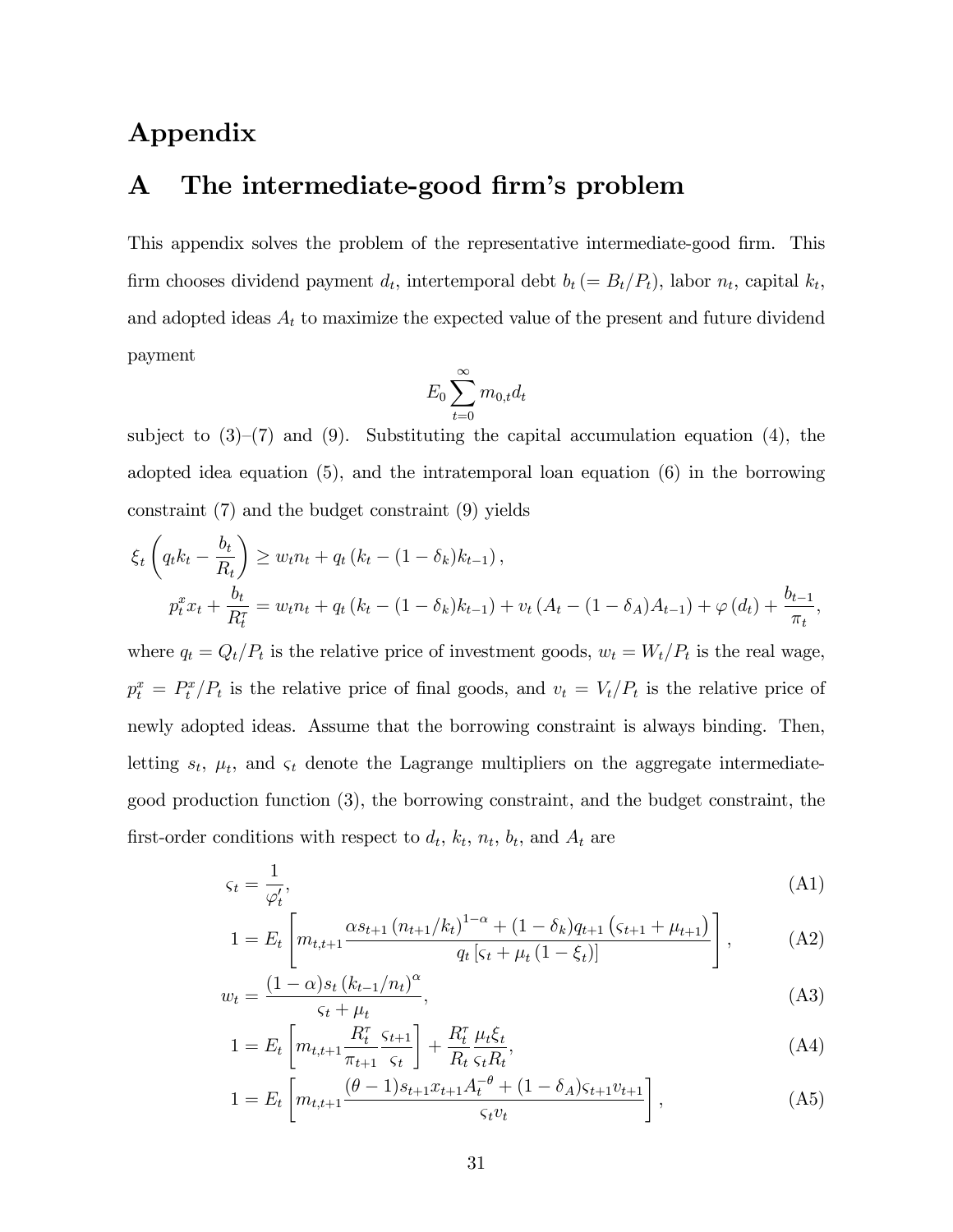# Appendix

## A The intermediate-good firm's problem

This appendix solves the problem of the representative intermediate-good firm. This firm chooses dividend payment $d_t$, intertemporal debt $b_t \,(= B_t/P_t)$, labor $n_t$, capital $k_t$, and adopted ideas $A_t$ to maximize the expected value of the present and future dividend payment

$$E_0 \sum_{t=0}^{\infty} m_{0,t} d_t$$

subject to (3)–(7) and (9). Substituting the capital accumulation equation (4), the adopted idea equation (5), and the intratemporal loan equation (6) in the borrowing constraint (7) and the budget constraint (9) yields

$$\xi_t \left( q_t k_t - \frac{b_t}{R_t} \right) \geq w_t n_t + q_t \left( k_t - (1 - \delta_k) k_{t-1} \right),$$

$$p_t^x x_t + \frac{b_t}{R_t^\tau} = w_t n_t + q_t \left( k_t - (1 - \delta_k) k_{t-1} \right) + v_t \left( A_t - (1 - \delta_A) A_{t-1} \right) + \varphi \left( d_t \right) + \frac{b_{t-1}}{\pi_t},$$

where $q_t = Q_t/P_t$ is the relative price of investment goods, $w_t = W_t/P_t$ is the real wage, $p_t^x = P_t^x/P_t$ is the relative price of final goods, and $v_t = V_t/P_t$ is the relative price of newly adopted ideas. Assume that the borrowing constraint is always binding. Then, letting $s_t$, $\mu_t$, and $\varsigma_t$ denote the Lagrange multipliers on the aggregate intermediate-good production function (3), the borrowing constraint, and the budget constraint, the first-order conditions with respect to $d_t$, $k_t$, $n_t$, $b_t$, and $A_t$ are

$$\varsigma_t = \frac{1}{\varphi_t'}, \tag{A1}$$

$$1 = E_t \left[ m_{t,t+1} \frac{\alpha s_{t+1} \left( n_{t+1}/k_t \right)^{1-\alpha} + (1 - \delta_k) q_{t+1} \left( \varsigma_{t+1} + \mu_{t+1} \right)}{q_t \left[ \varsigma_t + \mu_t \left( 1 - \xi_t \right) \right]} \right], \tag{A2}$$

$$w_t = \frac{(1 - \alpha) s_t \left( k_{t-1}/n_t \right)^\alpha}{\varsigma_t + \mu_t}, \tag{A3}$$

$$1 = E_t \left[ m_{t,t+1} \frac{R_t^\tau}{\pi_{t+1}} \frac{\varsigma_{t+1}}{\varsigma_t} \right] + \frac{R_t^\tau}{R_t} \frac{\mu_t \xi_t}{\varsigma_t R_t}, \tag{A4}$$

$$1 = E_t \left[ m_{t,t+1} \frac{(\theta - 1) s_{t+1} x_{t+1} A_t^{-\theta} + (1 - \delta_A) \varsigma_{t+1} v_{t+1}}{\varsigma_t v_t} \right], \tag{A5}$$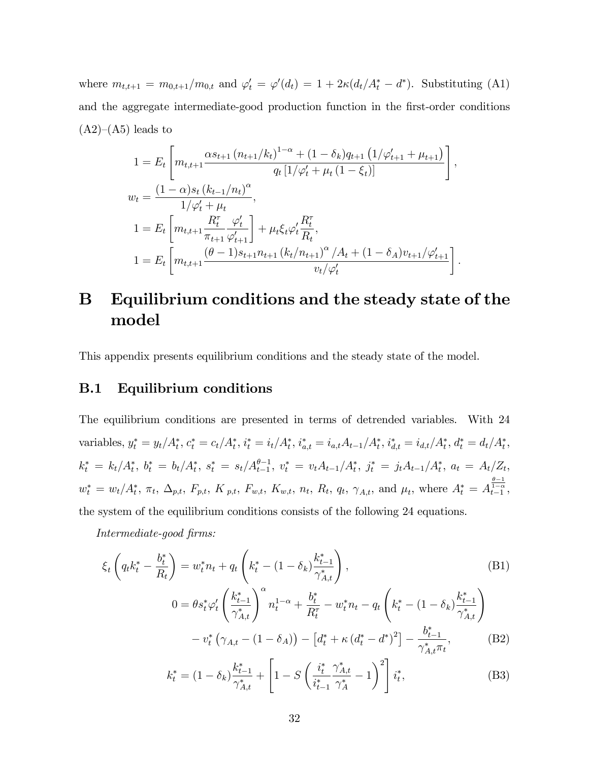where $m_{t,t+1} = m_{0,t+1}/m_{0,t}$ and $\varphi_t' = \varphi'(d_t) = 1 + 2\kappa(d_t/A_t^* - d^*)$. Substituting (A1) and the aggregate intermediate-good production function in the first-order conditions (A2)–(A5) leads to

$$1 = E_t \left[ m_{t,t+1} \frac{\alpha s_{t+1} (n_{t+1}/k_t)^{1-\alpha} + (1-\delta_k) q_{t+1} \left(1/\varphi_{t+1}' + \mu_{t+1}\right)}{q_t \left[1/\varphi_t' + \mu_t (1-\xi_t)\right]} \right],$$

$$w_t = \frac{(1-\alpha) s_t (k_{t-1}/n_t)^{\alpha}}{1/\varphi_t' + \mu_t},$$

$$1 = E_t \left[ m_{t,t+1} \frac{R_t^\tau}{\pi_{t+1}} \frac{\varphi_t'}{\varphi_{t+1}'} \right] + \mu_t \xi_t \varphi_t' \frac{R_t^\tau}{R_t},$$

$$1 = E_t \left[ m_{t,t+1} \frac{(\theta-1) s_{t+1} n_{t+1} (k_t/n_{t+1})^{\alpha}/A_t + (1-\delta_A) v_{t+1}/\varphi_{t+1}'}{v_t/\varphi_t'} \right].$$

# B Equilibrium conditions and the steady state of the model

This appendix presents equilibrium conditions and the steady state of the model.

## B.1 Equilibrium conditions

The equilibrium conditions are presented in terms of detrended variables. With 24 variables, $y_t^* = y_t/A_t^*$, $c_t^* = c_t/A_t^*$, $i_t^* = i_t/A_t^*$, $i_{a,t}^* = i_{a,t} A_{t-1}/A_t^*$, $i_{d,t}^* = i_{d,t}/A_t^*$, $d_t^* = d_t/A_t^*$, $k_t^* = k_t/A_t^*$, $b_t^* = b_t/A_t^*$, $s_t^* = s_t/A_{t-1}^{\theta-1}$, $v_t^* = v_t A_{t-1}/A_t^*$, $j_t^* = j_t A_{t-1}/A_t^*$, $a_t = A_t/Z_t$, $w_t^* = w_t/A_t^*$, $\pi_t$, $\Delta_{p,t}$, $F_{p,t}$, $K_{p,t}$, $F_{w,t}$, $K_{w,t}$, $n_t$, $R_t$, $q_t$, $\gamma_{A,t}$, and $\mu_t$, where $A_t^* = A_{t-1}^{\frac{\theta-1}{1-\alpha}}$, the system of the equilibrium conditions consists of the following 24 equations.

*Intermediate-good firms:*

$$\xi_t \left( q_t k_t^* - \frac{b_t^*}{R_t} \right) = w_t^* n_t + q_t \left( k_t^* - (1-\delta_k) \frac{k_{t-1}^*}{\gamma_{A,t}^*} \right), \tag{B1}$$

$$\begin{aligned} 0 = \theta s_t^* \varphi_t' \left( \frac{k_{t-1}^*}{\gamma_{A,t}^*} \right)^{\alpha} n_t^{1-\alpha} + \frac{b_t^*}{R_t^\tau} - w_t^* n_t - q_t \left( k_t^* - (1-\delta_k) \frac{k_{t-1}^*}{\gamma_{A,t}^*} \right) \\ - v_t^* \left( \gamma_{A,t} - (1-\delta_A) \right) - \left[ d_t^* + \kappa \left( d_t^* - d^* \right)^2 \right] - \frac{b_{t-1}^*}{\gamma_{A,t}^* \pi_t}, \end{aligned} \tag{B2}$$

$$k_t^* = (1-\delta_k) \frac{k_{t-1}^*}{\gamma_{A,t}^*} + \left[ 1 - S\left( \frac{i_t^*}{i_{t-1}^*} \frac{\gamma_{A,t}^*}{\gamma_A^*} - 1 \right)^2 \right] i_t^*, \tag{B3}$$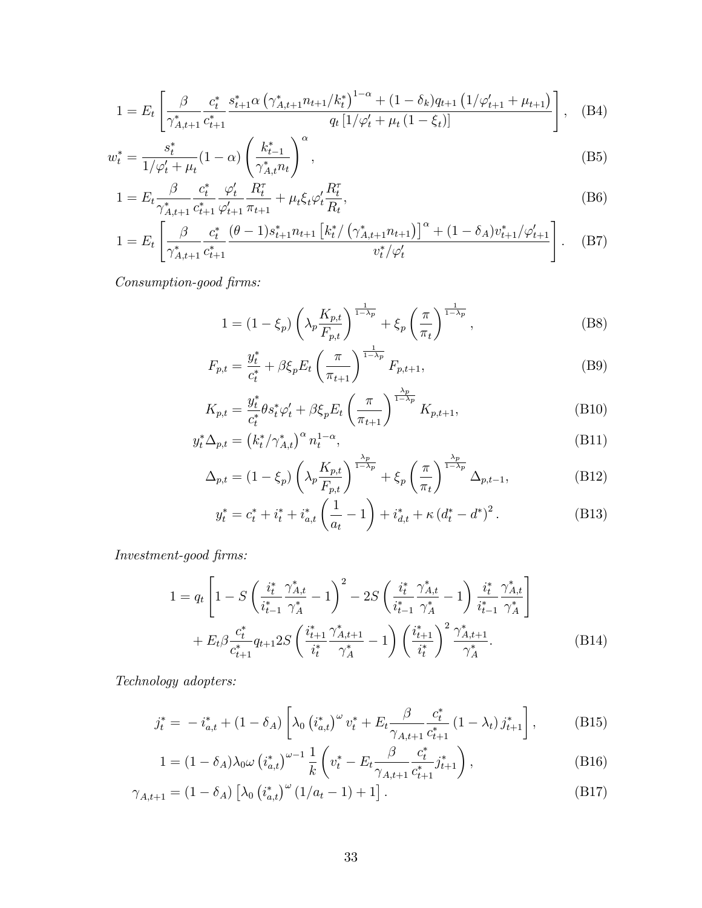$$1=E_t\left[\frac{\beta}{\gamma_{A,t+1}^*}\frac{c_t^*}{c_{t+1}^*}\frac{s_{t+1}^*\alpha\left(\gamma_{A,t+1}^*n_{t+1}/k_t^*\right)^{1-\alpha}+(1-\delta_k)q_{t+1}\left(1/\varphi_{t+1}'+\mu_{t+1}\right)}{q_t\left[1/\varphi_t'+\mu_t\left(1-\xi_t\right)\right]}\right], \quad \text{(B4)}$$

$$w_t^*=\frac{s_t^*}{1/\varphi_t'+\mu_t}(1-\alpha)\left(\frac{k_{t-1}^*}{\gamma_{A,t}^*n_t}\right)^{\alpha}, \quad \text{(B5)}$$

$$1=E_t\frac{\beta}{\gamma_{A,t+1}^*}\frac{c_t^*}{c_{t+1}^*}\frac{\varphi_t'}{\varphi_{t+1}'}\frac{R_t^{\tau}}{\pi_{t+1}}+\mu_t\xi_t\varphi_t'\frac{R_t^{\tau}}{R_t}, \quad \text{(B6)}$$

$$1=E_t\left[\frac{\beta}{\gamma_{A,t+1}^*}\frac{c_t^*}{c_{t+1}^*}\frac{(\theta-1)s_{t+1}^*n_{t+1}\left[k_t^*/\left(\gamma_{A,t+1}^*n_{t+1}\right)\right]^{\alpha}+(1-\delta_A)v_{t+1}^*/\varphi_{t+1}'}{v_t^*/\varphi_t'}\right]. \quad \text{(B7)}$$

*Consumption-good firms:*

$$1=(1-\xi_p)\left(\lambda_p\frac{K_{p,t}}{F_{p,t}}\right)^{\frac{1}{1-\lambda_p}}+\xi_p\left(\frac{\pi}{\pi_t}\right)^{\frac{1}{1-\lambda_p}}, \quad \text{(B8)}$$

$$F_{p,t}=\frac{y_t^*}{c_t^*}+\beta\xi_pE_t\left(\frac{\pi}{\pi_{t+1}}\right)^{\frac{1}{1-\lambda_p}}F_{p,t+1}, \quad \text{(B9)}$$

$$K_{p,t}=\frac{y_t^*}{c_t^*}\theta s_t^*\varphi_t'+\beta\xi_pE_t\left(\frac{\pi}{\pi_{t+1}}\right)^{\frac{\lambda_p}{1-\lambda_p}}K_{p,t+1}, \quad \text{(B10)}$$

$$y_t^*\Delta_{p,t}=\left(k_t^*/\gamma_{A,t}^*\right)^{\alpha}n_t^{1-\alpha}, \quad \text{(B11)}$$

$$\Delta_{p,t}=(1-\xi_p)\left(\lambda_p\frac{K_{p,t}}{F_{p,t}}\right)^{\frac{\lambda_p}{1-\lambda_p}}+\xi_p\left(\frac{\pi}{\pi_t}\right)^{\frac{\lambda_p}{1-\lambda_p}}\Delta_{p,t-1}, \quad \text{(B12)}$$

$$y_t^*=c_t^*+i_t^*+i_{a,t}^*\left(\frac{1}{a_t}-1\right)+i_{d,t}^*+\kappa\left(d_t^*-d^*\right)^2. \quad \text{(B13)}$$

*Investment-good firms:*

$$\begin{aligned}1=q_t&\left[1-S\left(\frac{i_t^*}{i_{t-1}^*}\frac{\gamma_{A,t}^*}{\gamma_A^*}-1\right)^2-2S\left(\frac{i_t^*}{i_{t-1}^*}\frac{\gamma_{A,t}^*}{\gamma_A^*}-1\right)\frac{i_t^*}{i_{t-1}^*}\frac{\gamma_{A,t}^*}{\gamma_A^*}\right]\\&+E_t\beta\frac{c_t^*}{c_{t+1}^*}q_{t+1}2S\left(\frac{i_{t+1}^*}{i_t^*}\frac{\gamma_{A,t+1}^*}{\gamma_A^*}-1\right)\left(\frac{i_{t+1}^*}{i_t^*}\right)^2\frac{\gamma_{A,t+1}^*}{\gamma_A^*}.\end{aligned} \quad \text{(B14)}$$

*Technology adopters:*

$$j_t^*=-i_{a,t}^*+(1-\delta_A)\left[\lambda_0\left(i_{a,t}^*\right)^{\omega}v_t^*+E_t\frac{\beta}{\gamma_{A,t+1}}\frac{c_t^*}{c_{t+1}^*}\left(1-\lambda_t\right)j_{t+1}^*\right], \quad \text{(B15)}$$

$$1=(1-\delta_A)\lambda_0\omega\left(i_{a,t}^*\right)^{\omega-1}\frac{1}{k}\left(v_t^*-E_t\frac{\beta}{\gamma_{A,t+1}}\frac{c_t^*}{c_{t+1}^*}j_{t+1}^*\right), \quad \text{(B16)}$$

$$\gamma_{A,t+1}=(1-\delta_A)\left[\lambda_0\left(i_{a,t}^*\right)^{\omega}(1/a_t-1)+1\right]. \quad \text{(B17)}$$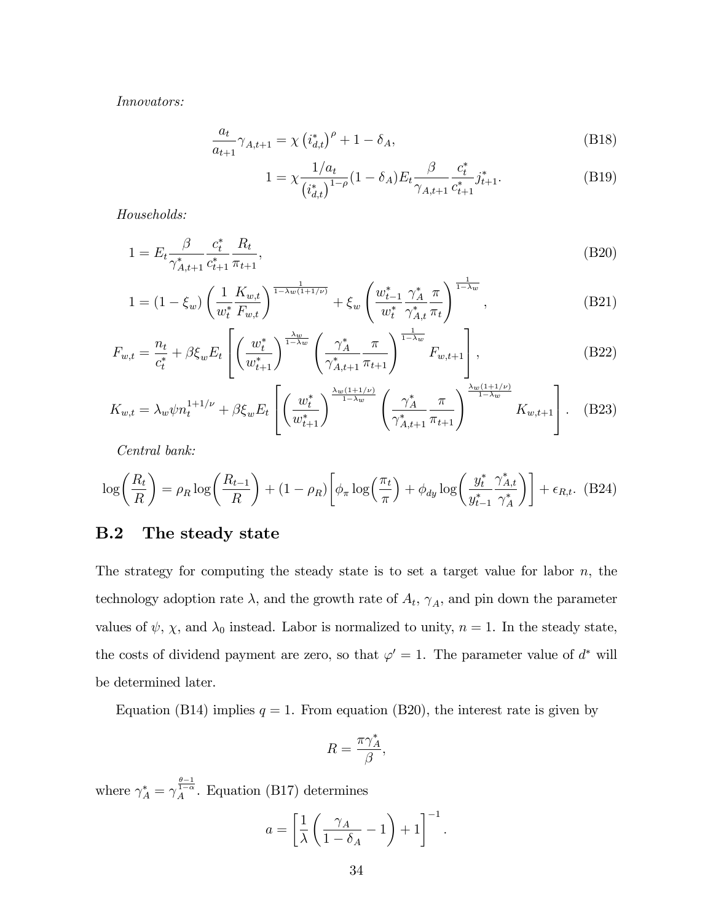*Innovators:*

$$\frac{a_t}{a_{t+1}}\gamma_{A,t+1} = \chi\left(i_{d,t}^*\right)^{\rho} + 1 - \delta_A, \tag{B18}$$

$$1 = \chi\frac{1/a_t}{\left(i_{d,t}^*\right)^{1-\rho}}(1-\delta_A)E_t\frac{\beta}{\gamma_{A,t+1}}\frac{c_t^*}{c_{t+1}^*}j_{t+1}^*. \tag{B19}$$

*Households:*

$$1 = E_t\frac{\beta}{\gamma_{A,t+1}^*}\frac{c_t^*}{c_{t+1}^*}\frac{R_t}{\pi_{t+1}}, \tag{B20}$$

$$1 = (1-\xi_w)\left(\frac{1}{w_t^*}\frac{K_{w,t}}{F_{w,t}}\right)^{\frac{1}{1-\lambda_w(1+1/\nu)}} + \xi_w\left(\frac{w_{t-1}^*}{w_t^*}\frac{\gamma_A^*}{\gamma_{A,t}^*}\frac{\pi}{\pi_t}\right)^{\frac{1}{1-\lambda_w}}, \tag{B21}$$

$$F_{w,t} = \frac{n_t}{c_t^*} + \beta\xi_w E_t\left[\left(\frac{w_t^*}{w_{t+1}^*}\right)^{\frac{\lambda_w}{1-\lambda_w}}\left(\frac{\gamma_A^*}{\gamma_{A,t+1}^*}\frac{\pi}{\pi_{t+1}}\right)^{\frac{1}{1-\lambda_w}}F_{w,t+1}\right], \tag{B22}$$

$$K_{w,t} = \lambda_w\psi n_t^{1+1/\nu} + \beta\xi_w E_t\left[\left(\frac{w_t^*}{w_{t+1}^*}\right)^{\frac{\lambda_w(1+1/\nu)}{1-\lambda_w}}\left(\frac{\gamma_A^*}{\gamma_{A,t+1}^*}\frac{\pi}{\pi_{t+1}}\right)^{\frac{\lambda_w(1+1/\nu)}{1-\lambda_w}}K_{w,t+1}\right]. \tag{B23}$$

*Central bank:*

$$\log\left(\frac{R_t}{R}\right) = \rho_R\log\left(\frac{R_{t-1}}{R}\right) + (1-\rho_R)\left[\phi_\pi\log\left(\frac{\pi_t}{\pi}\right) + \phi_{dy}\log\left(\frac{y_t^*}{y_{t-1}^*}\frac{\gamma_{A,t}^*}{\gamma_A^*}\right)\right] + \epsilon_{R,t}. \tag{B24}$$

## B.2 The steady state

The strategy for computing the steady state is to set a target value for labor $n$, the technology adoption rate $\lambda$, and the growth rate of $A_t$, $\gamma_A$, and pin down the parameter values of $\psi$, $\chi$, and $\lambda_0$ instead. Labor is normalized to unity, $n = 1$. In the steady state, the costs of dividend payment are zero, so that $\varphi' = 1$. The parameter value of $d^*$ will be determined later.

Equation (B14) implies $q = 1$. From equation (B20), the interest rate is given by

$$R = \frac{\pi\gamma_A^*}{\beta},$$

where $\gamma_A^* = \gamma_A^{\frac{\theta-1}{1-\alpha}}$. Equation (B17) determines

$$a = \left[\frac{1}{\lambda}\left(\frac{\gamma_A}{1-\delta_A} - 1\right) + 1\right]^{-1}.$$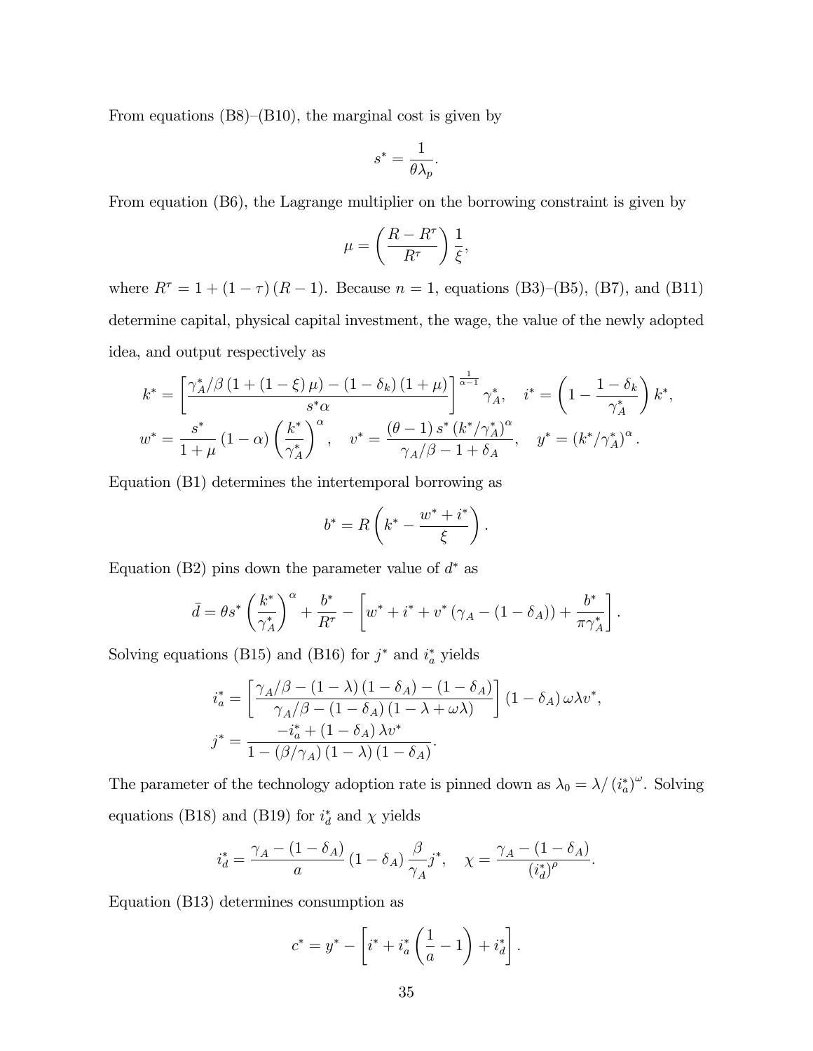From equations (B8)–(B10), the marginal cost is given by

$$s^* = \frac{1}{\theta \lambda_p}.$$

From equation (B6), the Lagrange multiplier on the borrowing constraint is given by

$$\mu = \left( \frac{R - R^\tau}{R^\tau} \right) \frac{1}{\xi},$$

where $R^\tau = 1 + (1 - \tau)(R - 1)$. Because $n = 1$, equations (B3)–(B5), (B7), and (B11) determine capital, physical capital investment, the wage, the value of the newly adopted idea, and output respectively as

$$k^* = \left[ \frac{\gamma_A^*/\beta \left(1 + (1 - \xi)\mu\right) - (1 - \delta_k)(1 + \mu)}{s^* \alpha} \right]^{\frac{1}{\alpha - 1}} \gamma_A^*, \quad i^* = \left( 1 - \frac{1 - \delta_k}{\gamma_A^*} \right) k^*,$$

$$w^* = \frac{s^*}{1 + \mu} (1 - \alpha) \left( \frac{k^*}{\gamma_A^*} \right)^\alpha, \quad v^* = \frac{(\theta - 1) s^* (k^*/\gamma_A^*)^\alpha}{\gamma_A/\beta - 1 + \delta_A}, \quad y^* = (k^*/\gamma_A^*)^\alpha.$$

Equation (B1) determines the intertemporal borrowing as

$$b^* = R \left( k^* - \frac{w^* + i^*}{\xi} \right).$$

Equation (B2) pins down the parameter value of $d^*$ as

$$\bar{d} = \theta s^* \left( \frac{k^*}{\gamma_A^*} \right)^\alpha + \frac{b^*}{R^\tau} - \left[ w^* + i^* + v^* \left( \gamma_A - (1 - \delta_A) \right) + \frac{b^*}{\pi \gamma_A^*} \right].$$

Solving equations (B15) and (B16) for $j^*$ and $i_a^*$ yields

$$i_a^* = \left[ \frac{\gamma_A/\beta - (1 - \lambda)(1 - \delta_A) - (1 - \delta_A)}{\gamma_A/\beta - (1 - \delta_A)(1 - \lambda + \omega\lambda)} \right] (1 - \delta_A)\, \omega \lambda v^*,$$

$$j^* = \frac{-i_a^* + (1 - \delta_A) \lambda v^*}{1 - (\beta/\gamma_A)(1 - \lambda)(1 - \delta_A)}.$$

The parameter of the technology adoption rate is pinned down as $\lambda_0 = \lambda / (i_a^*)^\omega$. Solving equations (B18) and (B19) for $i_d^*$ and $\chi$ yields

$$i_d^* = \frac{\gamma_A - (1 - \delta_A)}{a} (1 - \delta_A) \frac{\beta}{\gamma_A} j^*, \quad \chi = \frac{\gamma_A - (1 - \delta_A)}{(i_d^*)^\rho}.$$

Equation (B13) determines consumption as

$$c^* = y^* - \left[ i^* + i_a^* \left( \frac{1}{a} - 1 \right) + i_d^* \right].$$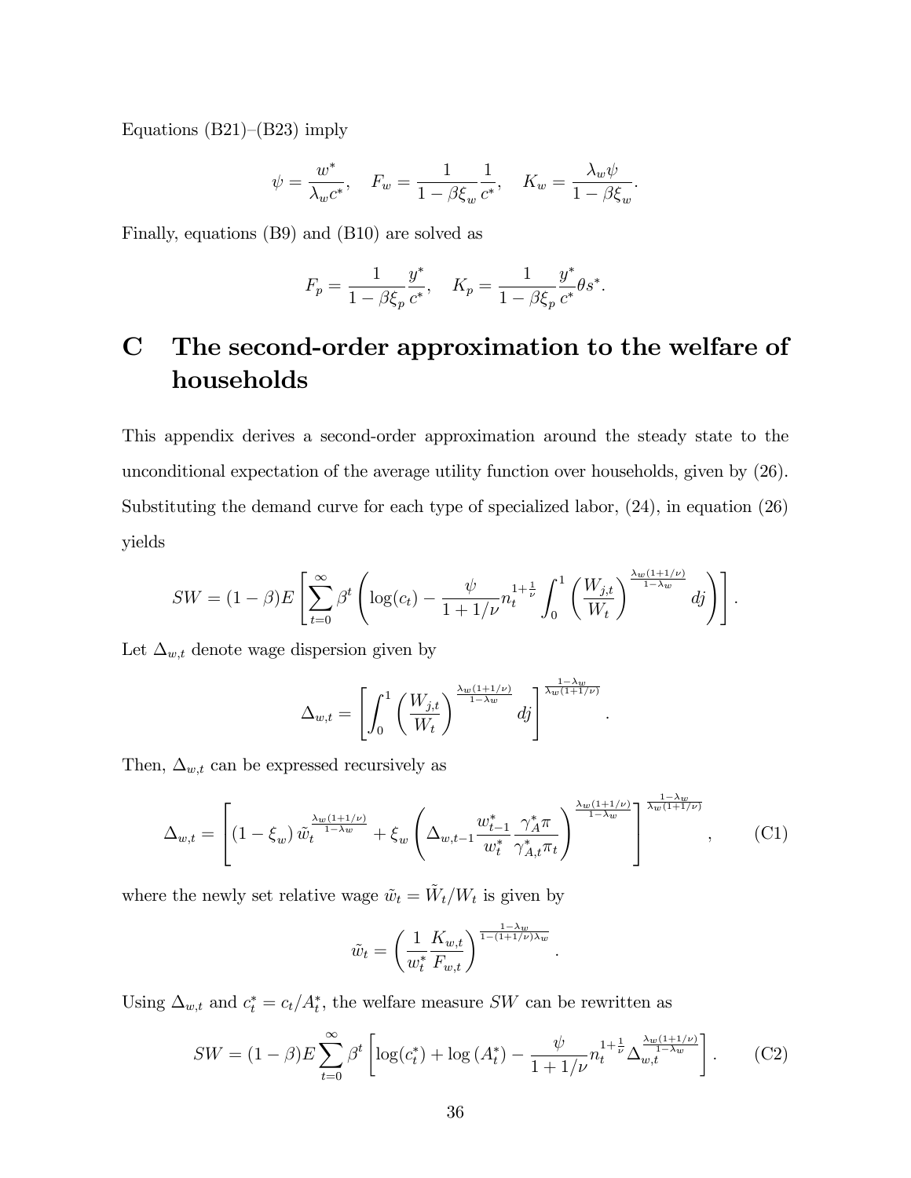Equations (B21)–(B23) imply

$$\psi = \frac{w^*}{\lambda_w c^*}, \quad F_w = \frac{1}{1-\beta\xi_w}\frac{1}{c^*}, \quad K_w = \frac{\lambda_w \psi}{1-\beta\xi_w}.$$

Finally, equations (B9) and (B10) are solved as

$$F_p = \frac{1}{1-\beta\xi_p}\frac{y^*}{c^*}, \quad K_p = \frac{1}{1-\beta\xi_p}\frac{y^*}{c^*}\theta s^*.$$

# C The second-order approximation to the welfare of households

This appendix derives a second-order approximation around the steady state to the unconditional expectation of the average utility function over households, given by (26). Substituting the demand curve for each type of specialized labor, (24), in equation (26) yields

$$SW = (1-\beta)E\left[\sum_{t=0}^{\infty}\beta^t\left(\log(c_t) - \frac{\psi}{1+1/\nu}n_t^{1+\frac{1}{\nu}}\int_0^1\left(\frac{W_{j,t}}{W_t}\right)^{\frac{\lambda_w(1+1/\nu)}{1-\lambda_w}}dj\right)\right].$$

Let $\Delta_{w,t}$ denote wage dispersion given by

$$\Delta_{w,t} = \left[\int_0^1\left(\frac{W_{j,t}}{W_t}\right)^{\frac{\lambda_w(1+1/\nu)}{1-\lambda_w}}dj\right]^{\frac{1-\lambda_w}{\lambda_w(1+1/\nu)}}.$$

Then, $\Delta_{w,t}$ can be expressed recursively as

$$\Delta_{w,t} = \left[(1-\xi_w)\,\tilde{w}_t^{\frac{\lambda_w(1+1/\nu)}{1-\lambda_w}} + \xi_w\left(\Delta_{w,t-1}\frac{w_{t-1}^*}{w_t^*}\frac{\gamma_A^*\pi}{\gamma_{A,t}^*\pi_t}\right)^{\frac{\lambda_w(1+1/\nu)}{1-\lambda_w}}\right]^{\frac{1-\lambda_w}{\lambda_w(1+1/\nu)}}, \tag{C1}$$

where the newly set relative wage $\tilde{w}_t = \tilde{W}_t/W_t$ is given by

$$\tilde{w}_t = \left(\frac{1}{w_t^*}\frac{K_{w,t}}{F_{w,t}}\right)^{\frac{1-\lambda_w}{1-(1+1/\nu)\lambda_w}}.$$

Using $\Delta_{w,t}$ and $c_t^* = c_t/A_t^*$, the welfare measure $SW$ can be rewritten as

$$SW = (1-\beta)E\sum_{t=0}^{\infty}\beta^t\left[\log(c_t^*) + \log(A_t^*) - \frac{\psi}{1+1/\nu}n_t^{1+\frac{1}{\nu}}\Delta_{w,t}^{\frac{\lambda_w(1+1/\nu)}{1-\lambda_w}}\right]. \tag{C2}$$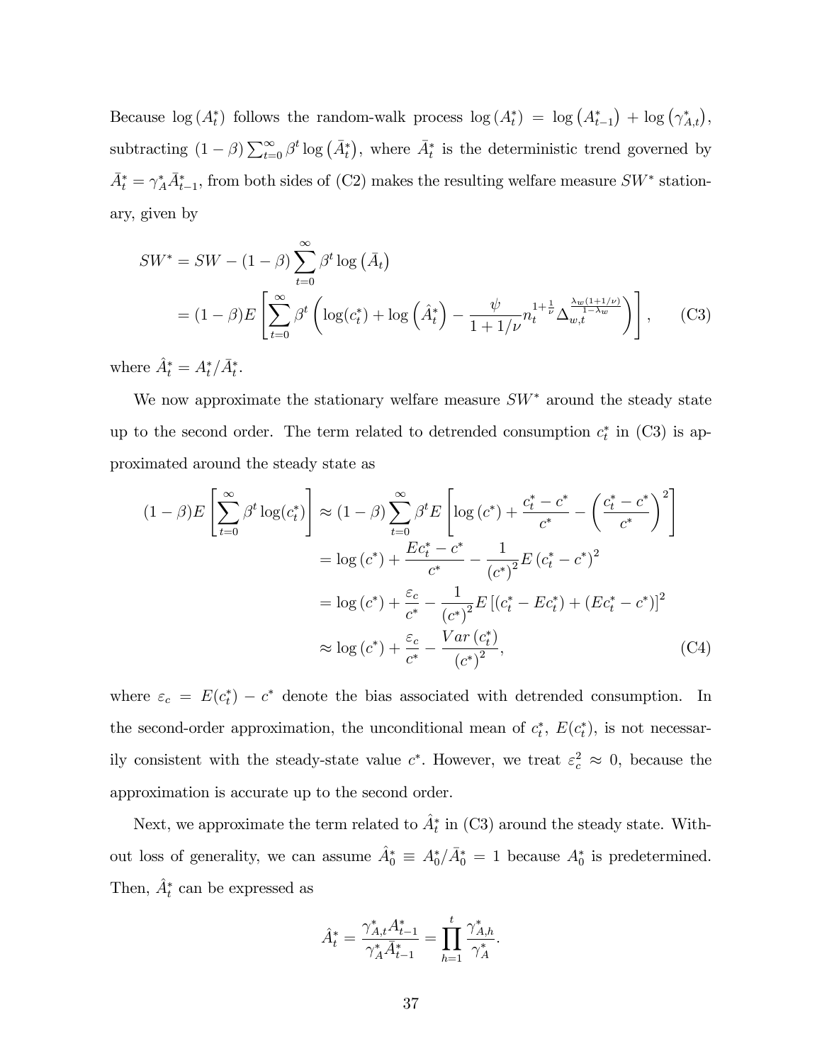Because $\log(A_t^*)$ follows the random-walk process $\log(A_t^*) = \log(A_{t-1}^*) + \log(\gamma_{A,t}^*)$, subtracting $(1-\beta)\sum_{t=0}^{\infty}\beta^t \log(\bar{A}_t^*)$, where $\bar{A}_t^*$ is the deterministic trend governed by $\bar{A}_t^* = \gamma_A^* \bar{A}_{t-1}^*$, from both sides of (C2) makes the resulting welfare measure $SW^*$ stationary, given by

$$
\begin{aligned}
SW^* &= SW - (1-\beta)\sum_{t=0}^{\infty}\beta^t \log(\bar{A}_t) \\
&= (1-\beta)E\left[\sum_{t=0}^{\infty}\beta^t\left(\log(c_t^*) + \log\left(\hat{A}_t^*\right) - \frac{\psi}{1+1/\nu} n_t^{1+\frac{1}{\nu}} \Delta_{w,t}^{\frac{\lambda_w(1+1/\nu)}{1-\lambda_w}}\right)\right], \qquad \text{(C3)}
\end{aligned}
$$

where $\hat{A}_t^* = A_t^*/\bar{A}_t^*$.

We now approximate the stationary welfare measure $SW^*$ around the steady state up to the second order. The term related to detrended consumption $c_t^*$ in (C3) is approximated around the steady state as

$$
\begin{aligned}
(1-\beta)E\left[\sum_{t=0}^{\infty}\beta^t \log(c_t^*)\right] &\approx (1-\beta)\sum_{t=0}^{\infty}\beta^t E\left[\log(c^*) + \frac{c_t^* - c^*}{c^*} - \left(\frac{c_t^* - c^*}{c^*}\right)^2\right] \\
&= \log(c^*) + \frac{Ec_t^* - c^*}{c^*} - \frac{1}{(c^*)^2}E(c_t^* - c^*)^2 \\
&= \log(c^*) + \frac{\varepsilon_c}{c^*} - \frac{1}{(c^*)^2}E\left[(c_t^* - Ec_t^*) + (Ec_t^* - c^*)\right]^2 \\
&\approx \log(c^*) + \frac{\varepsilon_c}{c^*} - \frac{Var(c_t^*)}{(c^*)^2}, \qquad \text{(C4)}
\end{aligned}
$$

where $\varepsilon_c = E(c_t^*) - c^*$ denote the bias associated with detrended consumption. In the second-order approximation, the unconditional mean of $c_t^*$, $E(c_t^*)$, is not necessarily consistent with the steady-state value $c^*$. However, we treat $\varepsilon_c^2 \approx 0$, because the approximation is accurate up to the second order.

Next, we approximate the term related to $\hat{A}_t^*$ in (C3) around the steady state. Without loss of generality, we can assume $\hat{A}_0^* \equiv A_0^*/\bar{A}_0^* = 1$ because $A_0^*$ is predetermined. Then, $\hat{A}_t^*$ can be expressed as

$$
\hat{A}_t^* = \frac{\gamma_{A,t}^* A_{t-1}^*}{\gamma_A^* \bar{A}_{t-1}^*} = \prod_{h=1}^{t} \frac{\gamma_{A,h}^*}{\gamma_A^*}.
$$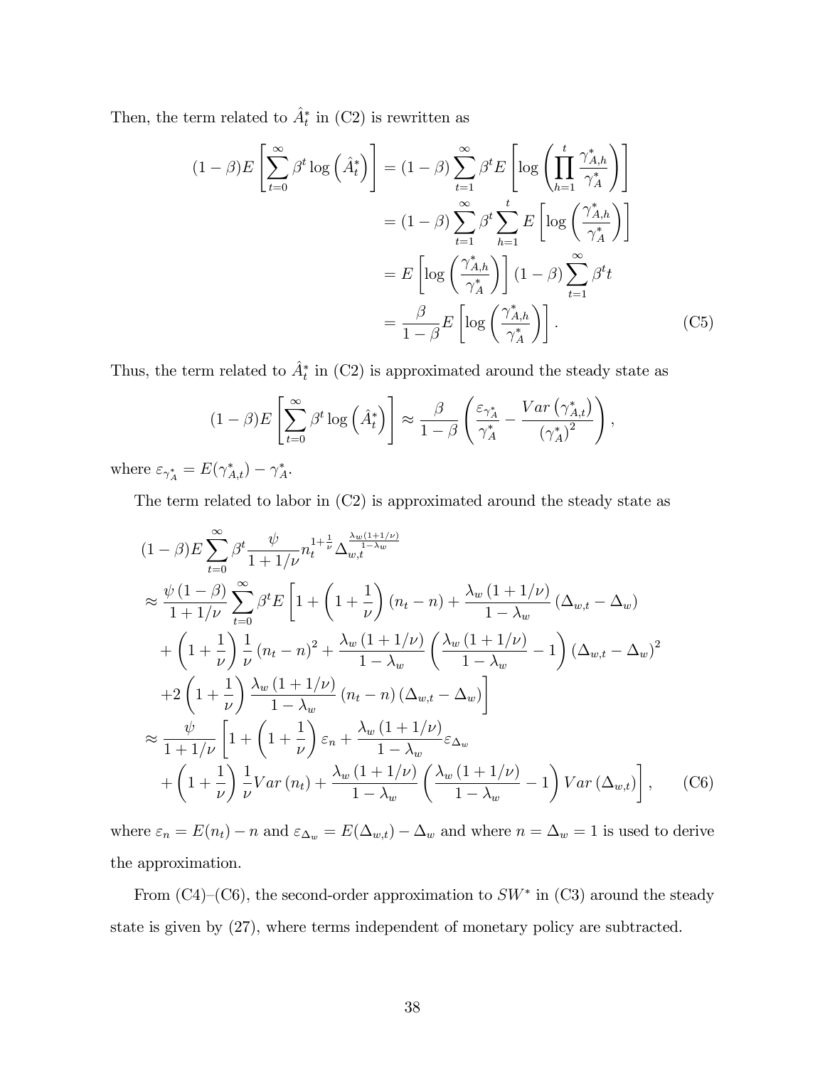Then, the term related to $\hat{A}_t^*$ in (C2) is rewritten as

$$
\begin{aligned}
(1-\beta)E\left[\sum_{t=0}^{\infty}\beta^t \log\left(\hat{A}_t^*\right)\right] &= (1-\beta)\sum_{t=1}^{\infty}\beta^t E\left[\log\left(\prod_{h=1}^{t}\frac{\gamma_{A,h}^*}{\gamma_A^*}\right)\right] \\
&= (1-\beta)\sum_{t=1}^{\infty}\beta^t \sum_{h=1}^{t} E\left[\log\left(\frac{\gamma_{A,h}^*}{\gamma_A^*}\right)\right] \\
&= E\left[\log\left(\frac{\gamma_{A,h}^*}{\gamma_A^*}\right)\right](1-\beta)\sum_{t=1}^{\infty}\beta^t t \\
&= \frac{\beta}{1-\beta}E\left[\log\left(\frac{\gamma_{A,h}^*}{\gamma_A^*}\right)\right]. 
\end{aligned} \tag{C5}
$$

Thus, the term related to $\hat{A}_t^*$ in (C2) is approximated around the steady state as

$$
(1-\beta)E\left[\sum_{t=0}^{\infty}\beta^t \log\left(\hat{A}_t^*\right)\right] \approx \frac{\beta}{1-\beta}\left(\frac{\varepsilon_{\gamma_A^*}}{\gamma_A^*} - \frac{Var\left(\gamma_{A,t}^*\right)}{\left(\gamma_A^*\right)^2}\right),
$$

where $\varepsilon_{\gamma_A^*} = E(\gamma_{A,t}^*) - \gamma_A^*$.

The term related to labor in (C2) is approximated around the steady state as

$$
\begin{aligned}
&(1-\beta)E\sum_{t=0}^{\infty}\beta^t \frac{\psi}{1+1/\nu} n_t^{1+\frac{1}{\nu}} \Delta_{w,t}^{\frac{\lambda_w(1+1/\nu)}{1-\lambda_w}} \\
&\approx \frac{\psi(1-\beta)}{1+1/\nu}\sum_{t=0}^{\infty}\beta^t E\left[1 + \left(1+\frac{1}{\nu}\right)(n_t - n) + \frac{\lambda_w(1+1/\nu)}{1-\lambda_w}(\Delta_{w,t} - \Delta_w)\right. \\
&\quad + \left(1+\frac{1}{\nu}\right)\frac{1}{\nu}(n_t - n)^2 + \frac{\lambda_w(1+1/\nu)}{1-\lambda_w}\left(\frac{\lambda_w(1+1/\nu)}{1-\lambda_w} - 1\right)(\Delta_{w,t} - \Delta_w)^2 \\
&\quad \left. + 2\left(1+\frac{1}{\nu}\right)\frac{\lambda_w(1+1/\nu)}{1-\lambda_w}(n_t - n)(\Delta_{w,t} - \Delta_w)\right] \\
&\approx \frac{\psi}{1+1/\nu}\left[1 + \left(1+\frac{1}{\nu}\right)\varepsilon_n + \frac{\lambda_w(1+1/\nu)}{1-\lambda_w}\varepsilon_{\Delta_w}\right. \\
&\quad \left. + \left(1+\frac{1}{\nu}\right)\frac{1}{\nu}Var(n_t) + \frac{\lambda_w(1+1/\nu)}{1-\lambda_w}\left(\frac{\lambda_w(1+1/\nu)}{1-\lambda_w} - 1\right)Var(\Delta_{w,t})\right],
\end{aligned} \tag{C6}
$$

where $\varepsilon_n = E(n_t) - n$ and $\varepsilon_{\Delta_w} = E(\Delta_{w,t}) - \Delta_w$ and where $n = \Delta_w = 1$ is used to derive the approximation.

From (C4)–(C6), the second-order approximation to $SW^*$ in (C3) around the steady state is given by (27), where terms independent of monetary policy are subtracted.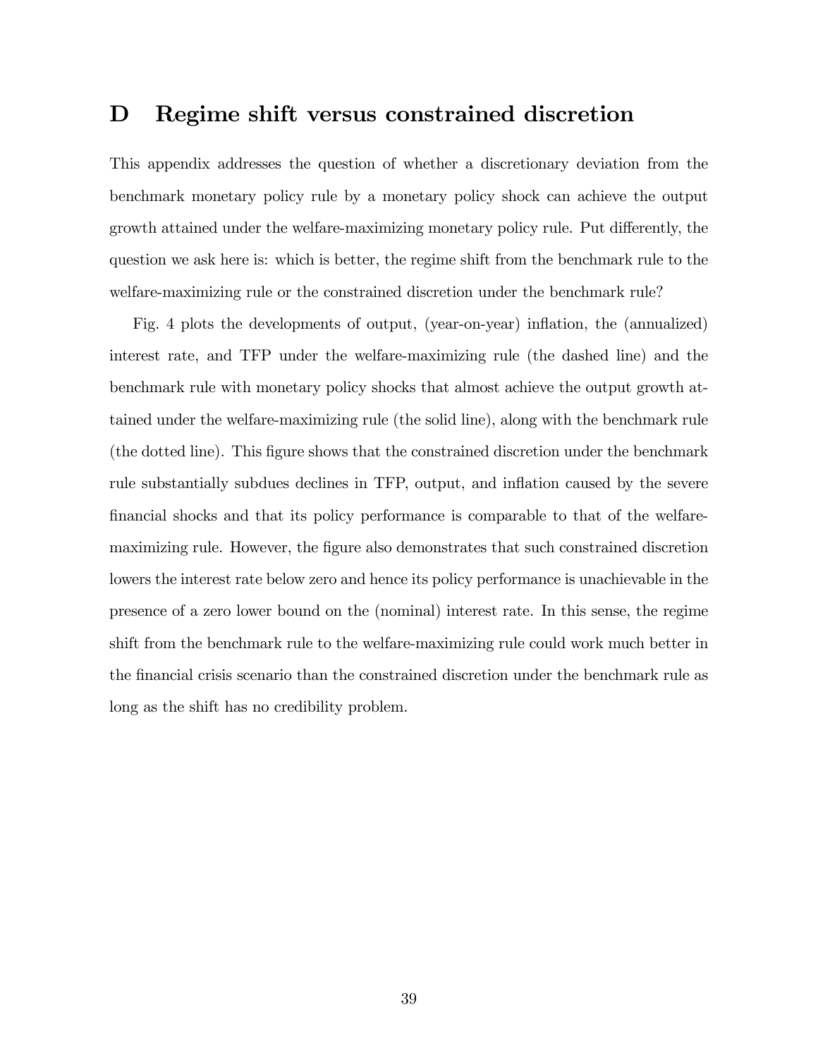# D Regime shift versus constrained discretion

This appendix addresses the question of whether a discretionary deviation from the benchmark monetary policy rule by a monetary policy shock can achieve the output growth attained under the welfare-maximizing monetary policy rule. Put differently, the question we ask here is: which is better, the regime shift from the benchmark rule to the welfare-maximizing rule or the constrained discretion under the benchmark rule?

Fig. 4 plots the developments of output, (year-on-year) inflation, the (annualized) interest rate, and TFP under the welfare-maximizing rule (the dashed line) and the benchmark rule with monetary policy shocks that almost achieve the output growth attained under the welfare-maximizing rule (the solid line), along with the benchmark rule (the dotted line). This figure shows that the constrained discretion under the benchmark rule substantially subdues declines in TFP, output, and inflation caused by the severe financial shocks and that its policy performance is comparable to that of the welfare-maximizing rule. However, the figure also demonstrates that such constrained discretion lowers the interest rate below zero and hence its policy performance is unachievable in the presence of a zero lower bound on the (nominal) interest rate. In this sense, the regime shift from the benchmark rule to the welfare-maximizing rule could work much better in the financial crisis scenario than the constrained discretion under the benchmark rule as long as the shift has no credibility problem.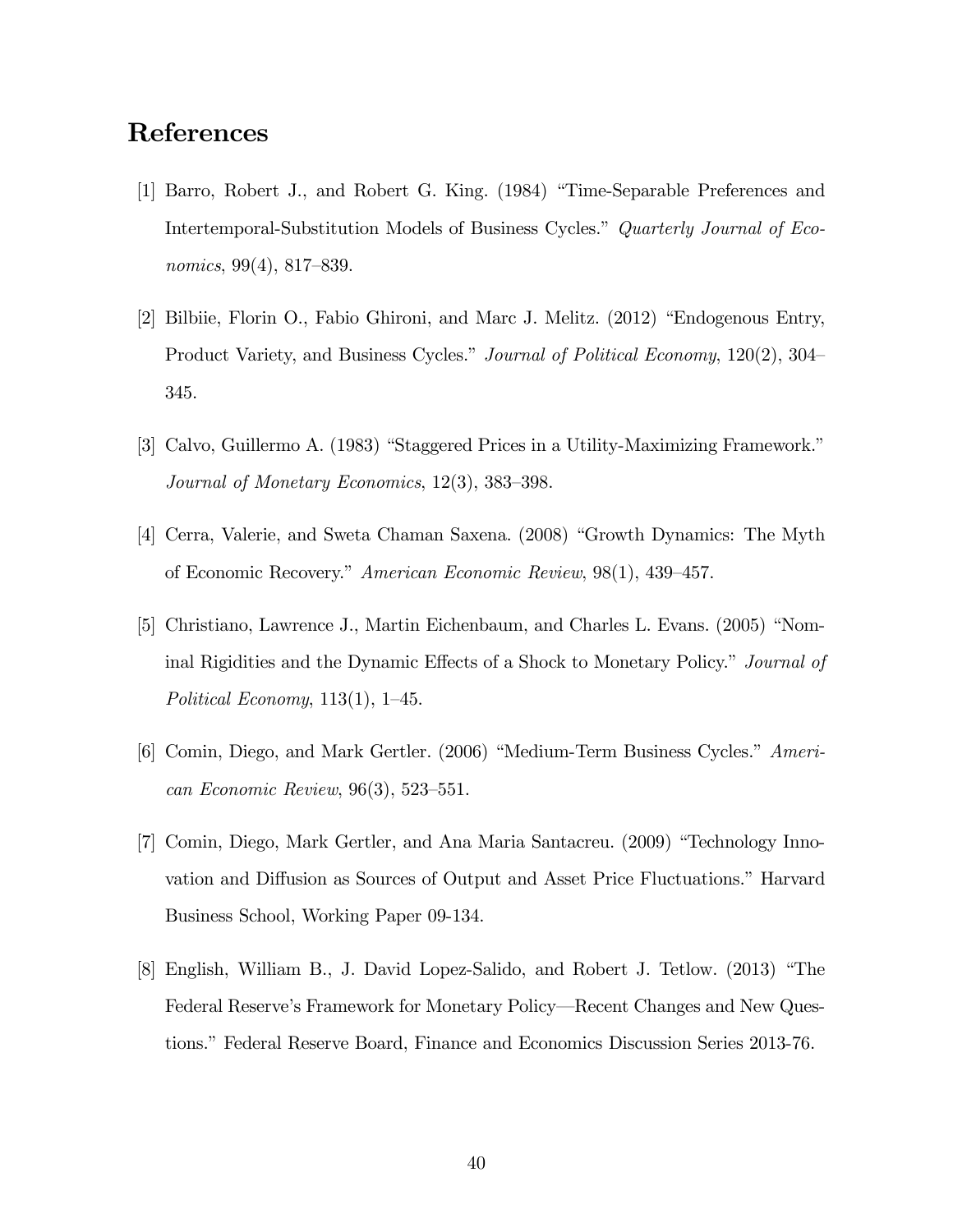# References

[1] Barro, Robert J., and Robert G. King. (1984) "Time-Separable Preferences and Intertemporal-Substitution Models of Business Cycles." *Quarterly Journal of Economics*, 99(4), 817–839.

[2] Bilbiie, Florin O., Fabio Ghironi, and Marc J. Melitz. (2012) "Endogenous Entry, Product Variety, and Business Cycles." *Journal of Political Economy*, 120(2), 304–345.

[3] Calvo, Guillermo A. (1983) "Staggered Prices in a Utility-Maximizing Framework." *Journal of Monetary Economics*, 12(3), 383–398.

[4] Cerra, Valerie, and Sweta Chaman Saxena. (2008) "Growth Dynamics: The Myth of Economic Recovery." *American Economic Review*, 98(1), 439–457.

[5] Christiano, Lawrence J., Martin Eichenbaum, and Charles L. Evans. (2005) "Nominal Rigidities and the Dynamic Effects of a Shock to Monetary Policy." *Journal of Political Economy*, 113(1), 1–45.

[6] Comin, Diego, and Mark Gertler. (2006) "Medium-Term Business Cycles." *American Economic Review*, 96(3), 523–551.

[7] Comin, Diego, Mark Gertler, and Ana Maria Santacreu. (2009) "Technology Innovation and Diffusion as Sources of Output and Asset Price Fluctuations." Harvard Business School, Working Paper 09-134.

[8] English, William B., J. David Lopez-Salido, and Robert J. Tetlow. (2013) "The Federal Reserve's Framework for Monetary Policy—Recent Changes and New Questions." Federal Reserve Board, Finance and Economics Discussion Series 2013-76.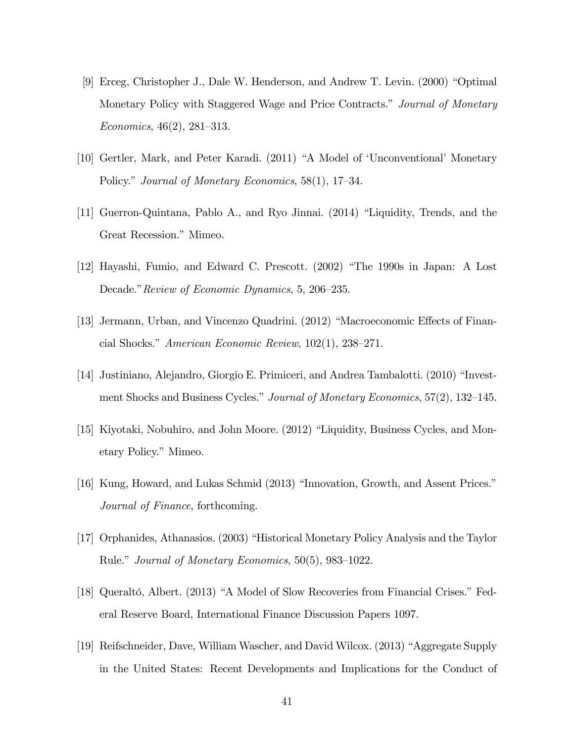[9] Erceg, Christopher J., Dale W. Henderson, and Andrew T. Levin. (2000) "Optimal Monetary Policy with Staggered Wage and Price Contracts." *Journal of Monetary Economics*, 46(2), 281–313.

[10] Gertler, Mark, and Peter Karadi. (2011) "A Model of 'Unconventional' Monetary Policy." *Journal of Monetary Economics*, 58(1), 17–34.

[11] Guerron-Quintana, Pablo A., and Ryo Jinnai. (2014) "Liquidity, Trends, and the Great Recession." Mimeo.

[12] Hayashi, Fumio, and Edward C. Prescott. (2002) "The 1990s in Japan: A Lost Decade."*Review of Economic Dynamics*, 5, 206–235.

[13] Jermann, Urban, and Vincenzo Quadrini. (2012) "Macroeconomic Effects of Financial Shocks." *American Economic Review*, 102(1), 238–271.

[14] Justiniano, Alejandro, Giorgio E. Primiceri, and Andrea Tambalotti. (2010) "Investment Shocks and Business Cycles." *Journal of Monetary Economics*, 57(2), 132–145.

[15] Kiyotaki, Nobuhiro, and John Moore. (2012) "Liquidity, Business Cycles, and Monetary Policy." Mimeo.

[16] Kung, Howard, and Lukas Schmid (2013) "Innovation, Growth, and Assent Prices." *Journal of Finance*, forthcoming.

[17] Orphanides, Athanasios. (2003) "Historical Monetary Policy Analysis and the Taylor Rule." *Journal of Monetary Economics*, 50(5), 983–1022.

[18] Queraltó, Albert. (2013) "A Model of Slow Recoveries from Financial Crises." Federal Reserve Board, International Finance Discussion Papers 1097.

[19] Reifschneider, Dave, William Wascher, and David Wilcox. (2013) "Aggregate Supply in the United States: Recent Developments and Implications for the Conduct of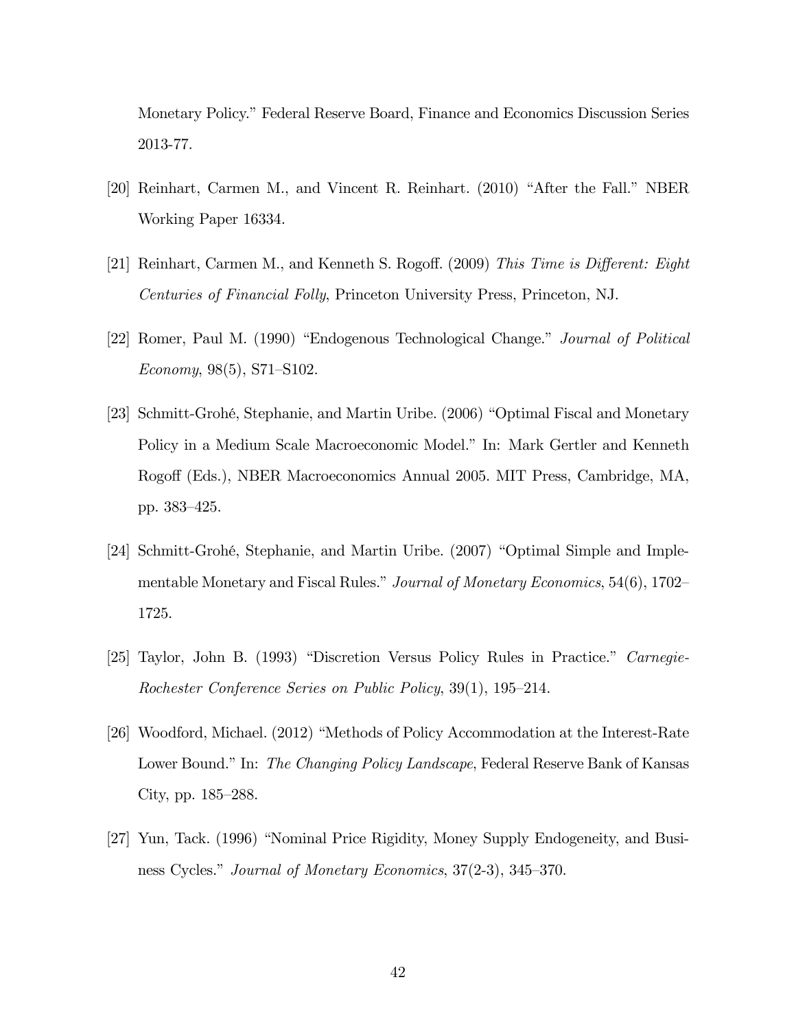Monetary Policy." Federal Reserve Board, Finance and Economics Discussion Series 2013-77.

[20] Reinhart, Carmen M., and Vincent R. Reinhart. (2010) "After the Fall." NBER Working Paper 16334.

[21] Reinhart, Carmen M., and Kenneth S. Rogoff. (2009) *This Time is Different: Eight Centuries of Financial Folly*, Princeton University Press, Princeton, NJ.

[22] Romer, Paul M. (1990) "Endogenous Technological Change." *Journal of Political Economy*, 98(5), S71–S102.

[23] Schmitt-Grohé, Stephanie, and Martin Uribe. (2006) "Optimal Fiscal and Monetary Policy in a Medium Scale Macroeconomic Model." In: Mark Gertler and Kenneth Rogoff (Eds.), NBER Macroeconomics Annual 2005. MIT Press, Cambridge, MA, pp. 383–425.

[24] Schmitt-Grohé, Stephanie, and Martin Uribe. (2007) "Optimal Simple and Implementable Monetary and Fiscal Rules." *Journal of Monetary Economics*, 54(6), 1702–1725.

[25] Taylor, John B. (1993) "Discretion Versus Policy Rules in Practice." *Carnegie-Rochester Conference Series on Public Policy*, 39(1), 195–214.

[26] Woodford, Michael. (2012) "Methods of Policy Accommodation at the Interest-Rate Lower Bound." In: *The Changing Policy Landscape*, Federal Reserve Bank of Kansas City, pp. 185–288.

[27] Yun, Tack. (1996) "Nominal Price Rigidity, Money Supply Endogeneity, and Business Cycles." *Journal of Monetary Economics*, 37(2-3), 345–370.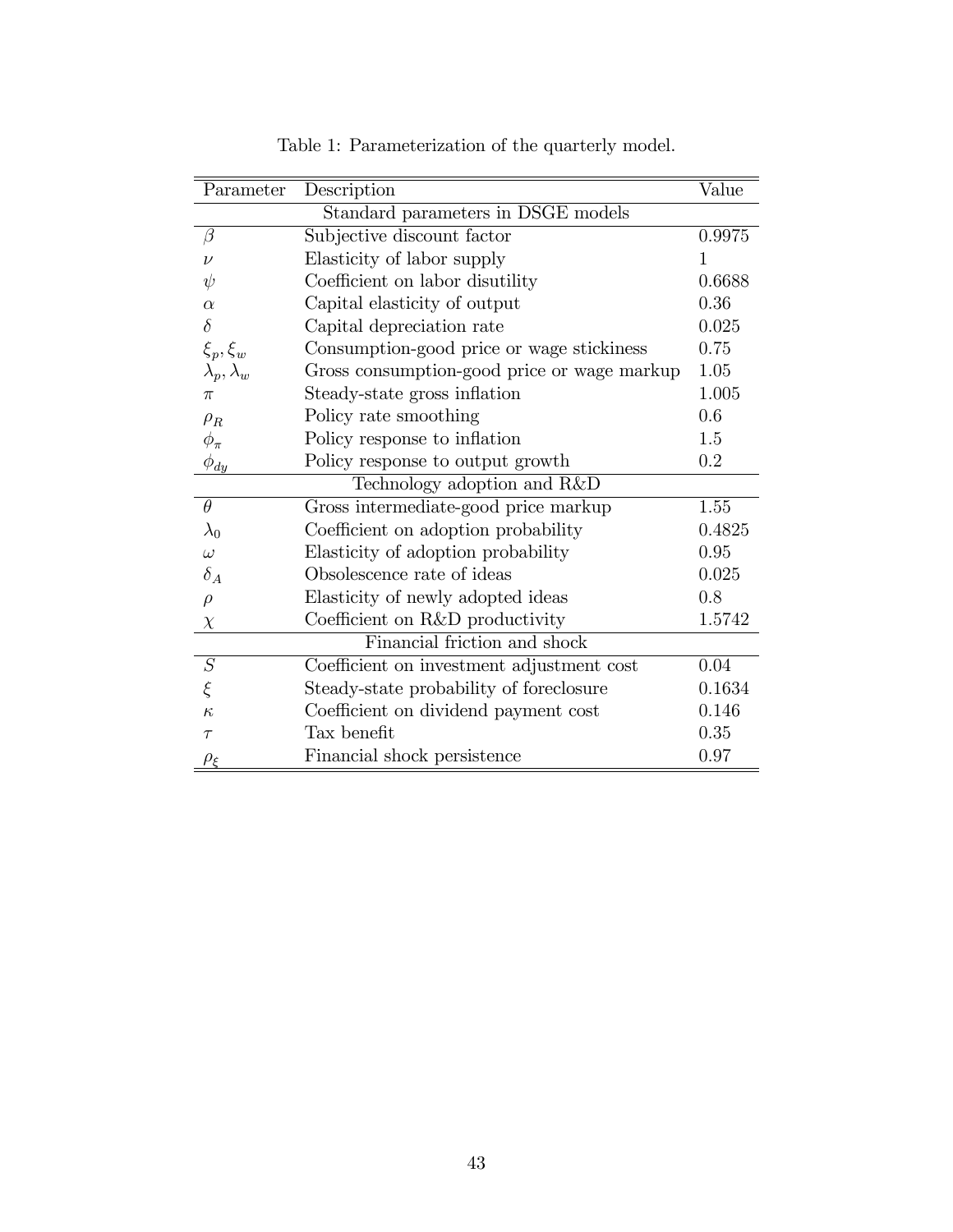Table 1: Parameterization of the quarterly model.

| Parameter | Description | Value |
|---|---|---|
| | Standard parameters in DSGE models | |
| $\beta$ | Subjective discount factor | 0.9975 |
| $\nu$ | Elasticity of labor supply | 1 |
| $\psi$ | Coefficient on labor disutility | 0.6688 |
| $\alpha$ | Capital elasticity of output | 0.36 |
| $\delta$ | Capital depreciation rate | 0.025 |
| $\xi_p, \xi_w$ | Consumption-good price or wage stickiness | 0.75 |
| $\lambda_p, \lambda_w$ | Gross consumption-good price or wage markup | 1.05 |
| $\pi$ | Steady-state gross inflation | 1.005 |
| $\rho_R$ | Policy rate smoothing | 0.6 |
| $\phi_\pi$ | Policy response to inflation | 1.5 |
| $\phi_{dy}$ | Policy response to output growth | 0.2 |
| | Technology adoption and R&D | |
| $\theta$ | Gross intermediate-good price markup | 1.55 |
| $\lambda_0$ | Coefficient on adoption probability | 0.4825 |
| $\omega$ | Elasticity of adoption probability | 0.95 |
| $\delta_A$ | Obsolescence rate of ideas | 0.025 |
| $\rho$ | Elasticity of newly adopted ideas | 0.8 |
| $\chi$ | Coefficient on R&D productivity | 1.5742 |
| | Financial friction and shock | |
| $S$ | Coefficient on investment adjustment cost | 0.04 |
| $\xi$ | Steady-state probability of foreclosure | 0.1634 |
| $\kappa$ | Coefficient on dividend payment cost | 0.146 |
| $\tau$ | Tax benefit | 0.35 |
| $\rho_\xi$ | Financial shock persistence | 0.97 |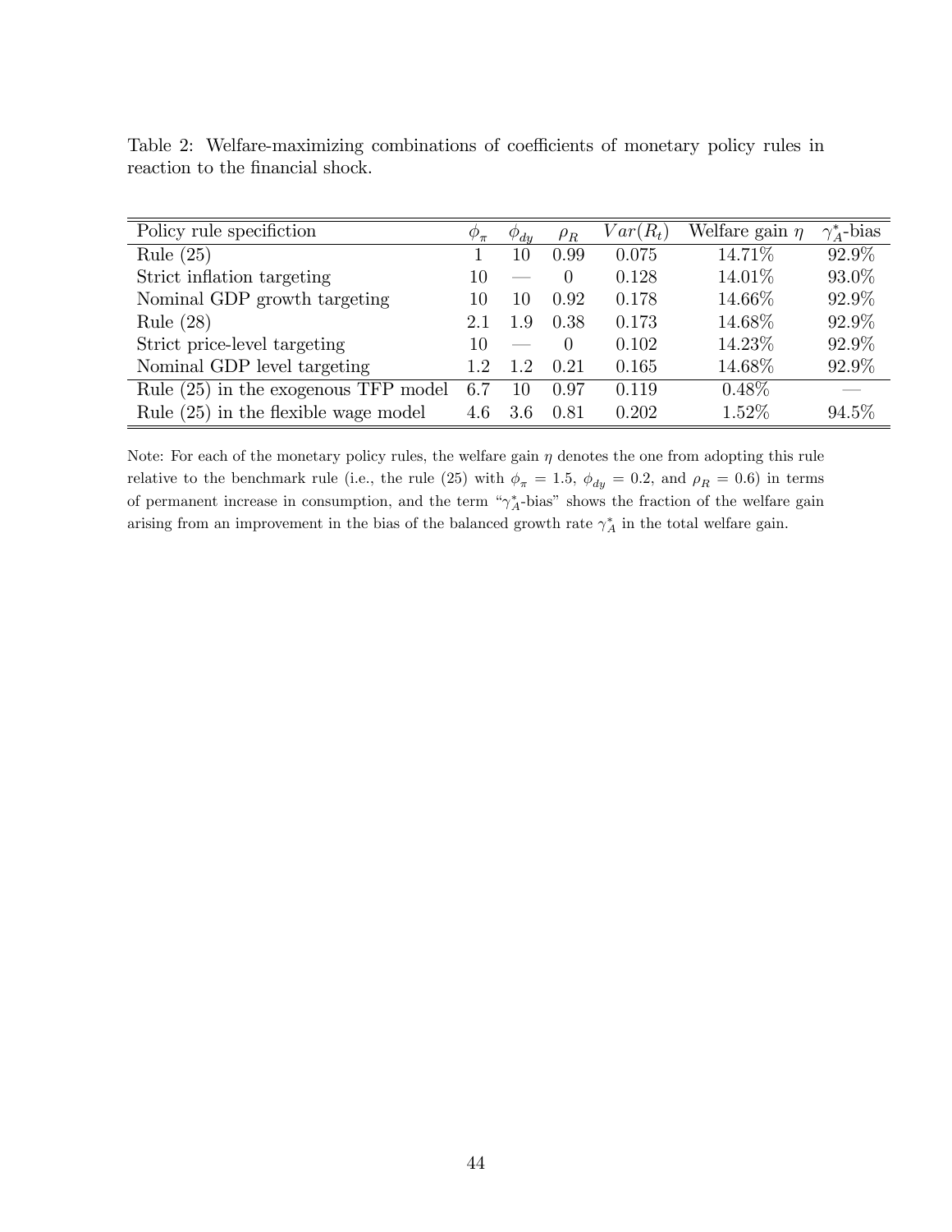Table 2: Welfare-maximizing combinations of coefficients of monetary policy rules in reaction to the financial shock.

| Policy rule specifiction | $\phi_\pi$ | $\phi_{dy}$ | $\rho_R$ | $Var(R_t)$ | Welfare gain $\eta$ | $\gamma_A^*$-bias |
|---|---|---|---|---|---|---|
| Rule (25) | 1 | 10 | 0.99 | 0.075 | 14.71% | 92.9% |
| Strict inflation targeting | 10 | — | 0 | 0.128 | 14.01% | 93.0% |
| Nominal GDP growth targeting | 10 | 10 | 0.92 | 0.178 | 14.66% | 92.9% |
| Rule (28) | 2.1 | 1.9 | 0.38 | 0.173 | 14.68% | 92.9% |
| Strict price-level targeting | 10 | — | 0 | 0.102 | 14.23% | 92.9% |
| Nominal GDP level targeting | 1.2 | 1.2 | 0.21 | 0.165 | 14.68% | 92.9% |
| Rule (25) in the exogenous TFP model | 6.7 | 10 | 0.97 | 0.119 | 0.48% | — |
| Rule (25) in the flexible wage model | 4.6 | 3.6 | 0.81 | 0.202 | 1.52% | 94.5% |

Note: For each of the monetary policy rules, the welfare gain $\eta$ denotes the one from adopting this rule relative to the benchmark rule (i.e., the rule (25) with $\phi_\pi = 1.5$, $\phi_{dy} = 0.2$, and $\rho_R = 0.6$) in terms of permanent increase in consumption, and the term "$\gamma_A^*$-bias" shows the fraction of the welfare gain arising from an improvement in the bias of the balanced growth rate $\gamma_A^*$ in the total welfare gain.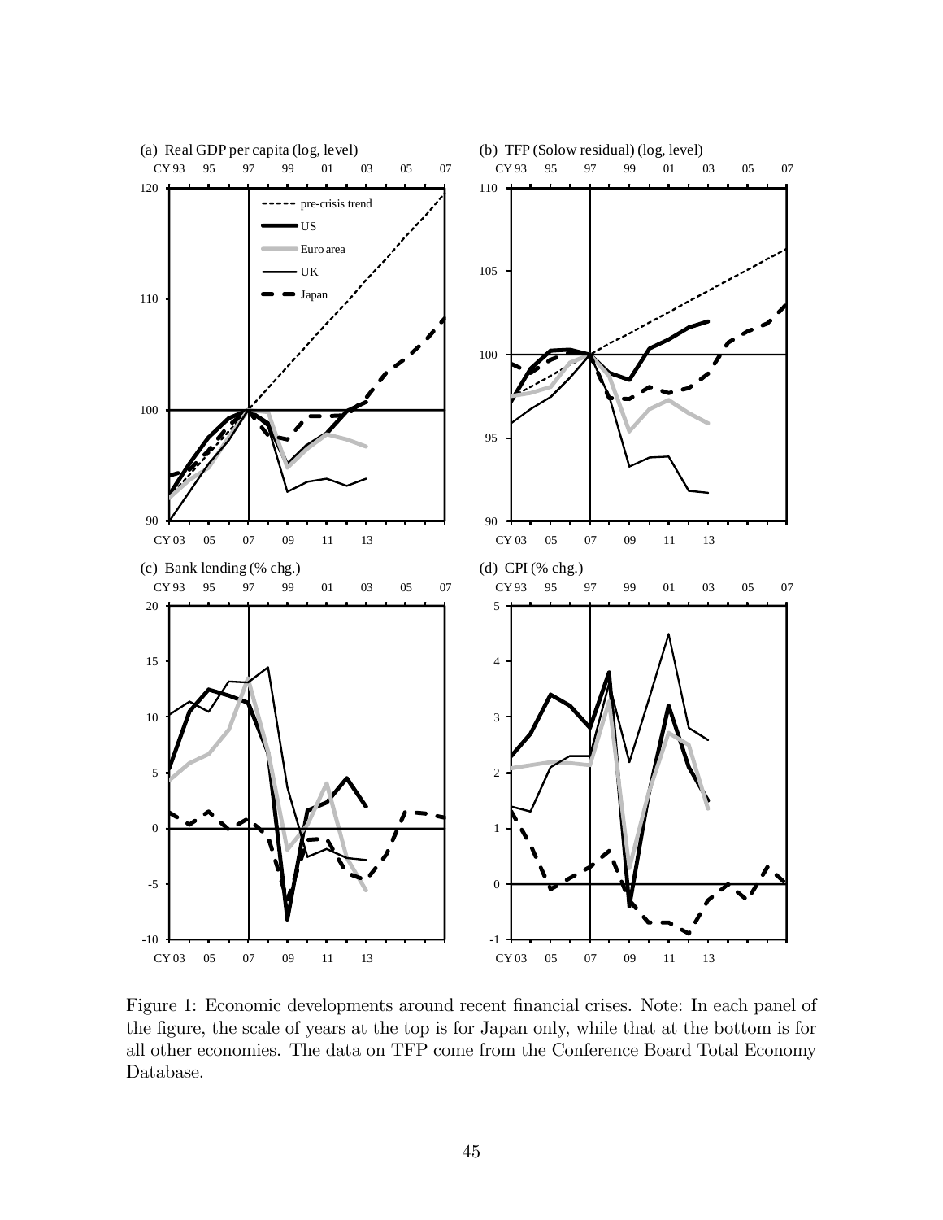Figure 1: Economic developments around recent financial crises. Note: In each panel of the figure, the scale of years at the top is for Japan only, while that at the bottom is for all other economies. The data on TFP come from the Conference Board Total Economy Database.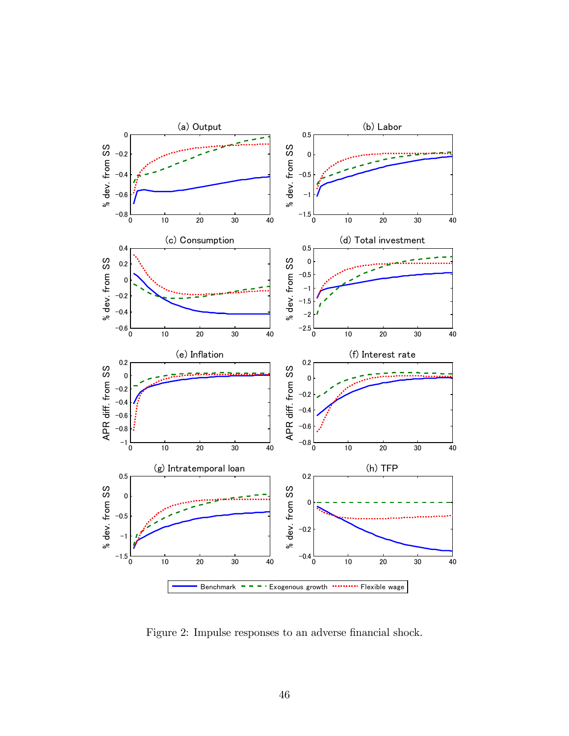Figure 2: Impulse responses to an adverse financial shock.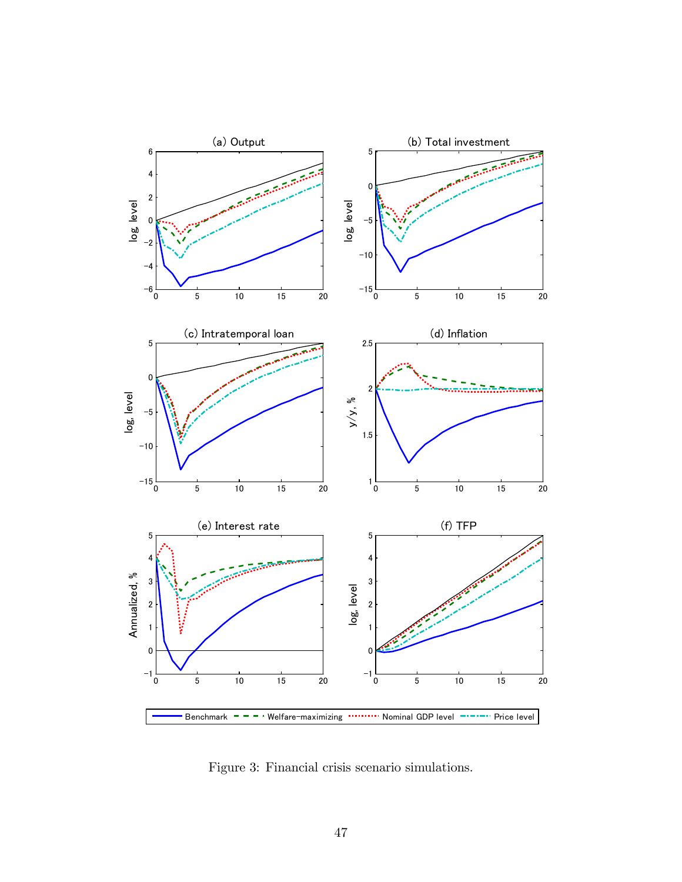Figure 3: Financial crisis scenario simulations.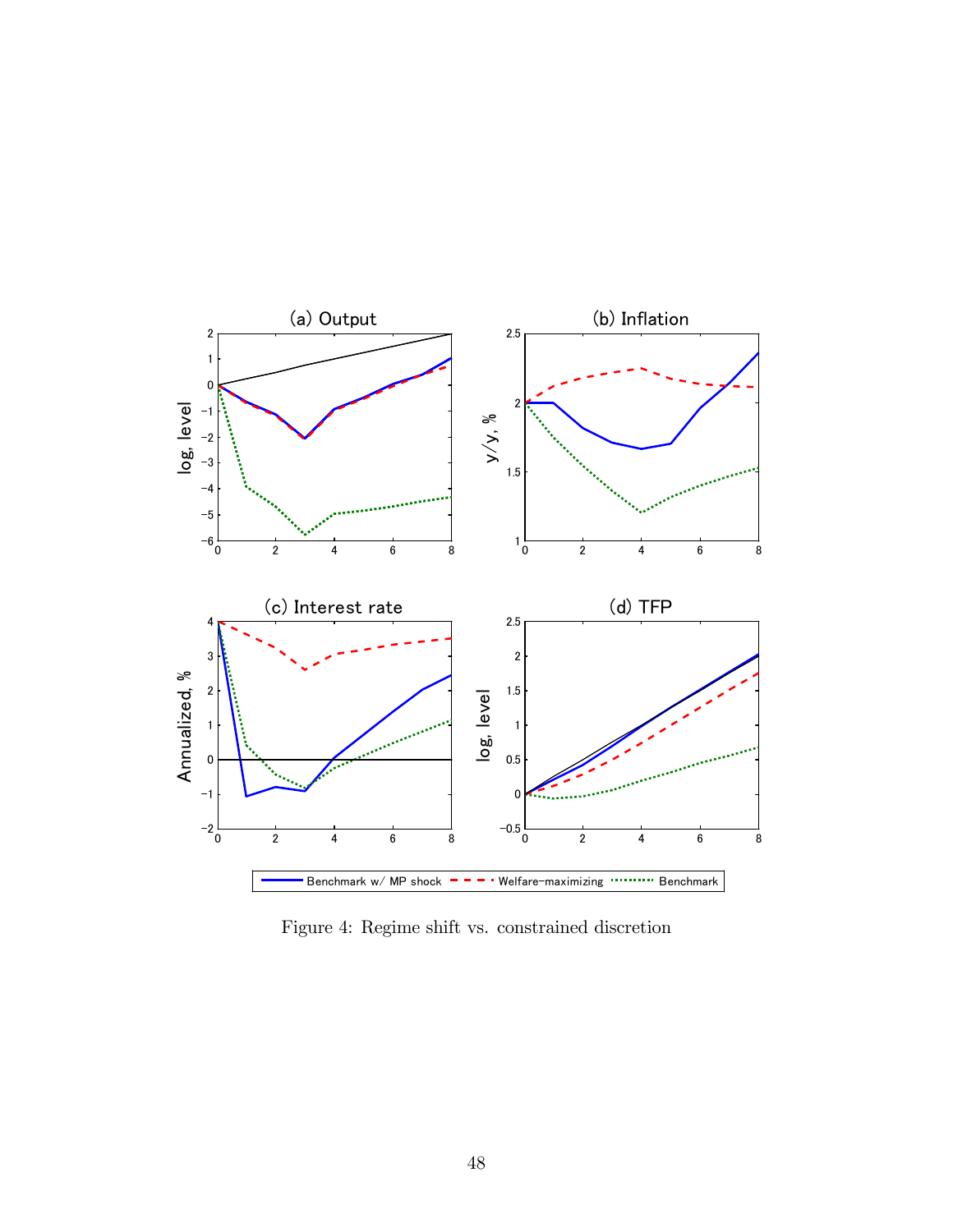(a) Output

log, level

2
1
0
−1
−2
−3
−4
−5
−6

0 2 4 6 8

(b) Inflation

y/y, %

2.5
2
1.5
1

0 2 4 6 8

(c) Interest rate

Annualized, %

4
3
2
1
0
−1
−2

0 2 4 6 8

(d) TFP

log, level

2.5
2
1.5
1
0.5
0
−0.5

0 2 4 6 8

Benchmark w/ MP shock
Welfare-maximizing
Benchmark

Figure 4: Regime shift vs. constrained discretion